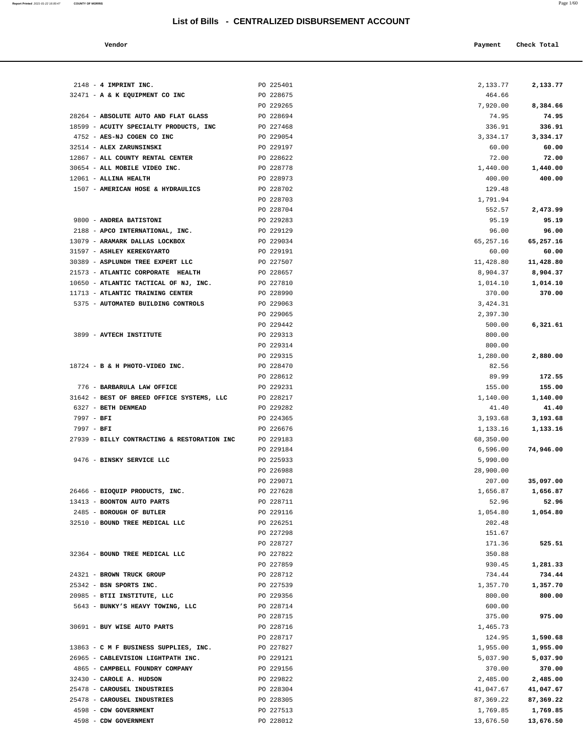# List of Bills - CENTRALIZED DISBURSEMENT ACCOUNT

| Vendor | | Payment | Check Total |
|---|---|---|---|
| 2148 - **4 IMPRINT INC.** | PO 225401 | 2,133.77 | **2,133.77** |
| 32471 - **A & K EQUIPMENT CO INC** | PO 228675 | 464.66 | |
| | PO 229265 | 7,920.00 | **8,384.66** |
| 28264 - **ABSOLUTE AUTO AND FLAT GLASS** | PO 228694 | 74.95 | **74.95** |
| 18599 - **ACUITY SPECIALTY PRODUCTS, INC** | PO 227468 | 336.91 | **336.91** |
| 4752 - **AES-NJ COGEN CO INC** | PO 229054 | 3,334.17 | **3,334.17** |
| 32514 - **ALEX ZARUNSINSKI** | PO 229197 | 60.00 | **60.00** |
| 12867 - **ALL COUNTY RENTAL CENTER** | PO 228622 | 72.00 | **72.00** |
| 30654 - **ALL MOBILE VIDEO INC.** | PO 228778 | 1,440.00 | **1,440.00** |
| 12061 - **ALLINA HEALTH** | PO 228973 | 400.00 | **400.00** |
| 1507 - **AMERICAN HOSE & HYDRAULICS** | PO 228702 | 129.48 | |
| | PO 228703 | 1,791.94 | |
| | PO 228704 | 552.57 | **2,473.99** |
| 9800 - **ANDREA BATISTONI** | PO 229283 | 95.19 | **95.19** |
| 2188 - **APCO INTERNATIONAL, INC.** | PO 229129 | 96.00 | **96.00** |
| 13079 - **ARAMARK DALLAS LOCKBOX** | PO 229034 | 65,257.16 | **65,257.16** |
| 31597 - **ASHLEY KEREKGYARTO** | PO 229191 | 60.00 | **60.00** |
| 30389 - **ASPLUNDH TREE EXPERT LLC** | PO 227507 | 11,428.80 | **11,428.80** |
| 21573 - **ATLANTIC CORPORATE HEALTH** | PO 228657 | 8,904.37 | **8,904.37** |
| 10650 - **ATLANTIC TACTICAL OF NJ, INC.** | PO 227810 | 1,014.10 | **1,014.10** |
| 11713 - **ATLANTIC TRAINING CENTER** | PO 228990 | 370.00 | **370.00** |
| 5375 - **AUTOMATED BUILDING CONTROLS** | PO 229063 | 3,424.31 | |
| | PO 229065 | 2,397.30 | |
| | PO 229442 | 500.00 | **6,321.61** |
| 3899 - **AVTECH INSTITUTE** | PO 229313 | 800.00 | |
| | PO 229314 | 800.00 | |
| | PO 229315 | 1,280.00 | **2,880.00** |
| 18724 - **B & H PHOTO-VIDEO INC.** | PO 228470 | 82.56 | |
| | PO 228612 | 89.99 | **172.55** |
| 776 - **BARBARULA LAW OFFICE** | PO 229231 | 155.00 | **155.00** |
| 31642 - **BEST OF BREED OFFICE SYSTEMS, LLC** | PO 228217 | 1,140.00 | **1,140.00** |
| 6327 - **BETH DENMEAD** | PO 229282 | 41.40 | **41.40** |
| 7997 - **BFI** | PO 224365 | 3,193.68 | **3,193.68** |
| 7997 - **BFI** | PO 226676 | 1,133.16 | **1,133.16** |
| 27939 - **BILLY CONTRACTING & RESTORATION INC** | PO 229183 | 68,350.00 | |
| | PO 229184 | 6,596.00 | **74,946.00** |
| 9476 - **BINSKY SERVICE LLC** | PO 225933 | 5,990.00 | |
| | PO 226988 | 28,900.00 | |
| | PO 229071 | 207.00 | **35,097.00** |
| 26466 - **BIOQUIP PRODUCTS, INC.** | PO 227628 | 1,656.87 | **1,656.87** |
| 13413 - **BOONTON AUTO PARTS** | PO 228711 | 52.96 | **52.96** |
| 2485 - **BOROUGH OF BUTLER** | PO 229116 | 1,054.80 | **1,054.80** |
| 32510 - **BOUND TREE MEDICAL LLC** | PO 226251 | 202.48 | |
| | PO 227298 | 151.67 | |
| | PO 228727 | 171.36 | **525.51** |
| 32364 - **BOUND TREE MEDICAL LLC** | PO 227822 | 350.88 | |
| | PO 227859 | 930.45 | **1,281.33** |
| 24321 - **BROWN TRUCK GROUP** | PO 228712 | 734.44 | **734.44** |
| 25342 - **BSN SPORTS INC.** | PO 227539 | 1,357.70 | **1,357.70** |
| 20985 - **BTII INSTITUTE, LLC** | PO 229356 | 800.00 | **800.00** |
| 5643 - **BUNKY'S HEAVY TOWING, LLC** | PO 228714 | 600.00 | |
| | PO 228715 | 375.00 | **975.00** |
| 30691 - **BUY WISE AUTO PARTS** | PO 228716 | 1,465.73 | |
| | PO 228717 | 124.95 | **1,590.68** |
| 13863 - **C M F BUSINESS SUPPLIES, INC.** | PO 227827 | 1,955.00 | **1,955.00** |
| 26965 - **CABLEVISION LIGHTPATH INC.** | PO 229121 | 5,037.90 | **5,037.90** |
| 4865 - **CAMPBELL FOUNDRY COMPANY** | PO 229156 | 370.00 | **370.00** |
| 32430 - **CAROLE A. HUDSON** | PO 229822 | 2,485.00 | **2,485.00** |
| 25478 - **CAROUSEL INDUSTRIES** | PO 228304 | 41,047.67 | **41,047.67** |
| 25478 - **CAROUSEL INDUSTRIES** | PO 228305 | 87,369.22 | **87,369.22** |
| 4598 - **CDW GOVERNMENT** | PO 227513 | 1,769.85 | **1,769.85** |
| 4598 - **CDW GOVERNMENT** | PO 228012 | 13,676.50 | **13,676.50** |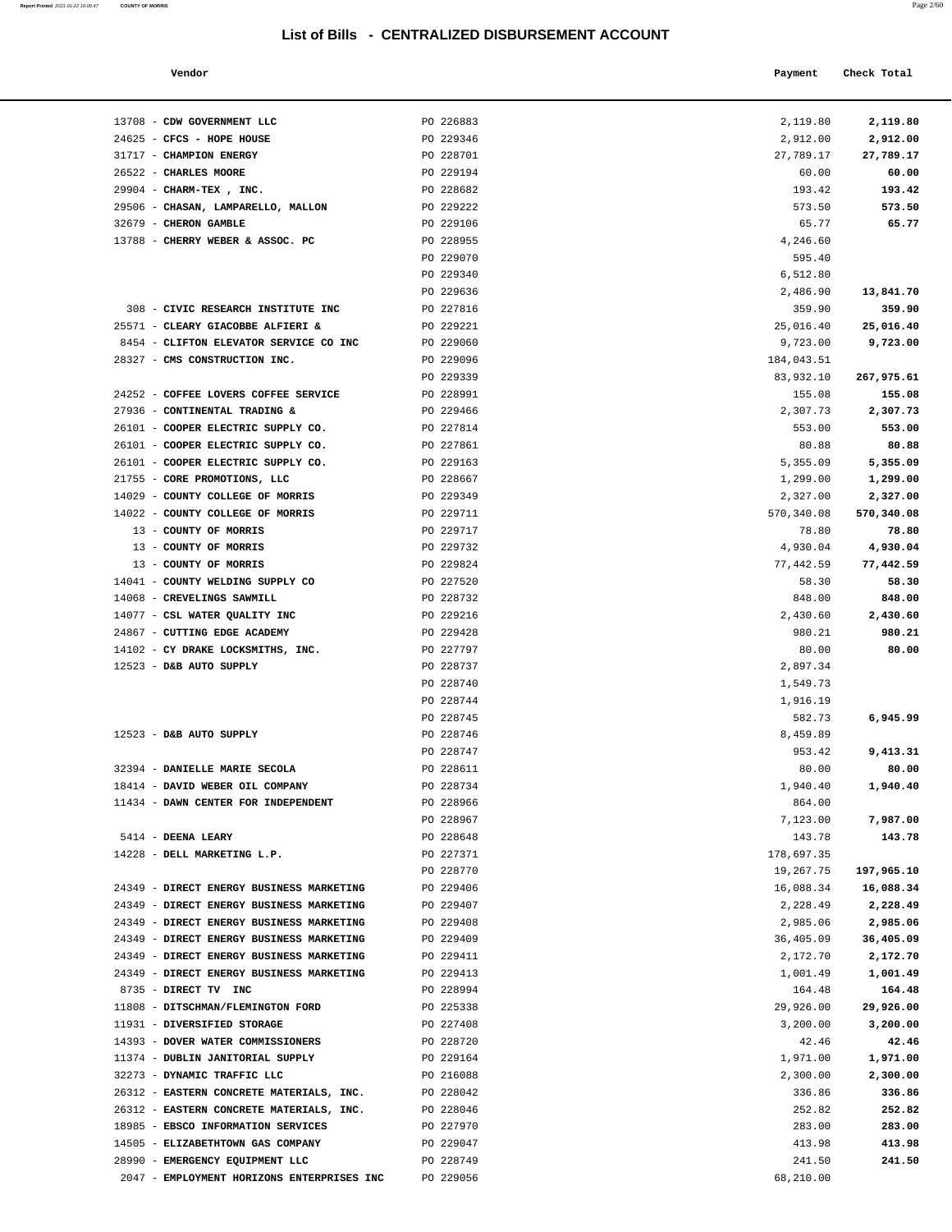# List of Bills - CENTRALIZED DISBURSEMENT ACCOUNT

| Vendor | | Payment | Check Total |
|---|---|---|---|
| 13708 - **CDW GOVERNMENT LLC** | PO 226883 | 2,119.80 | **2,119.80** |
| 24625 - **CFCS - HOPE HOUSE** | PO 229346 | 2,912.00 | **2,912.00** |
| 31717 - **CHAMPION ENERGY** | PO 228701 | 27,789.17 | **27,789.17** |
| 26522 - **CHARLES MOORE** | PO 229194 | 60.00 | **60.00** |
| 29904 - **CHARM-TEX , INC.** | PO 228682 | 193.42 | **193.42** |
| 29506 - **CHASAN, LAMPARELLO, MALLON** | PO 229222 | 573.50 | **573.50** |
| 32679 - **CHERON GAMBLE** | PO 229106 | 65.77 | **65.77** |
| 13788 - **CHERRY WEBER & ASSOC. PC** | PO 228955 | 4,246.60 | |
| | PO 229070 | 595.40 | |
| | PO 229340 | 6,512.80 | |
| | PO 229636 | 2,486.90 | **13,841.70** |
| 308 - **CIVIC RESEARCH INSTITUTE INC** | PO 227816 | 359.90 | **359.90** |
| 25571 - **CLEARY GIACOBBE ALFIERI &** | PO 229221 | 25,016.40 | **25,016.40** |
| 8454 - **CLIFTON ELEVATOR SERVICE CO INC** | PO 229060 | 9,723.00 | **9,723.00** |
| 28327 - **CMS CONSTRUCTION INC.** | PO 229096 | 184,043.51 | |
| | PO 229339 | 83,932.10 | **267,975.61** |
| 24252 - **COFFEE LOVERS COFFEE SERVICE** | PO 228991 | 155.08 | **155.08** |
| 27936 - **CONTINENTAL TRADING &** | PO 229466 | 2,307.73 | **2,307.73** |
| 26101 - **COOPER ELECTRIC SUPPLY CO.** | PO 227814 | 553.00 | **553.00** |
| 26101 - **COOPER ELECTRIC SUPPLY CO.** | PO 227861 | 80.88 | **80.88** |
| 26101 - **COOPER ELECTRIC SUPPLY CO.** | PO 229163 | 5,355.09 | **5,355.09** |
| 21755 - **CORE PROMOTIONS, LLC** | PO 228667 | 1,299.00 | **1,299.00** |
| 14029 - **COUNTY COLLEGE OF MORRIS** | PO 229349 | 2,327.00 | **2,327.00** |
| 14022 - **COUNTY COLLEGE OF MORRIS** | PO 229711 | 570,340.08 | **570,340.08** |
| 13 - **COUNTY OF MORRIS** | PO 229717 | 78.80 | **78.80** |
| 13 - **COUNTY OF MORRIS** | PO 229732 | 4,930.04 | **4,930.04** |
| 13 - **COUNTY OF MORRIS** | PO 229824 | 77,442.59 | **77,442.59** |
| 14041 - **COUNTY WELDING SUPPLY CO** | PO 227520 | 58.30 | **58.30** |
| 14068 - **CREVELINGS SAWMILL** | PO 228732 | 848.00 | **848.00** |
| 14077 - **CSL WATER QUALITY INC** | PO 229216 | 2,430.60 | **2,430.60** |
| 24867 - **CUTTING EDGE ACADEMY** | PO 229428 | 980.21 | **980.21** |
| 14102 - **CY DRAKE LOCKSMITHS, INC.** | PO 227797 | 80.00 | **80.00** |
| 12523 - **D&B AUTO SUPPLY** | PO 228737 | 2,897.34 | |
| | PO 228740 | 1,549.73 | |
| | PO 228744 | 1,916.19 | |
| | PO 228745 | 582.73 | **6,945.99** |
| 12523 - **D&B AUTO SUPPLY** | PO 228746 | 8,459.89 | |
| | PO 228747 | 953.42 | **9,413.31** |
| 32394 - **DANIELLE MARIE SECOLA** | PO 228611 | 80.00 | **80.00** |
| 18414 - **DAVID WEBER OIL COMPANY** | PO 228734 | 1,940.40 | **1,940.40** |
| 11434 - **DAWN CENTER FOR INDEPENDENT** | PO 228966 | 864.00 | |
| | PO 228967 | 7,123.00 | **7,987.00** |
| 5414 - **DEENA LEARY** | PO 228648 | 143.78 | **143.78** |
| 14228 - **DELL MARKETING L.P.** | PO 227371 | 178,697.35 | |
| | PO 228770 | 19,267.75 | **197,965.10** |
| 24349 - **DIRECT ENERGY BUSINESS MARKETING** | PO 229406 | 16,088.34 | **16,088.34** |
| 24349 - **DIRECT ENERGY BUSINESS MARKETING** | PO 229407 | 2,228.49 | **2,228.49** |
| 24349 - **DIRECT ENERGY BUSINESS MARKETING** | PO 229408 | 2,985.06 | **2,985.06** |
| 24349 - **DIRECT ENERGY BUSINESS MARKETING** | PO 229409 | 36,405.09 | **36,405.09** |
| 24349 - **DIRECT ENERGY BUSINESS MARKETING** | PO 229411 | 2,172.70 | **2,172.70** |
| 24349 - **DIRECT ENERGY BUSINESS MARKETING** | PO 229413 | 1,001.49 | **1,001.49** |
| 8735 - **DIRECT TV INC** | PO 228994 | 164.48 | **164.48** |
| 11808 - **DITSCHMAN/FLEMINGTON FORD** | PO 225338 | 29,926.00 | **29,926.00** |
| 11931 - **DIVERSIFIED STORAGE** | PO 227408 | 3,200.00 | **3,200.00** |
| 14393 - **DOVER WATER COMMISSIONERS** | PO 228720 | 42.46 | **42.46** |
| 11374 - **DUBLIN JANITORIAL SUPPLY** | PO 229164 | 1,971.00 | **1,971.00** |
| 32273 - **DYNAMIC TRAFFIC LLC** | PO 216088 | 2,300.00 | **2,300.00** |
| 26312 - **EASTERN CONCRETE MATERIALS, INC.** | PO 228042 | 336.86 | **336.86** |
| 26312 - **EASTERN CONCRETE MATERIALS, INC.** | PO 228046 | 252.82 | **252.82** |
| 18985 - **EBSCO INFORMATION SERVICES** | PO 227970 | 283.00 | **283.00** |
| 14505 - **ELIZABETHTOWN GAS COMPANY** | PO 229047 | 413.98 | **413.98** |
| 28990 - **EMERGENCY EQUIPMENT LLC** | PO 228749 | 241.50 | **241.50** |
| 2047 - **EMPLOYMENT HORIZONS ENTERPRISES INC** | PO 229056 | 68,210.00 | |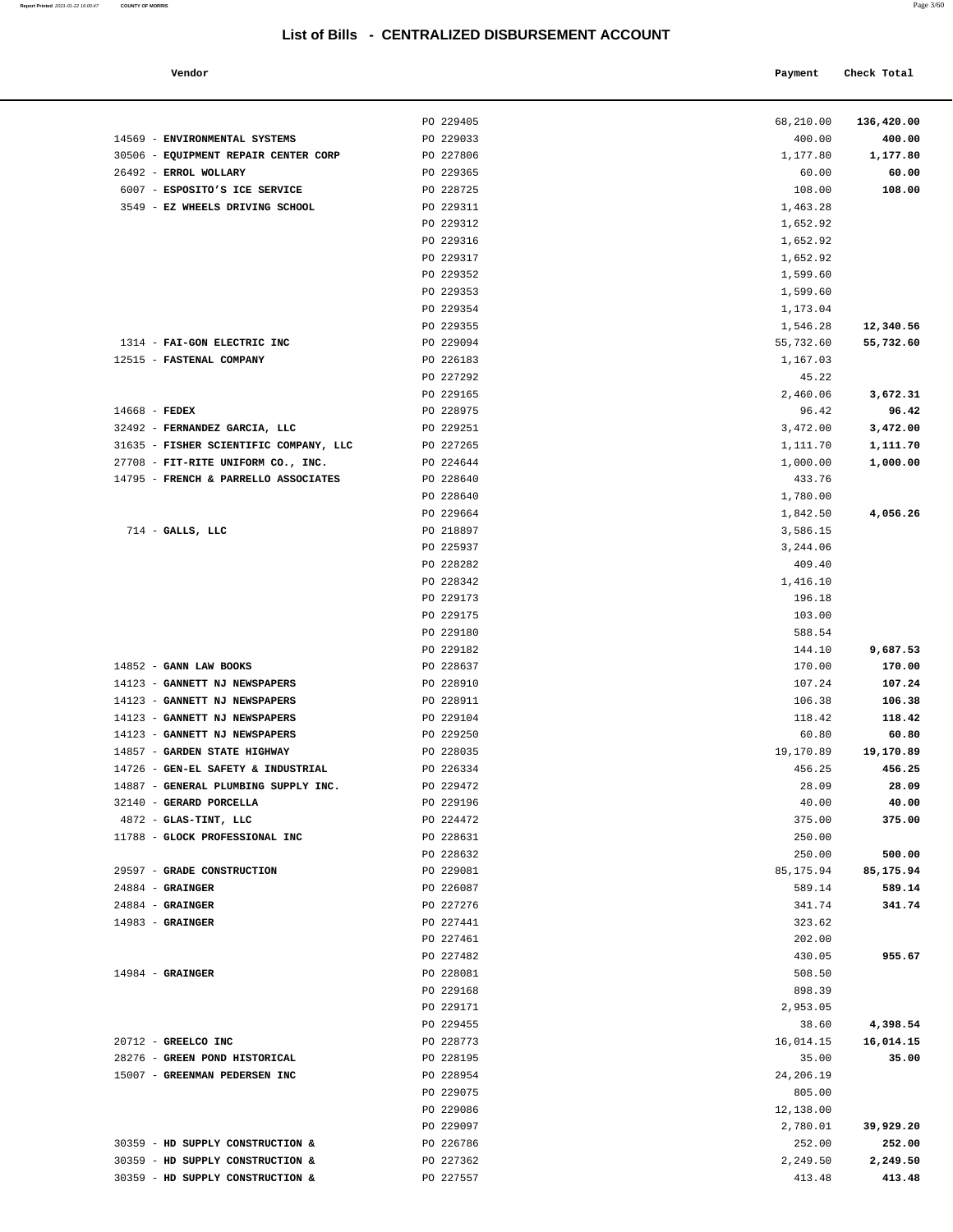# List of Bills - CENTRALIZED DISBURSEMENT ACCOUNT

| Vendor | | Payment | Check Total |
|---|---|---|---|
| | PO 229405 | 68,210.00 | **136,420.00** |
| 14569 - **ENVIRONMENTAL SYSTEMS** | PO 229033 | 400.00 | **400.00** |
| 30506 - **EQUIPMENT REPAIR CENTER CORP** | PO 227806 | 1,177.80 | **1,177.80** |
| 26492 - **ERROL WOLLARY** | PO 229365 | 60.00 | **60.00** |
| 6007 - **ESPOSITO'S ICE SERVICE** | PO 228725 | 108.00 | **108.00** |
| 3549 - **EZ WHEELS DRIVING SCHOOL** | PO 229311 | 1,463.28 | |
| | PO 229312 | 1,652.92 | |
| | PO 229316 | 1,652.92 | |
| | PO 229317 | 1,652.92 | |
| | PO 229352 | 1,599.60 | |
| | PO 229353 | 1,599.60 | |
| | PO 229354 | 1,173.04 | |
| | PO 229355 | 1,546.28 | **12,340.56** |
| 1314 - **FAI-GON ELECTRIC INC** | PO 229094 | 55,732.60 | **55,732.60** |
| 12515 - **FASTENAL COMPANY** | PO 226183 | 1,167.03 | |
| | PO 227292 | 45.22 | |
| | PO 229165 | 2,460.06 | **3,672.31** |
| 14668 - **FEDEX** | PO 228975 | 96.42 | **96.42** |
| 32492 - **FERNANDEZ GARCIA, LLC** | PO 229251 | 3,472.00 | **3,472.00** |
| 31635 - **FISHER SCIENTIFIC COMPANY, LLC** | PO 227265 | 1,111.70 | **1,111.70** |
| 27708 - **FIT-RITE UNIFORM CO., INC.** | PO 224644 | 1,000.00 | **1,000.00** |
| 14795 - **FRENCH & PARRELLO ASSOCIATES** | PO 228640 | 433.76 | |
| | PO 228640 | 1,780.00 | |
| | PO 229664 | 1,842.50 | **4,056.26** |
| 714 - **GALLS, LLC** | PO 218897 | 3,586.15 | |
| | PO 225937 | 3,244.06 | |
| | PO 228282 | 409.40 | |
| | PO 228342 | 1,416.10 | |
| | PO 229173 | 196.18 | |
| | PO 229175 | 103.00 | |
| | PO 229180 | 588.54 | |
| | PO 229182 | 144.10 | **9,687.53** |
| 14852 - **GANN LAW BOOKS** | PO 228637 | 170.00 | **170.00** |
| 14123 - **GANNETT NJ NEWSPAPERS** | PO 228910 | 107.24 | **107.24** |
| 14123 - **GANNETT NJ NEWSPAPERS** | PO 228911 | 106.38 | **106.38** |
| 14123 - **GANNETT NJ NEWSPAPERS** | PO 229104 | 118.42 | **118.42** |
| 14123 - **GANNETT NJ NEWSPAPERS** | PO 229250 | 60.80 | **60.80** |
| 14857 - **GARDEN STATE HIGHWAY** | PO 228035 | 19,170.89 | **19,170.89** |
| 14726 - **GEN-EL SAFETY & INDUSTRIAL** | PO 226334 | 456.25 | **456.25** |
| 14887 - **GENERAL PLUMBING SUPPLY INC.** | PO 229472 | 28.09 | **28.09** |
| 32140 - **GERARD PORCELLA** | PO 229196 | 40.00 | **40.00** |
| 4872 - **GLAS-TINT, LLC** | PO 224472 | 375.00 | **375.00** |
| 11788 - **GLOCK PROFESSIONAL INC** | PO 228631 | 250.00 | |
| | PO 228632 | 250.00 | **500.00** |
| 29597 - **GRADE CONSTRUCTION** | PO 229081 | 85,175.94 | **85,175.94** |
| 24884 - **GRAINGER** | PO 226087 | 589.14 | **589.14** |
| 24884 - **GRAINGER** | PO 227276 | 341.74 | **341.74** |
| 14983 - **GRAINGER** | PO 227441 | 323.62 | |
| | PO 227461 | 202.00 | |
| | PO 227482 | 430.05 | **955.67** |
| 14984 - **GRAINGER** | PO 228081 | 508.50 | |
| | PO 229168 | 898.39 | |
| | PO 229171 | 2,953.05 | |
| | PO 229455 | 38.60 | **4,398.54** |
| 20712 - **GREELCO INC** | PO 228773 | 16,014.15 | **16,014.15** |
| 28276 - **GREEN POND HISTORICAL** | PO 228195 | 35.00 | **35.00** |
| 15007 - **GREENMAN PEDERSEN INC** | PO 228954 | 24,206.19 | |
| | PO 229075 | 805.00 | |
| | PO 229086 | 12,138.00 | |
| | PO 229097 | 2,780.01 | **39,929.20** |
| 30359 - **HD SUPPLY CONSTRUCTION &** | PO 226786 | 252.00 | **252.00** |
| 30359 - **HD SUPPLY CONSTRUCTION &** | PO 227362 | 2,249.50 | **2,249.50** |
| 30359 - **HD SUPPLY CONSTRUCTION &** | PO 227557 | 413.48 | **413.48** |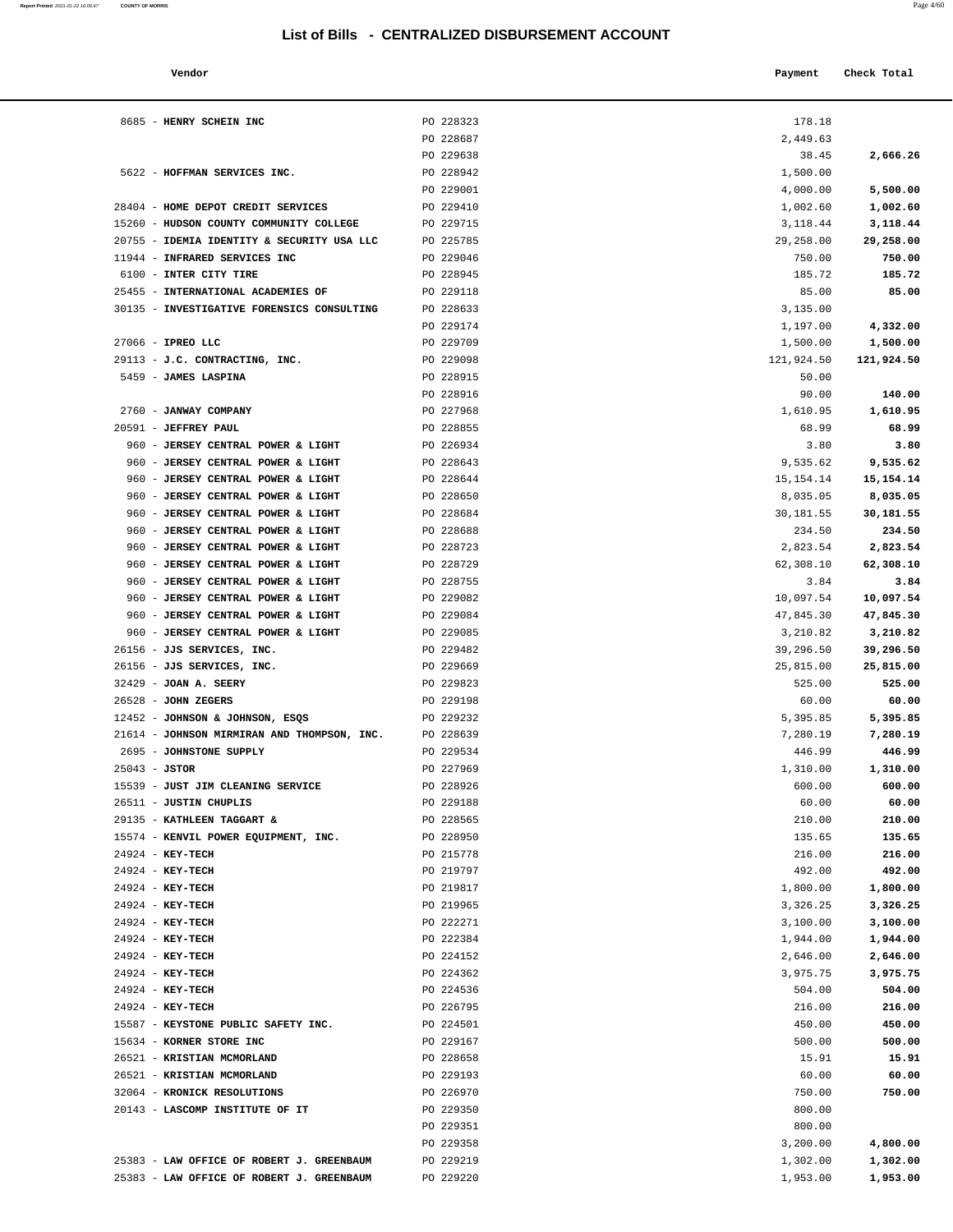# List of Bills - CENTRALIZED DISBURSEMENT ACCOUNT

| Vendor | | Payment | Check Total |
|---|---|---|---|
| 8685 - **HENRY SCHEIN INC** | PO 228323 | 178.18 | |
| | PO 228687 | 2,449.63 | |
| | PO 229638 | 38.45 | **2,666.26** |
| 5622 - **HOFFMAN SERVICES INC.** | PO 228942 | 1,500.00 | |
| | PO 229001 | 4,000.00 | **5,500.00** |
| 28404 - **HOME DEPOT CREDIT SERVICES** | PO 229410 | 1,002.60 | **1,002.60** |
| 15260 - **HUDSON COUNTY COMMUNITY COLLEGE** | PO 229715 | 3,118.44 | **3,118.44** |
| 20755 - **IDEMIA IDENTITY & SECURITY USA LLC** | PO 225785 | 29,258.00 | **29,258.00** |
| 11944 - **INFRARED SERVICES INC** | PO 229046 | 750.00 | **750.00** |
| 6100 - **INTER CITY TIRE** | PO 228945 | 185.72 | **185.72** |
| 25455 - **INTERNATIONAL ACADEMIES OF** | PO 229118 | 85.00 | **85.00** |
| 30135 - **INVESTIGATIVE FORENSICS CONSULTING** | PO 228633 | 3,135.00 | |
| | PO 229174 | 1,197.00 | **4,332.00** |
| 27066 - **IPREO LLC** | PO 229709 | 1,500.00 | **1,500.00** |
| 29113 - **J.C. CONTRACTING, INC.** | PO 229098 | 121,924.50 | **121,924.50** |
| 5459 - **JAMES LASPINA** | PO 228915 | 50.00 | |
| | PO 228916 | 90.00 | **140.00** |
| 2760 - **JANWAY COMPANY** | PO 227968 | 1,610.95 | **1,610.95** |
| 20591 - **JEFFREY PAUL** | PO 228855 | 68.99 | **68.99** |
| 960 - **JERSEY CENTRAL POWER & LIGHT** | PO 226934 | 3.80 | **3.80** |
| 960 - **JERSEY CENTRAL POWER & LIGHT** | PO 228643 | 9,535.62 | **9,535.62** |
| 960 - **JERSEY CENTRAL POWER & LIGHT** | PO 228644 | 15,154.14 | **15,154.14** |
| 960 - **JERSEY CENTRAL POWER & LIGHT** | PO 228650 | 8,035.05 | **8,035.05** |
| 960 - **JERSEY CENTRAL POWER & LIGHT** | PO 228684 | 30,181.55 | **30,181.55** |
| 960 - **JERSEY CENTRAL POWER & LIGHT** | PO 228688 | 234.50 | **234.50** |
| 960 - **JERSEY CENTRAL POWER & LIGHT** | PO 228723 | 2,823.54 | **2,823.54** |
| 960 - **JERSEY CENTRAL POWER & LIGHT** | PO 228729 | 62,308.10 | **62,308.10** |
| 960 - **JERSEY CENTRAL POWER & LIGHT** | PO 228755 | 3.84 | **3.84** |
| 960 - **JERSEY CENTRAL POWER & LIGHT** | PO 229082 | 10,097.54 | **10,097.54** |
| 960 - **JERSEY CENTRAL POWER & LIGHT** | PO 229084 | 47,845.30 | **47,845.30** |
| 960 - **JERSEY CENTRAL POWER & LIGHT** | PO 229085 | 3,210.82 | **3,210.82** |
| 26156 - **JJS SERVICES, INC.** | PO 229482 | 39,296.50 | **39,296.50** |
| 26156 - **JJS SERVICES, INC.** | PO 229669 | 25,815.00 | **25,815.00** |
| 32429 - **JOAN A. SEERY** | PO 229823 | 525.00 | **525.00** |
| 26528 - **JOHN ZEGERS** | PO 229198 | 60.00 | **60.00** |
| 12452 - **JOHNSON & JOHNSON, ESQS** | PO 229232 | 5,395.85 | **5,395.85** |
| 21614 - **JOHNSON MIRMIRAN AND THOMPSON, INC.** | PO 228639 | 7,280.19 | **7,280.19** |
| 2695 - **JOHNSTONE SUPPLY** | PO 229534 | 446.99 | **446.99** |
| 25043 - **JSTOR** | PO 227969 | 1,310.00 | **1,310.00** |
| 15539 - **JUST JIM CLEANING SERVICE** | PO 228926 | 600.00 | **600.00** |
| 26511 - **JUSTIN CHUPLIS** | PO 229188 | 60.00 | **60.00** |
| 29135 - **KATHLEEN TAGGART &** | PO 228565 | 210.00 | **210.00** |
| 15574 - **KENVIL POWER EQUIPMENT, INC.** | PO 228950 | 135.65 | **135.65** |
| 24924 - **KEY-TECH** | PO 215778 | 216.00 | **216.00** |
| 24924 - **KEY-TECH** | PO 219797 | 492.00 | **492.00** |
| 24924 - **KEY-TECH** | PO 219817 | 1,800.00 | **1,800.00** |
| 24924 - **KEY-TECH** | PO 219965 | 3,326.25 | **3,326.25** |
| 24924 - **KEY-TECH** | PO 222271 | 3,100.00 | **3,100.00** |
| 24924 - **KEY-TECH** | PO 222384 | 1,944.00 | **1,944.00** |
| 24924 - **KEY-TECH** | PO 224152 | 2,646.00 | **2,646.00** |
| 24924 - **KEY-TECH** | PO 224362 | 3,975.75 | **3,975.75** |
| 24924 - **KEY-TECH** | PO 224536 | 504.00 | **504.00** |
| 24924 - **KEY-TECH** | PO 226795 | 216.00 | **216.00** |
| 15587 - **KEYSTONE PUBLIC SAFETY INC.** | PO 224501 | 450.00 | **450.00** |
| 15634 - **KORNER STORE INC** | PO 229167 | 500.00 | **500.00** |
| 26521 - **KRISTIAN MCMORLAND** | PO 228658 | 15.91 | **15.91** |
| 26521 - **KRISTIAN MCMORLAND** | PO 229193 | 60.00 | **60.00** |
| 32064 - **KRONICK RESOLUTIONS** | PO 226970 | 750.00 | **750.00** |
| 20143 - **LASCOMP INSTITUTE OF IT** | PO 229350 | 800.00 | |
| | PO 229351 | 800.00 | |
| | PO 229358 | 3,200.00 | **4,800.00** |
| 25383 - **LAW OFFICE OF ROBERT J. GREENBAUM** | PO 229219 | 1,302.00 | **1,302.00** |
| 25383 - **LAW OFFICE OF ROBERT J. GREENBAUM** | PO 229220 | 1,953.00 | **1,953.00** |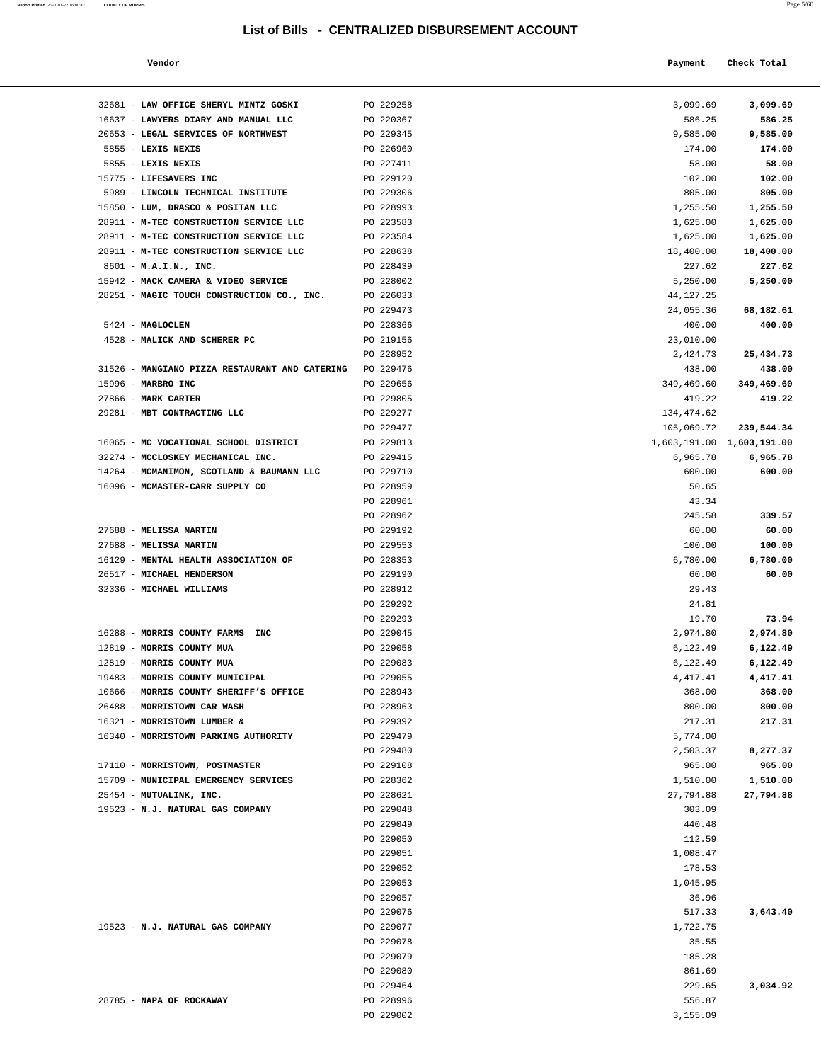# List of Bills - CENTRALIZED DISBURSEMENT ACCOUNT

| Vendor | | Payment | Check Total |
|---|---|---|---|
| 32681 - **LAW OFFICE SHERYL MINTZ GOSKI** | PO 229258 | 3,099.69 | **3,099.69** |
| 16637 - **LAWYERS DIARY AND MANUAL LLC** | PO 220367 | 586.25 | **586.25** |
| 20653 - **LEGAL SERVICES OF NORTHWEST** | PO 229345 | 9,585.00 | **9,585.00** |
| 5855 - **LEXIS NEXIS** | PO 226960 | 174.00 | **174.00** |
| 5855 - **LEXIS NEXIS** | PO 227411 | 58.00 | **58.00** |
| 15775 - **LIFESAVERS INC** | PO 229120 | 102.00 | **102.00** |
| 5989 - **LINCOLN TECHNICAL INSTITUTE** | PO 229306 | 805.00 | **805.00** |
| 15850 - **LUM, DRASCO & POSITAN LLC** | PO 228993 | 1,255.50 | **1,255.50** |
| 28911 - **M-TEC CONSTRUCTION SERVICE LLC** | PO 223583 | 1,625.00 | **1,625.00** |
| 28911 - **M-TEC CONSTRUCTION SERVICE LLC** | PO 223584 | 1,625.00 | **1,625.00** |
| 28911 - **M-TEC CONSTRUCTION SERVICE LLC** | PO 228638 | 18,400.00 | **18,400.00** |
| 8601 - **M.A.I.N., INC.** | PO 228439 | 227.62 | **227.62** |
| 15942 - **MACK CAMERA & VIDEO SERVICE** | PO 228002 | 5,250.00 | **5,250.00** |
| 28251 - **MAGIC TOUCH CONSTRUCTION CO., INC.** | PO 226033 | 44,127.25 | |
| | PO 229473 | 24,055.36 | **68,182.61** |
| 5424 - **MAGLOCLEN** | PO 228366 | 400.00 | **400.00** |
| 4528 - **MALICK AND SCHERER PC** | PO 219156 | 23,010.00 | |
| | PO 228952 | 2,424.73 | **25,434.73** |
| 31526 - **MANGIANO PIZZA RESTAURANT AND CATERING** | PO 229476 | 438.00 | **438.00** |
| 15996 - **MARBRO INC** | PO 229656 | 349,469.60 | **349,469.60** |
| 27866 - **MARK CARTER** | PO 229805 | 419.22 | **419.22** |
| 29281 - **MBT CONTRACTING LLC** | PO 229277 | 134,474.62 | |
| | PO 229477 | 105,069.72 | **239,544.34** |
| 16065 - **MC VOCATIONAL SCHOOL DISTRICT** | PO 229813 | 1,603,191.00 | **1,603,191.00** |
| 32274 - **MCCLOSKEY MECHANICAL INC.** | PO 229415 | 6,965.78 | **6,965.78** |
| 14264 - **MCMANIMON, SCOTLAND & BAUMANN LLC** | PO 229710 | 600.00 | **600.00** |
| 16096 - **MCMASTER-CARR SUPPLY CO** | PO 228959 | 50.65 | |
| | PO 228961 | 43.34 | |
| | PO 228962 | 245.58 | **339.57** |
| 27688 - **MELISSA MARTIN** | PO 229192 | 60.00 | **60.00** |
| 27688 - **MELISSA MARTIN** | PO 229553 | 100.00 | **100.00** |
| 16129 - **MENTAL HEALTH ASSOCIATION OF** | PO 228353 | 6,780.00 | **6,780.00** |
| 26517 - **MICHAEL HENDERSON** | PO 229190 | 60.00 | **60.00** |
| 32336 - **MICHAEL WILLIAMS** | PO 228912 | 29.43 | |
| | PO 229292 | 24.81 | |
| | PO 229293 | 19.70 | **73.94** |
| 16288 - **MORRIS COUNTY FARMS INC** | PO 229045 | 2,974.80 | **2,974.80** |
| 12819 - **MORRIS COUNTY MUA** | PO 229058 | 6,122.49 | **6,122.49** |
| 12819 - **MORRIS COUNTY MUA** | PO 229083 | 6,122.49 | **6,122.49** |
| 19483 - **MORRIS COUNTY MUNICIPAL** | PO 229055 | 4,417.41 | **4,417.41** |
| 10666 - **MORRIS COUNTY SHERIFF'S OFFICE** | PO 228943 | 368.00 | **368.00** |
| 26488 - **MORRISTOWN CAR WASH** | PO 228963 | 800.00 | **800.00** |
| 16321 - **MORRISTOWN LUMBER &** | PO 229392 | 217.31 | **217.31** |
| 16340 - **MORRISTOWN PARKING AUTHORITY** | PO 229479 | 5,774.00 | |
| | PO 229480 | 2,503.37 | **8,277.37** |
| 17110 - **MORRISTOWN, POSTMASTER** | PO 229108 | 965.00 | **965.00** |
| 15709 - **MUNICIPAL EMERGENCY SERVICES** | PO 228362 | 1,510.00 | **1,510.00** |
| 25454 - **MUTUALINK, INC.** | PO 228621 | 27,794.88 | **27,794.88** |
| 19523 - **N.J. NATURAL GAS COMPANY** | PO 229048 | 303.09 | |
| | PO 229049 | 440.48 | |
| | PO 229050 | 112.59 | |
| | PO 229051 | 1,008.47 | |
| | PO 229052 | 178.53 | |
| | PO 229053 | 1,045.95 | |
| | PO 229057 | 36.96 | |
| | PO 229076 | 517.33 | **3,643.40** |
| 19523 - **N.J. NATURAL GAS COMPANY** | PO 229077 | 1,722.75 | |
| | PO 229078 | 35.55 | |
| | PO 229079 | 185.28 | |
| | PO 229080 | 861.69 | |
| | PO 229464 | 229.65 | **3,034.92** |
| 28785 - **NAPA OF ROCKAWAY** | PO 228996 | 556.87 | |
| | PO 229002 | 3,155.09 | |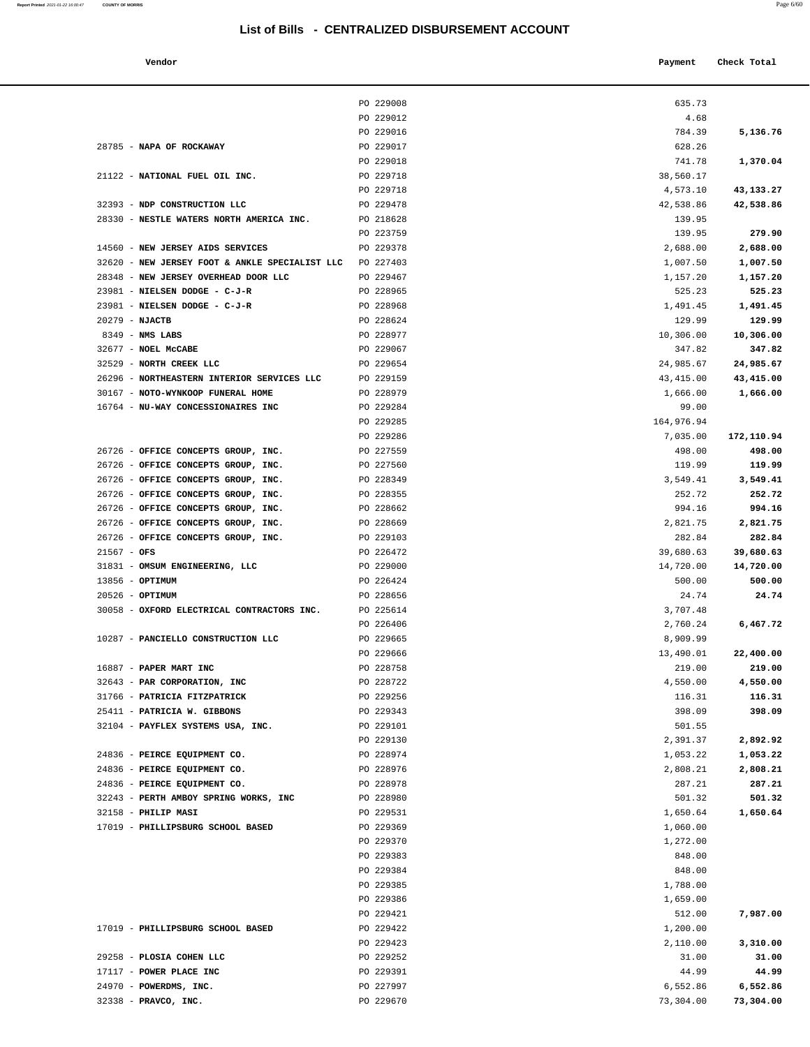# List of Bills - CENTRALIZED DISBURSEMENT ACCOUNT

| Vendor | | Payment | Check Total |
|---|---|---|---|
| | PO 229008 | 635.73 | |
| | PO 229012 | 4.68 | |
| | PO 229016 | 784.39 | **5,136.76** |
| 28785 - **NAPA OF ROCKAWAY** | PO 229017 | 628.26 | |
| | PO 229018 | 741.78 | **1,370.04** |
| 21122 - **NATIONAL FUEL OIL INC.** | PO 229718 | 38,560.17 | |
| | PO 229718 | 4,573.10 | **43,133.27** |
| 32393 - **NDP CONSTRUCTION LLC** | PO 229478 | 42,538.86 | **42,538.86** |
| 28330 - **NESTLE WATERS NORTH AMERICA INC.** | PO 218628 | 139.95 | |
| | PO 223759 | 139.95 | **279.90** |
| 14560 - **NEW JERSEY AIDS SERVICES** | PO 229378 | 2,688.00 | **2,688.00** |
| 32620 - **NEW JERSEY FOOT & ANKLE SPECIALIST LLC** | PO 227403 | 1,007.50 | **1,007.50** |
| 28348 - **NEW JERSEY OVERHEAD DOOR LLC** | PO 229467 | 1,157.20 | **1,157.20** |
| 23981 - **NIELSEN DODGE - C-J-R** | PO 228965 | 525.23 | **525.23** |
| 23981 - **NIELSEN DODGE - C-J-R** | PO 228968 | 1,491.45 | **1,491.45** |
| 20279 - **NJACTB** | PO 228624 | 129.99 | **129.99** |
| 8349 - **NMS LABS** | PO 228977 | 10,306.00 | **10,306.00** |
| 32677 - **NOEL McCABE** | PO 229067 | 347.82 | **347.82** |
| 32529 - **NORTH CREEK LLC** | PO 229654 | 24,985.67 | **24,985.67** |
| 26296 - **NORTHEASTERN INTERIOR SERVICES LLC** | PO 229159 | 43,415.00 | **43,415.00** |
| 30167 - **NOTO-WYNKOOP FUNERAL HOME** | PO 228979 | 1,666.00 | **1,666.00** |
| 16764 - **NU-WAY CONCESSIONAIRES INC** | PO 229284 | 99.00 | |
| | PO 229285 | 164,976.94 | |
| | PO 229286 | 7,035.00 | **172,110.94** |
| 26726 - **OFFICE CONCEPTS GROUP, INC.** | PO 227559 | 498.00 | **498.00** |
| 26726 - **OFFICE CONCEPTS GROUP, INC.** | PO 227560 | 119.99 | **119.99** |
| 26726 - **OFFICE CONCEPTS GROUP, INC.** | PO 228349 | 3,549.41 | **3,549.41** |
| 26726 - **OFFICE CONCEPTS GROUP, INC.** | PO 228355 | 252.72 | **252.72** |
| 26726 - **OFFICE CONCEPTS GROUP, INC.** | PO 228662 | 994.16 | **994.16** |
| 26726 - **OFFICE CONCEPTS GROUP, INC.** | PO 228669 | 2,821.75 | **2,821.75** |
| 26726 - **OFFICE CONCEPTS GROUP, INC.** | PO 229103 | 282.84 | **282.84** |
| 21567 - **OFS** | PO 226472 | 39,680.63 | **39,680.63** |
| 31831 - **OMSUM ENGINEERING, LLC** | PO 229000 | 14,720.00 | **14,720.00** |
| 13856 - **OPTIMUM** | PO 226424 | 500.00 | **500.00** |
| 20526 - **OPTIMUM** | PO 228656 | 24.74 | **24.74** |
| 30058 - **OXFORD ELECTRICAL CONTRACTORS INC.** | PO 225614 | 3,707.48 | |
| | PO 226406 | 2,760.24 | **6,467.72** |
| 10287 - **PANCIELLO CONSTRUCTION LLC** | PO 229665 | 8,909.99 | |
| | PO 229666 | 13,490.01 | **22,400.00** |
| 16887 - **PAPER MART INC** | PO 228758 | 219.00 | **219.00** |
| 32643 - **PAR CORPORATION, INC** | PO 228722 | 4,550.00 | **4,550.00** |
| 31766 - **PATRICIA FITZPATRICK** | PO 229256 | 116.31 | **116.31** |
| 25411 - **PATRICIA W. GIBBONS** | PO 229343 | 398.09 | **398.09** |
| 32104 - **PAYFLEX SYSTEMS USA, INC.** | PO 229101 | 501.55 | |
| | PO 229130 | 2,391.37 | **2,892.92** |
| 24836 - **PEIRCE EQUIPMENT CO.** | PO 228974 | 1,053.22 | **1,053.22** |
| 24836 - **PEIRCE EQUIPMENT CO.** | PO 228976 | 2,808.21 | **2,808.21** |
| 24836 - **PEIRCE EQUIPMENT CO.** | PO 228978 | 287.21 | **287.21** |
| 32243 - **PERTH AMBOY SPRING WORKS, INC** | PO 228980 | 501.32 | **501.32** |
| 32158 - **PHILIP MASI** | PO 229531 | 1,650.64 | **1,650.64** |
| 17019 - **PHILLIPSBURG SCHOOL BASED** | PO 229369 | 1,060.00 | |
| | PO 229370 | 1,272.00 | |
| | PO 229383 | 848.00 | |
| | PO 229384 | 848.00 | |
| | PO 229385 | 1,788.00 | |
| | PO 229386 | 1,659.00 | |
| | PO 229421 | 512.00 | **7,987.00** |
| 17019 - **PHILLIPSBURG SCHOOL BASED** | PO 229422 | 1,200.00 | |
| | PO 229423 | 2,110.00 | **3,310.00** |
| 29258 - **PLOSIA COHEN LLC** | PO 229252 | 31.00 | **31.00** |
| 17117 - **POWER PLACE INC** | PO 229391 | 44.99 | **44.99** |
| 24970 - **POWERDMS, INC.** | PO 227997 | 6,552.86 | **6,552.86** |
| 32338 - **PRAVCO, INC.** | PO 229670 | 73,304.00 | **73,304.00** |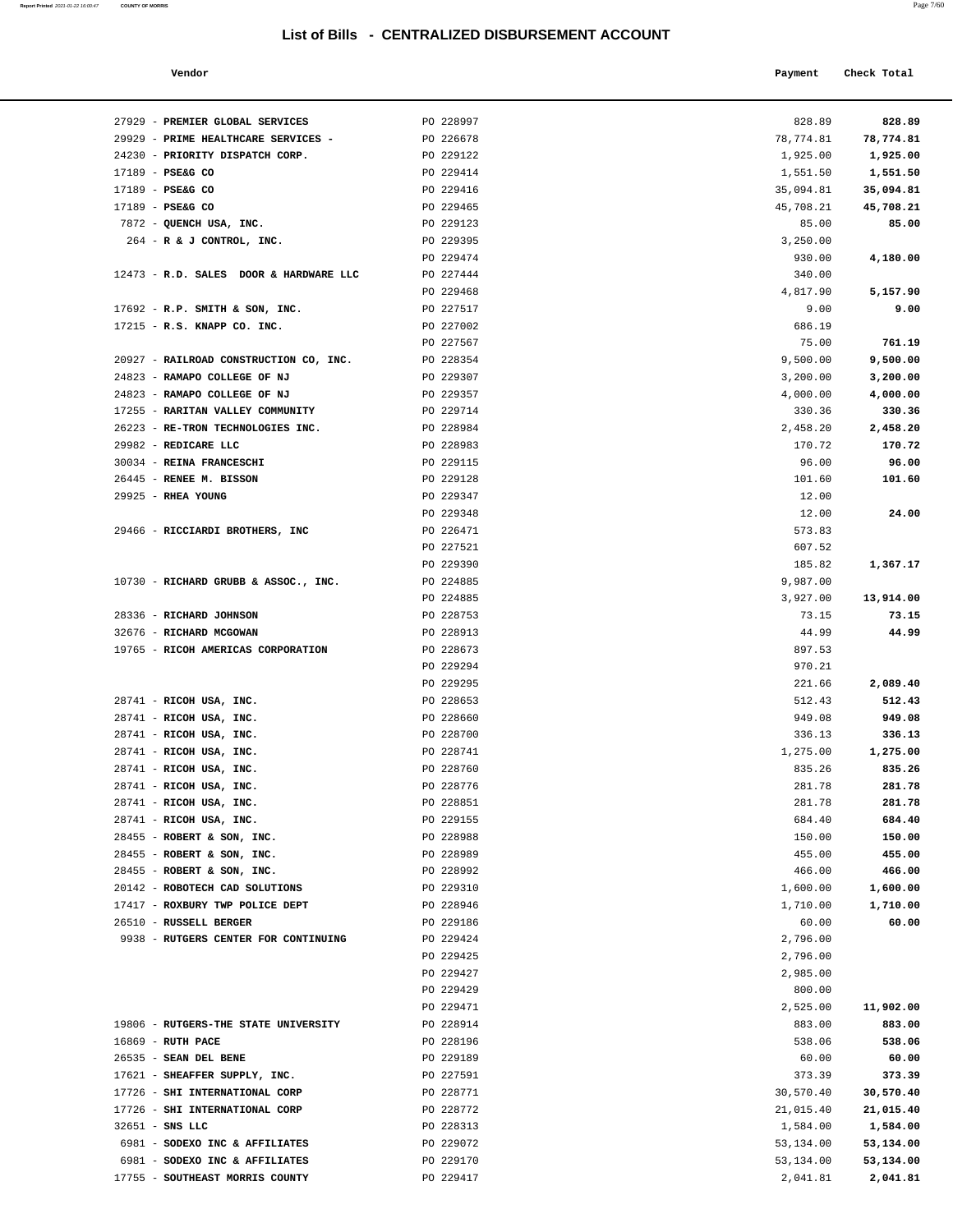# List of Bills - CENTRALIZED DISBURSEMENT ACCOUNT

| Vendor | | Payment | Check Total |
|---|---|---|---|
| 27929 - **PREMIER GLOBAL SERVICES** | PO 228997 | 828.89 | **828.89** |
| 29929 - **PRIME HEALTHCARE SERVICES -** | PO 226678 | 78,774.81 | **78,774.81** |
| 24230 - **PRIORITY DISPATCH CORP.** | PO 229122 | 1,925.00 | **1,925.00** |
| 17189 - **PSE&G CO** | PO 229414 | 1,551.50 | **1,551.50** |
| 17189 - **PSE&G CO** | PO 229416 | 35,094.81 | **35,094.81** |
| 17189 - **PSE&G CO** | PO 229465 | 45,708.21 | **45,708.21** |
| 7872 - **QUENCH USA, INC.** | PO 229123 | 85.00 | **85.00** |
| 264 - **R & J CONTROL, INC.** | PO 229395 | 3,250.00 | |
| | PO 229474 | 930.00 | **4,180.00** |
| 12473 - **R.D. SALES DOOR & HARDWARE LLC** | PO 227444 | 340.00 | |
| | PO 229468 | 4,817.90 | **5,157.90** |
| 17692 - **R.P. SMITH & SON, INC.** | PO 227517 | 9.00 | **9.00** |
| 17215 - **R.S. KNAPP CO. INC.** | PO 227002 | 686.19 | |
| | PO 227567 | 75.00 | **761.19** |
| 20927 - **RAILROAD CONSTRUCTION CO, INC.** | PO 228354 | 9,500.00 | **9,500.00** |
| 24823 - **RAMAPO COLLEGE OF NJ** | PO 229307 | 3,200.00 | **3,200.00** |
| 24823 - **RAMAPO COLLEGE OF NJ** | PO 229357 | 4,000.00 | **4,000.00** |
| 17255 - **RARITAN VALLEY COMMUNITY** | PO 229714 | 330.36 | **330.36** |
| 26223 - **RE-TRON TECHNOLOGIES INC.** | PO 228984 | 2,458.20 | **2,458.20** |
| 29982 - **REDICARE LLC** | PO 228983 | 170.72 | **170.72** |
| 30034 - **REINA FRANCESCHI** | PO 229115 | 96.00 | **96.00** |
| 26445 - **RENEE M. BISSON** | PO 229128 | 101.60 | **101.60** |
| 29925 - **RHEA YOUNG** | PO 229347 | 12.00 | |
| | PO 229348 | 12.00 | **24.00** |
| 29466 - **RICCIARDI BROTHERS, INC** | PO 226471 | 573.83 | |
| | PO 227521 | 607.52 | |
| | PO 229390 | 185.82 | **1,367.17** |
| 10730 - **RICHARD GRUBB & ASSOC., INC.** | PO 224885 | 9,987.00 | |
| | PO 224885 | 3,927.00 | **13,914.00** |
| 28336 - **RICHARD JOHNSON** | PO 228753 | 73.15 | **73.15** |
| 32676 - **RICHARD MCGOWAN** | PO 228913 | 44.99 | **44.99** |
| 19765 - **RICOH AMERICAS CORPORATION** | PO 228673 | 897.53 | |
| | PO 229294 | 970.21 | |
| | PO 229295 | 221.66 | **2,089.40** |
| 28741 - **RICOH USA, INC.** | PO 228653 | 512.43 | **512.43** |
| 28741 - **RICOH USA, INC.** | PO 228660 | 949.08 | **949.08** |
| 28741 - **RICOH USA, INC.** | PO 228700 | 336.13 | **336.13** |
| 28741 - **RICOH USA, INC.** | PO 228741 | 1,275.00 | **1,275.00** |
| 28741 - **RICOH USA, INC.** | PO 228760 | 835.26 | **835.26** |
| 28741 - **RICOH USA, INC.** | PO 228776 | 281.78 | **281.78** |
| 28741 - **RICOH USA, INC.** | PO 228851 | 281.78 | **281.78** |
| 28741 - **RICOH USA, INC.** | PO 229155 | 684.40 | **684.40** |
| 28455 - **ROBERT & SON, INC.** | PO 228988 | 150.00 | **150.00** |
| 28455 - **ROBERT & SON, INC.** | PO 228989 | 455.00 | **455.00** |
| 28455 - **ROBERT & SON, INC.** | PO 228992 | 466.00 | **466.00** |
| 20142 - **ROBOTECH CAD SOLUTIONS** | PO 229310 | 1,600.00 | **1,600.00** |
| 17417 - **ROXBURY TWP POLICE DEPT** | PO 228946 | 1,710.00 | **1,710.00** |
| 26510 - **RUSSELL BERGER** | PO 229186 | 60.00 | **60.00** |
| 9938 - **RUTGERS CENTER FOR CONTINUING** | PO 229424 | 2,796.00 | |
| | PO 229425 | 2,796.00 | |
| | PO 229427 | 2,985.00 | |
| | PO 229429 | 800.00 | |
| | PO 229471 | 2,525.00 | **11,902.00** |
| 19806 - **RUTGERS-THE STATE UNIVERSITY** | PO 228914 | 883.00 | **883.00** |
| 16869 - **RUTH PACE** | PO 228196 | 538.06 | **538.06** |
| 26535 - **SEAN DEL BENE** | PO 229189 | 60.00 | **60.00** |
| 17621 - **SHEAFFER SUPPLY, INC.** | PO 227591 | 373.39 | **373.39** |
| 17726 - **SHI INTERNATIONAL CORP** | PO 228771 | 30,570.40 | **30,570.40** |
| 17726 - **SHI INTERNATIONAL CORP** | PO 228772 | 21,015.40 | **21,015.40** |
| 32651 - **SNS LLC** | PO 228313 | 1,584.00 | **1,584.00** |
| 6981 - **SODEXO INC & AFFILIATES** | PO 229072 | 53,134.00 | **53,134.00** |
| 6981 - **SODEXO INC & AFFILIATES** | PO 229170 | 53,134.00 | **53,134.00** |
| 17755 - **SOUTHEAST MORRIS COUNTY** | PO 229417 | 2,041.81 | **2,041.81** |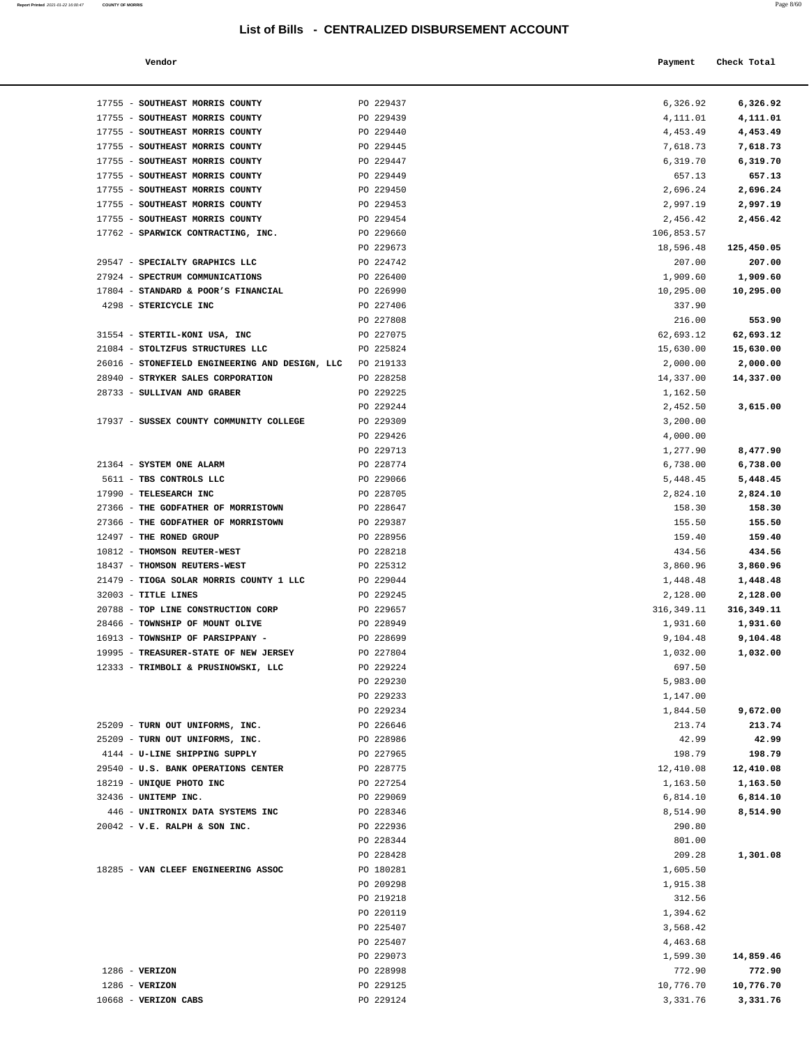# List of Bills - CENTRALIZED DISBURSEMENT ACCOUNT

| Vendor | | Payment | Check Total |
|---|---|---|---|
| 17755 - **SOUTHEAST MORRIS COUNTY** | PO 229437 | 6,326.92 | **6,326.92** |
| 17755 - **SOUTHEAST MORRIS COUNTY** | PO 229439 | 4,111.01 | **4,111.01** |
| 17755 - **SOUTHEAST MORRIS COUNTY** | PO 229440 | 4,453.49 | **4,453.49** |
| 17755 - **SOUTHEAST MORRIS COUNTY** | PO 229445 | 7,618.73 | **7,618.73** |
| 17755 - **SOUTHEAST MORRIS COUNTY** | PO 229447 | 6,319.70 | **6,319.70** |
| 17755 - **SOUTHEAST MORRIS COUNTY** | PO 229449 | 657.13 | **657.13** |
| 17755 - **SOUTHEAST MORRIS COUNTY** | PO 229450 | 2,696.24 | **2,696.24** |
| 17755 - **SOUTHEAST MORRIS COUNTY** | PO 229453 | 2,997.19 | **2,997.19** |
| 17755 - **SOUTHEAST MORRIS COUNTY** | PO 229454 | 2,456.42 | **2,456.42** |
| 17762 - **SPARWICK CONTRACTING, INC.** | PO 229660 | 106,853.57 | |
| | PO 229673 | 18,596.48 | **125,450.05** |
| 29547 - **SPECIALTY GRAPHICS LLC** | PO 224742 | 207.00 | **207.00** |
| 27924 - **SPECTRUM COMMUNICATIONS** | PO 226400 | 1,909.60 | **1,909.60** |
| 17804 - **STANDARD & POOR'S FINANCIAL** | PO 226990 | 10,295.00 | **10,295.00** |
| 4298 - **STERICYCLE INC** | PO 227406 | 337.90 | |
| | PO 227808 | 216.00 | **553.90** |
| 31554 - **STERTIL-KONI USA, INC** | PO 227075 | 62,693.12 | **62,693.12** |
| 21084 - **STOLTZFUS STRUCTURES LLC** | PO 225824 | 15,630.00 | **15,630.00** |
| 26016 - **STONEFIELD ENGINEERING AND DESIGN, LLC** | PO 219133 | 2,000.00 | **2,000.00** |
| 28940 - **STRYKER SALES CORPORATION** | PO 228258 | 14,337.00 | **14,337.00** |
| 28733 - **SULLIVAN AND GRABER** | PO 229225 | 1,162.50 | |
| | PO 229244 | 2,452.50 | **3,615.00** |
| 17937 - **SUSSEX COUNTY COMMUNITY COLLEGE** | PO 229309 | 3,200.00 | |
| | PO 229426 | 4,000.00 | |
| | PO 229713 | 1,277.90 | **8,477.90** |
| 21364 - **SYSTEM ONE ALARM** | PO 228774 | 6,738.00 | **6,738.00** |
| 5611 - **TBS CONTROLS LLC** | PO 229066 | 5,448.45 | **5,448.45** |
| 17990 - **TELESEARCH INC** | PO 228705 | 2,824.10 | **2,824.10** |
| 27366 - **THE GODFATHER OF MORRISTOWN** | PO 228647 | 158.30 | **158.30** |
| 27366 - **THE GODFATHER OF MORRISTOWN** | PO 229387 | 155.50 | **155.50** |
| 12497 - **THE RONED GROUP** | PO 228956 | 159.40 | **159.40** |
| 10812 - **THOMSON REUTER-WEST** | PO 228218 | 434.56 | **434.56** |
| 18437 - **THOMSON REUTERS-WEST** | PO 225312 | 3,860.96 | **3,860.96** |
| 21479 - **TIOGA SOLAR MORRIS COUNTY 1 LLC** | PO 229044 | 1,448.48 | **1,448.48** |
| 32003 - **TITLE LINES** | PO 229245 | 2,128.00 | **2,128.00** |
| 20788 - **TOP LINE CONSTRUCTION CORP** | PO 229657 | 316,349.11 | **316,349.11** |
| 28466 - **TOWNSHIP OF MOUNT OLIVE** | PO 228949 | 1,931.60 | **1,931.60** |
| 16913 - **TOWNSHIP OF PARSIPPANY -** | PO 228699 | 9,104.48 | **9,104.48** |
| 19995 - **TREASURER-STATE OF NEW JERSEY** | PO 227804 | 1,032.00 | **1,032.00** |
| 12333 - **TRIMBOLI & PRUSINOWSKI, LLC** | PO 229224 | 697.50 | |
| | PO 229230 | 5,983.00 | |
| | PO 229233 | 1,147.00 | |
| | PO 229234 | 1,844.50 | **9,672.00** |
| 25209 - **TURN OUT UNIFORMS, INC.** | PO 226646 | 213.74 | **213.74** |
| 25209 - **TURN OUT UNIFORMS, INC.** | PO 228986 | 42.99 | **42.99** |
| 4144 - **U-LINE SHIPPING SUPPLY** | PO 227965 | 198.79 | **198.79** |
| 29540 - **U.S. BANK OPERATIONS CENTER** | PO 228775 | 12,410.08 | **12,410.08** |
| 18219 - **UNIQUE PHOTO INC** | PO 227254 | 1,163.50 | **1,163.50** |
| 32436 - **UNITEMP INC.** | PO 229069 | 6,814.10 | **6,814.10** |
| 446 - **UNITRONIX DATA SYSTEMS INC** | PO 228346 | 8,514.90 | **8,514.90** |
| 20042 - **V.E. RALPH & SON INC.** | PO 222936 | 290.80 | |
| | PO 228344 | 801.00 | |
| | PO 228428 | 209.28 | **1,301.08** |
| 18285 - **VAN CLEEF ENGINEERING ASSOC** | PO 180281 | 1,605.50 | |
| | PO 209298 | 1,915.38 | |
| | PO 219218 | 312.56 | |
| | PO 220119 | 1,394.62 | |
| | PO 225407 | 3,568.42 | |
| | PO 225407 | 4,463.68 | |
| | PO 229073 | 1,599.30 | **14,859.46** |
| 1286 - **VERIZON** | PO 228998 | 772.90 | **772.90** |
| 1286 - **VERIZON** | PO 229125 | 10,776.70 | **10,776.70** |
| 10668 - **VERIZON CABS** | PO 229124 | 3,331.76 | **3,331.76** |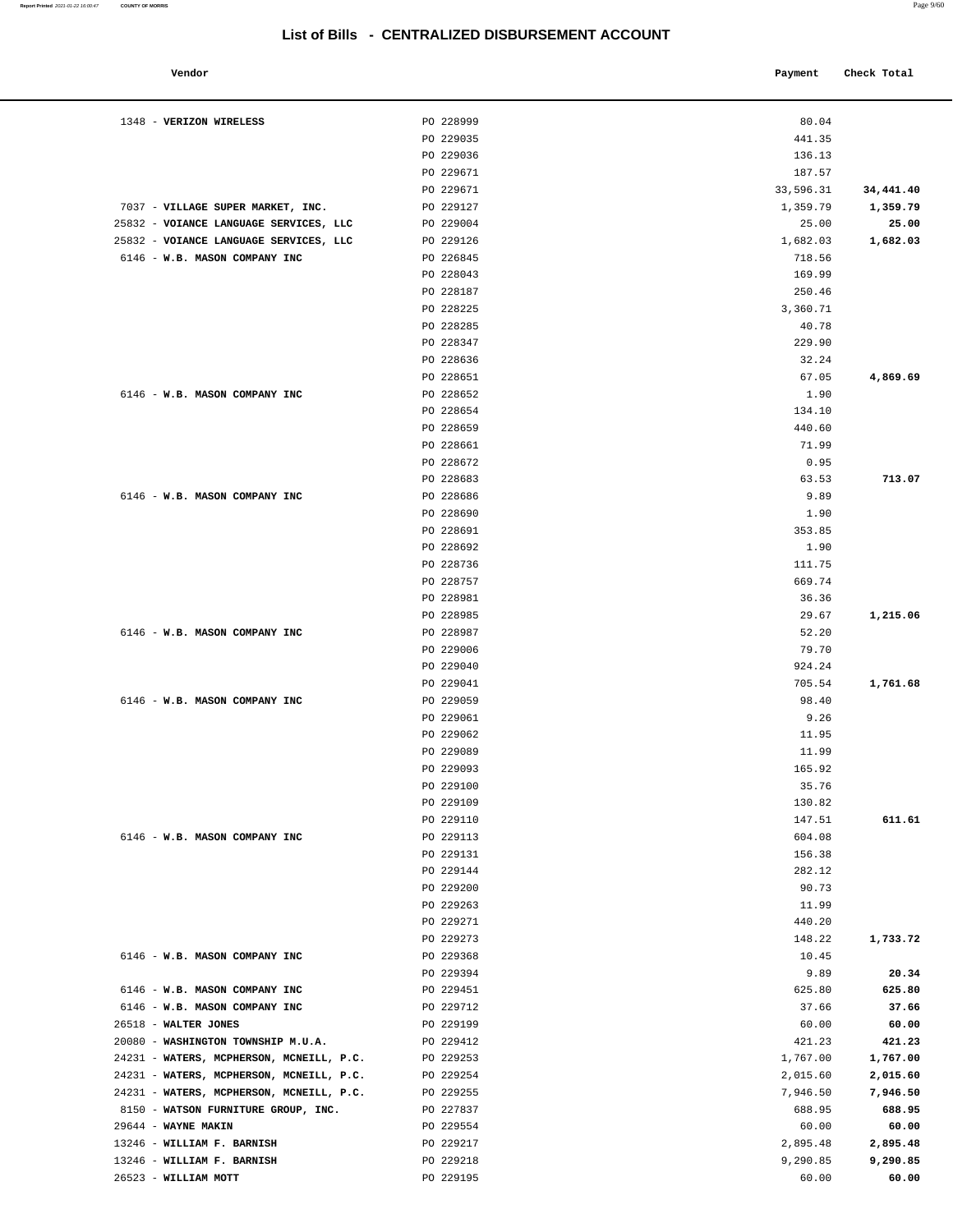# List of Bills - CENTRALIZED DISBURSEMENT ACCOUNT

| Vendor | | Payment | Check Total |
|---|---|---|---|
| 1348 - **VERIZON WIRELESS** | PO 228999 | 80.04 | |
| | PO 229035 | 441.35 | |
| | PO 229036 | 136.13 | |
| | PO 229671 | 187.57 | |
| | PO 229671 | 33,596.31 | **34,441.40** |
| 7037 - **VILLAGE SUPER MARKET, INC.** | PO 229127 | 1,359.79 | **1,359.79** |
| 25832 - **VOIANCE LANGUAGE SERVICES, LLC** | PO 229004 | 25.00 | **25.00** |
| 25832 - **VOIANCE LANGUAGE SERVICES, LLC** | PO 229126 | 1,682.03 | **1,682.03** |
| 6146 - **W.B. MASON COMPANY INC** | PO 226845 | 718.56 | |
| | PO 228043 | 169.99 | |
| | PO 228187 | 250.46 | |
| | PO 228225 | 3,360.71 | |
| | PO 228285 | 40.78 | |
| | PO 228347 | 229.90 | |
| | PO 228636 | 32.24 | |
| | PO 228651 | 67.05 | **4,869.69** |
| 6146 - **W.B. MASON COMPANY INC** | PO 228652 | 1.90 | |
| | PO 228654 | 134.10 | |
| | PO 228659 | 440.60 | |
| | PO 228661 | 71.99 | |
| | PO 228672 | 0.95 | |
| | PO 228683 | 63.53 | **713.07** |
| 6146 - **W.B. MASON COMPANY INC** | PO 228686 | 9.89 | |
| | PO 228690 | 1.90 | |
| | PO 228691 | 353.85 | |
| | PO 228692 | 1.90 | |
| | PO 228736 | 111.75 | |
| | PO 228757 | 669.74 | |
| | PO 228981 | 36.36 | |
| | PO 228985 | 29.67 | **1,215.06** |
| 6146 - **W.B. MASON COMPANY INC** | PO 228987 | 52.20 | |
| | PO 229006 | 79.70 | |
| | PO 229040 | 924.24 | |
| | PO 229041 | 705.54 | **1,761.68** |
| 6146 - **W.B. MASON COMPANY INC** | PO 229059 | 98.40 | |
| | PO 229061 | 9.26 | |
| | PO 229062 | 11.95 | |
| | PO 229089 | 11.99 | |
| | PO 229093 | 165.92 | |
| | PO 229100 | 35.76 | |
| | PO 229109 | 130.82 | |
| | PO 229110 | 147.51 | **611.61** |
| 6146 - **W.B. MASON COMPANY INC** | PO 229113 | 604.08 | |
| | PO 229131 | 156.38 | |
| | PO 229144 | 282.12 | |
| | PO 229200 | 90.73 | |
| | PO 229263 | 11.99 | |
| | PO 229271 | 440.20 | |
| | PO 229273 | 148.22 | **1,733.72** |
| 6146 - **W.B. MASON COMPANY INC** | PO 229368 | 10.45 | |
| | PO 229394 | 9.89 | **20.34** |
| 6146 - **W.B. MASON COMPANY INC** | PO 229451 | 625.80 | **625.80** |
| 6146 - **W.B. MASON COMPANY INC** | PO 229712 | 37.66 | **37.66** |
| 26518 - **WALTER JONES** | PO 229199 | 60.00 | **60.00** |
| 20080 - **WASHINGTON TOWNSHIP M.U.A.** | PO 229412 | 421.23 | **421.23** |
| 24231 - **WATERS, MCPHERSON, MCNEILL, P.C.** | PO 229253 | 1,767.00 | **1,767.00** |
| 24231 - **WATERS, MCPHERSON, MCNEILL, P.C.** | PO 229254 | 2,015.60 | **2,015.60** |
| 24231 - **WATERS, MCPHERSON, MCNEILL, P.C.** | PO 229255 | 7,946.50 | **7,946.50** |
| 8150 - **WATSON FURNITURE GROUP, INC.** | PO 227837 | 688.95 | **688.95** |
| 29644 - **WAYNE MAKIN** | PO 229554 | 60.00 | **60.00** |
| 13246 - **WILLIAM F. BARNISH** | PO 229217 | 2,895.48 | **2,895.48** |
| 13246 - **WILLIAM F. BARNISH** | PO 229218 | 9,290.85 | **9,290.85** |
| 26523 - **WILLIAM MOTT** | PO 229195 | 60.00 | **60.00** |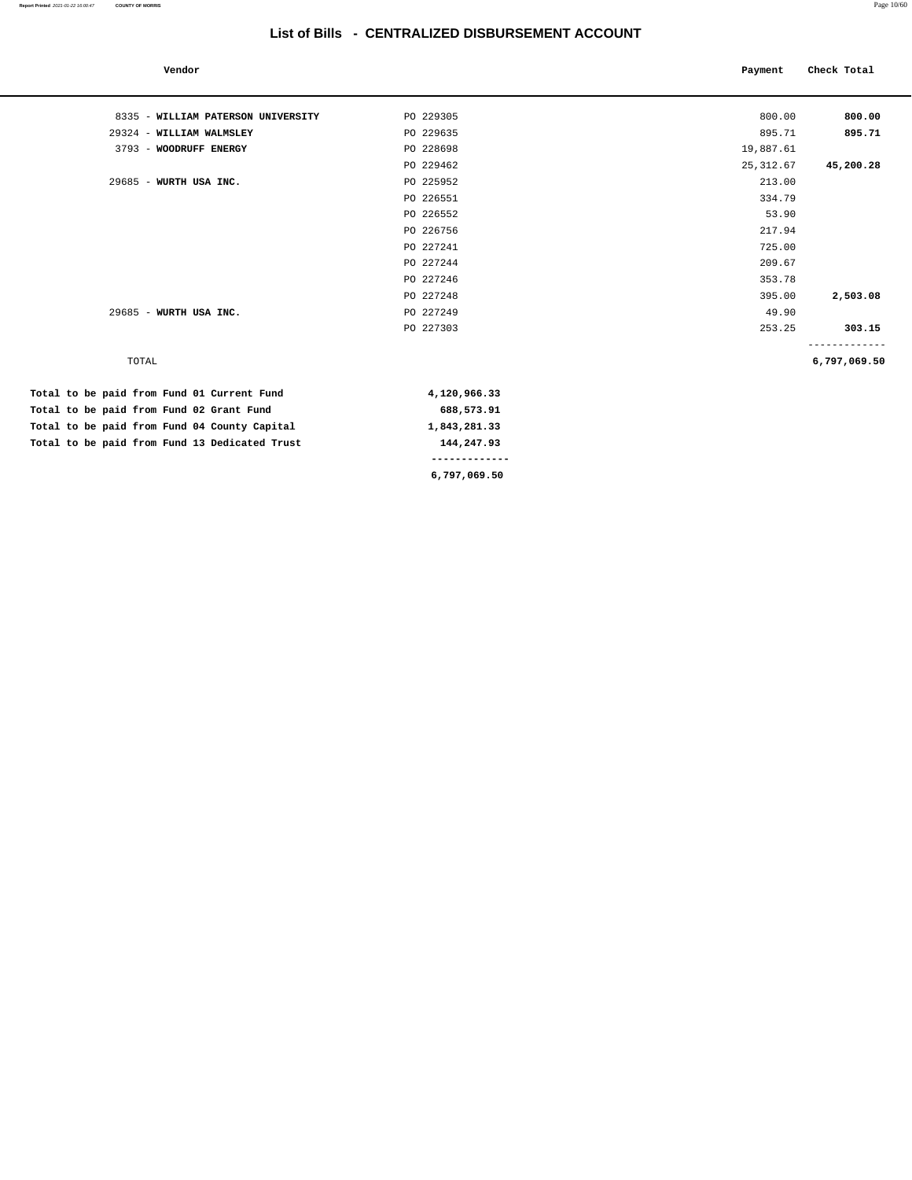# List of Bills - CENTRALIZED DISBURSEMENT ACCOUNT

| Vendor | | Payment | Check Total |
|---|---|---|---|
| 8335 - **WILLIAM PATERSON UNIVERSITY** | PO 229305 | 800.00 | **800.00** |
| 29324 - **WILLIAM WALMSLEY** | PO 229635 | 895.71 | **895.71** |
| 3793 - **WOODRUFF ENERGY** | PO 228698 | 19,887.61 | |
| | PO 229462 | 25,312.67 | **45,200.28** |
| 29685 - **WURTH USA INC.** | PO 225952 | 213.00 | |
| | PO 226551 | 334.79 | |
| | PO 226552 | 53.90 | |
| | PO 226756 | 217.94 | |
| | PO 227241 | 725.00 | |
| | PO 227244 | 209.67 | |
| | PO 227246 | 353.78 | |
| | PO 227248 | 395.00 | **2,503.08** |
| 29685 - **WURTH USA INC.** | PO 227249 | 49.90 | |
| | PO 227303 | 253.25 | **303.15** |
| TOTAL | | | **6,797,069.50** |

| | |
|---|---|
| **Total to be paid from Fund 01 Current Fund** | **4,120,966.33** |
| **Total to be paid from Fund 02 Grant Fund** | **688,573.91** |
| **Total to be paid from Fund 04 County Capital** | **1,843,281.33** |
| **Total to be paid from Fund 13 Dedicated Trust** | **144,247.93** |
| | **6,797,069.50** |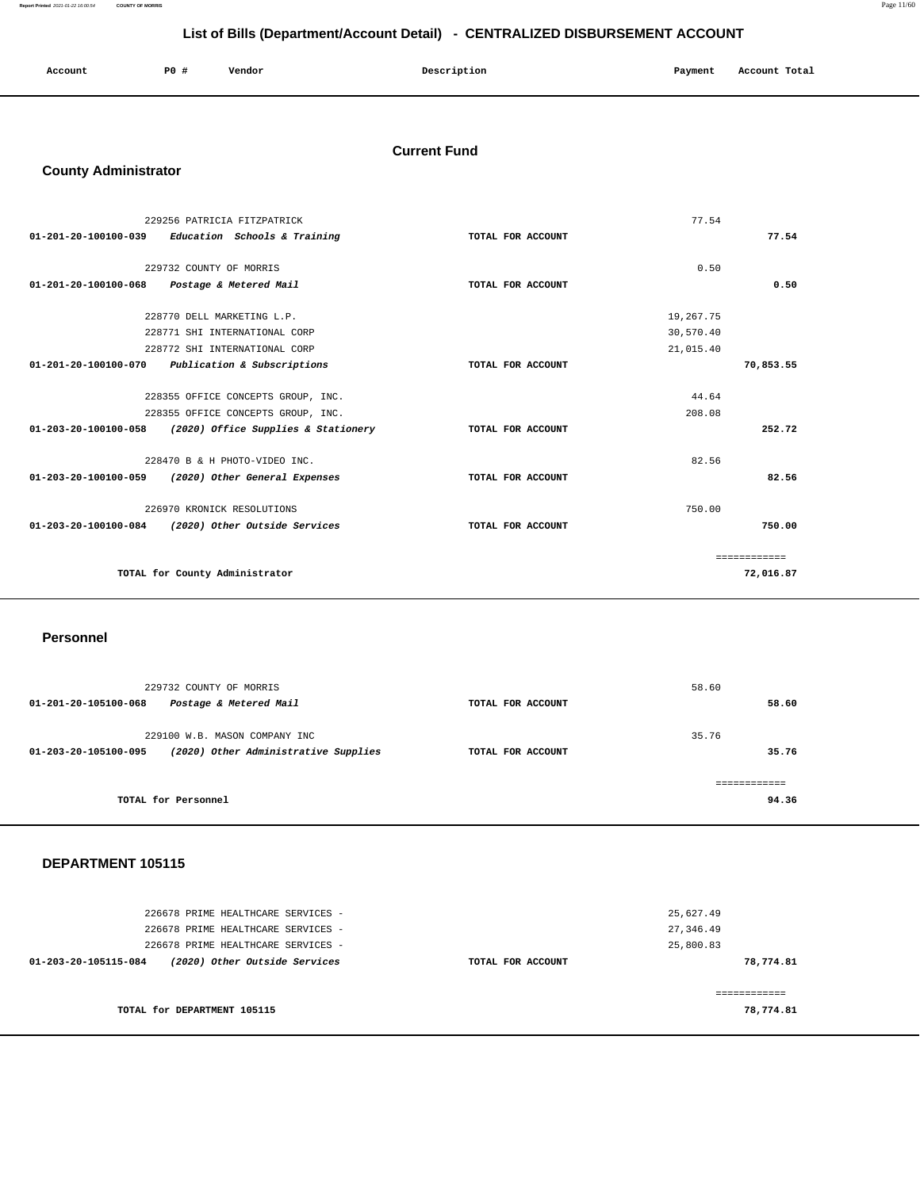# List of Bills (Department/Account Detail) - CENTRALIZED DISBURSEMENT ACCOUNT

| Account | PO # | Vendor | Description | Payment | Account Total |
|---|---|---|---|---|---|

## Current Fund

### County Administrator

| Account | PO # | Vendor | Description | Payment | Account Total |
|---|---|---|---|---|---|
| | 229256 | PATRICIA FITZPATRICK | | 77.54 | |
| 01-201-20-100100-039 | | *Education Schools & Training* | TOTAL FOR ACCOUNT | | 77.54 |
| | 229732 | COUNTY OF MORRIS | | 0.50 | |
| 01-201-20-100100-068 | | *Postage & Metered Mail* | TOTAL FOR ACCOUNT | | 0.50 |
| | 228770 | DELL MARKETING L.P. | | 19,267.75 | |
| | 228771 | SHI INTERNATIONAL CORP | | 30,570.40 | |
| | 228772 | SHI INTERNATIONAL CORP | | 21,015.40 | |
| 01-201-20-100100-070 | | *Publication & Subscriptions* | TOTAL FOR ACCOUNT | | 70,853.55 |
| | 228355 | OFFICE CONCEPTS GROUP, INC. | | 44.64 | |
| | 228355 | OFFICE CONCEPTS GROUP, INC. | | 208.08 | |
| 01-203-20-100100-058 | | *(2020) Office Supplies & Stationery* | TOTAL FOR ACCOUNT | | 252.72 |
| | 228470 | B & H PHOTO-VIDEO INC. | | 82.56 | |
| 01-203-20-100100-059 | | *(2020) Other General Expenses* | TOTAL FOR ACCOUNT | | 82.56 |
| | 226970 | KRONICK RESOLUTIONS | | 750.00 | |
| 01-203-20-100100-084 | | *(2020) Other Outside Services* | TOTAL FOR ACCOUNT | | 750.00 |
| | | TOTAL for County Administrator | | | 72,016.87 |

### Personnel

| Account | PO # | Vendor | Description | Payment | Account Total |
|---|---|---|---|---|---|
| | 229732 | COUNTY OF MORRIS | | 58.60 | |
| 01-201-20-105100-068 | | *Postage & Metered Mail* | TOTAL FOR ACCOUNT | | 58.60 |
| | 229100 | W.B. MASON COMPANY INC | | 35.76 | |
| 01-203-20-105100-095 | | *(2020) Other Administrative Supplies* | TOTAL FOR ACCOUNT | | 35.76 |
| | | TOTAL for Personnel | | | 94.36 |

### DEPARTMENT 105115

| Account | PO # | Vendor | Description | Payment | Account Total |
|---|---|---|---|---|---|
| | 226678 | PRIME HEALTHCARE SERVICES - | | 25,627.49 | |
| | 226678 | PRIME HEALTHCARE SERVICES - | | 27,346.49 | |
| | 226678 | PRIME HEALTHCARE SERVICES - | | 25,800.83 | |
| 01-203-20-105115-084 | | *(2020) Other Outside Services* | TOTAL FOR ACCOUNT | | 78,774.81 |
| | | TOTAL for DEPARTMENT 105115 | | | 78,774.81 |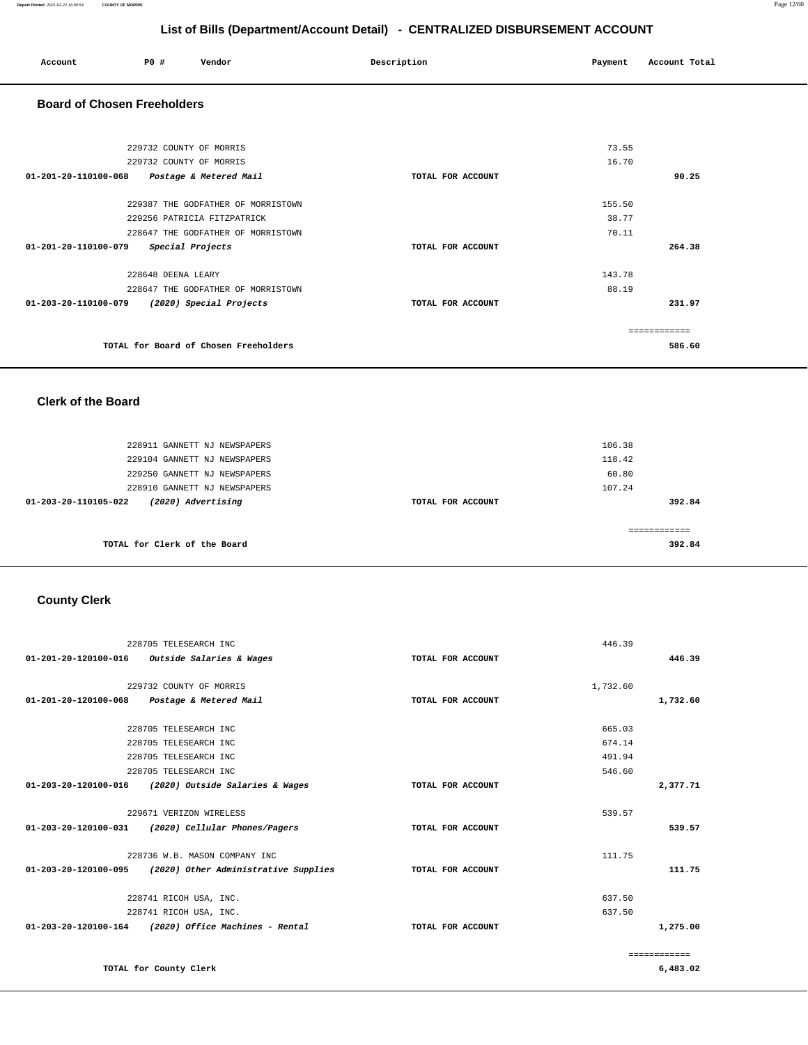## List of Bills (Department/Account Detail) - CENTRALIZED DISBURSEMENT ACCOUNT

| Account | PO # | Vendor | Description | Payment | Account Total |
|---|---|---|---|---|---|

### Board of Chosen Freeholders

| Account | PO # | Vendor | Description | Payment | Account Total |
|---|---|---|---|---|---|
| | 229732 | COUNTY OF MORRIS | | 73.55 | |
| | 229732 | COUNTY OF MORRIS | | 16.70 | |
| 01-201-20-110100-068 | | *Postage & Metered Mail* | TOTAL FOR ACCOUNT | | 90.25 |
| | 229387 | THE GODFATHER OF MORRISTOWN | | 155.50 | |
| | 229256 | PATRICIA FITZPATRICK | | 38.77 | |
| | 228647 | THE GODFATHER OF MORRISTOWN | | 70.11 | |
| 01-201-20-110100-079 | | *Special Projects* | TOTAL FOR ACCOUNT | | 264.38 |
| | 228648 | DEENA LEARY | | 143.78 | |
| | 228647 | THE GODFATHER OF MORRISTOWN | | 88.19 | |
| 01-203-20-110100-079 | | *(2020) Special Projects* | TOTAL FOR ACCOUNT | | 231.97 |
| | | | | | ============ |
| | | TOTAL for Board of Chosen Freeholders | | | 586.60 |

### Clerk of the Board

| Account | PO # | Vendor | Description | Payment | Account Total |
|---|---|---|---|---|---|
| | 228911 | GANNETT NJ NEWSPAPERS | | 106.38 | |
| | 229104 | GANNETT NJ NEWSPAPERS | | 118.42 | |
| | 229250 | GANNETT NJ NEWSPAPERS | | 60.80 | |
| | 228910 | GANNETT NJ NEWSPAPERS | | 107.24 | |
| 01-203-20-110105-022 | | *(2020) Advertising* | TOTAL FOR ACCOUNT | | 392.84 |
| | | | | | ============ |
| | | TOTAL for Clerk of the Board | | | 392.84 |

### County Clerk

| Account | PO # | Vendor | Description | Payment | Account Total |
|---|---|---|---|---|---|
| | 228705 | TELESEARCH INC | | 446.39 | |
| 01-201-20-120100-016 | | *Outside Salaries & Wages* | TOTAL FOR ACCOUNT | | 446.39 |
| | 229732 | COUNTY OF MORRIS | | 1,732.60 | |
| 01-201-20-120100-068 | | *Postage & Metered Mail* | TOTAL FOR ACCOUNT | | 1,732.60 |
| | 228705 | TELESEARCH INC | | 665.03 | |
| | 228705 | TELESEARCH INC | | 674.14 | |
| | 228705 | TELESEARCH INC | | 491.94 | |
| | 228705 | TELESEARCH INC | | 546.60 | |
| 01-203-20-120100-016 | | *(2020) Outside Salaries & Wages* | TOTAL FOR ACCOUNT | | 2,377.71 |
| | 229671 | VERIZON WIRELESS | | 539.57 | |
| 01-203-20-120100-031 | | *(2020) Cellular Phones/Pagers* | TOTAL FOR ACCOUNT | | 539.57 |
| | 228736 | W.B. MASON COMPANY INC | | 111.75 | |
| 01-203-20-120100-095 | | *(2020) Other Administrative Supplies* | TOTAL FOR ACCOUNT | | 111.75 |
| | 228741 | RICOH USA, INC. | | 637.50 | |
| | 228741 | RICOH USA, INC. | | 637.50 | |
| 01-203-20-120100-164 | | *(2020) Office Machines - Rental* | TOTAL FOR ACCOUNT | | 1,275.00 |
| | | | | | ============ |
| | | TOTAL for County Clerk | | | 6,483.02 |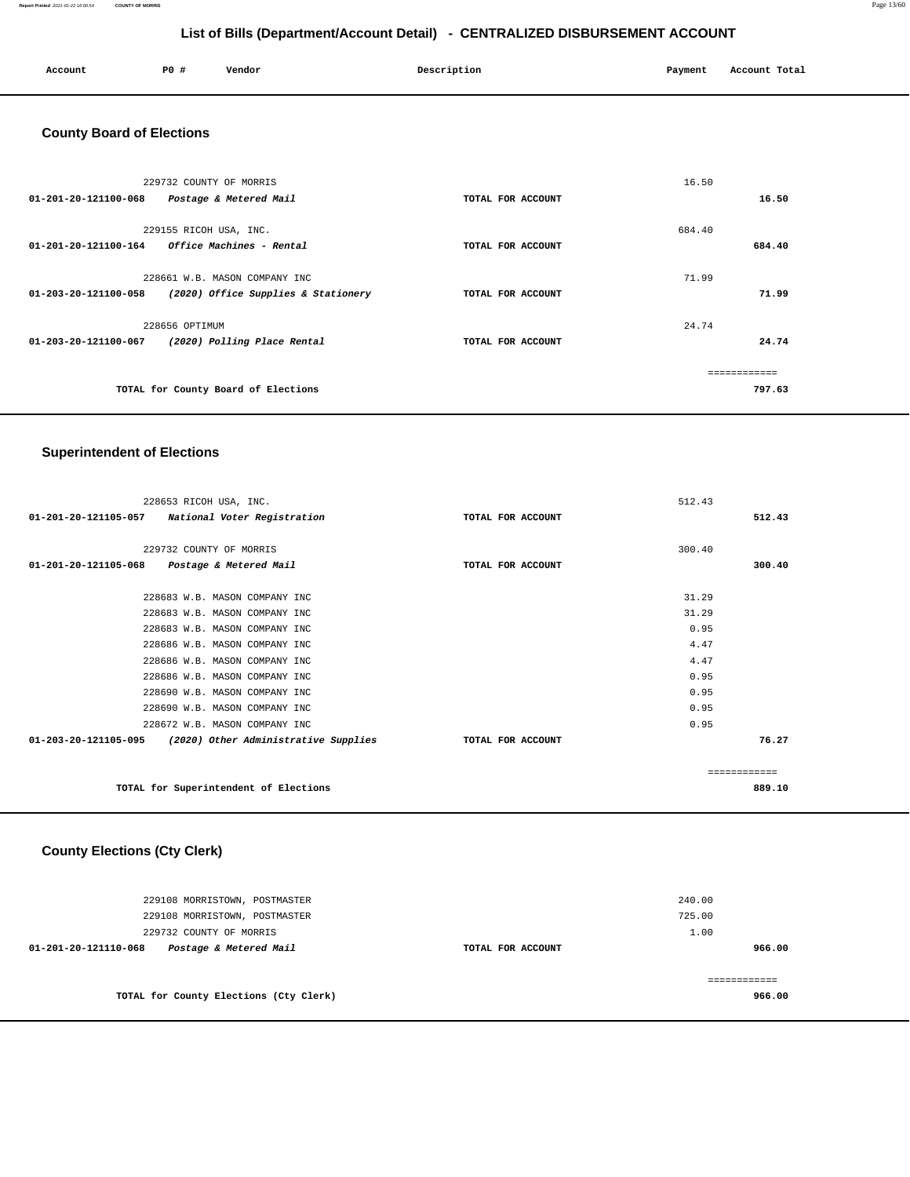## List of Bills (Department/Account Detail) - CENTRALIZED DISBURSEMENT ACCOUNT

| Account | PO # | Vendor | Description | Payment | Account Total |
|---|---|---|---|---|---|

### County Board of Elections

| Account | PO # | Vendor | Description | Payment | Account Total |
|---|---|---|---|---|---|
| | 229732 | COUNTY OF MORRIS | | 16.50 | |
| 01-201-20-121100-068 | | *Postage & Metered Mail* | TOTAL FOR ACCOUNT | | 16.50 |
| | 229155 | RICOH USA, INC. | | 684.40 | |
| 01-201-20-121100-164 | | *Office Machines - Rental* | TOTAL FOR ACCOUNT | | 684.40 |
| | 228661 | W.B. MASON COMPANY INC | | 71.99 | |
| 01-203-20-121100-058 | | *(2020) Office Supplies & Stationery* | TOTAL FOR ACCOUNT | | 71.99 |
| | 228656 | OPTIMUM | | 24.74 | |
| 01-203-20-121100-067 | | *(2020) Polling Place Rental* | TOTAL FOR ACCOUNT | | 24.74 |
| | | | | | ============ |
| | | TOTAL for County Board of Elections | | | 797.63 |

### Superintendent of Elections

| Account | PO # | Vendor | Description | Payment | Account Total |
|---|---|---|---|---|---|
| | 228653 | RICOH USA, INC. | | 512.43 | |
| 01-201-20-121105-057 | | *National Voter Registration* | TOTAL FOR ACCOUNT | | 512.43 |
| | 229732 | COUNTY OF MORRIS | | 300.40 | |
| 01-201-20-121105-068 | | *Postage & Metered Mail* | TOTAL FOR ACCOUNT | | 300.40 |
| | 228683 | W.B. MASON COMPANY INC | | 31.29 | |
| | 228683 | W.B. MASON COMPANY INC | | 31.29 | |
| | 228683 | W.B. MASON COMPANY INC | | 0.95 | |
| | 228686 | W.B. MASON COMPANY INC | | 4.47 | |
| | 228686 | W.B. MASON COMPANY INC | | 4.47 | |
| | 228686 | W.B. MASON COMPANY INC | | 0.95 | |
| | 228690 | W.B. MASON COMPANY INC | | 0.95 | |
| | 228690 | W.B. MASON COMPANY INC | | 0.95 | |
| | 228672 | W.B. MASON COMPANY INC | | 0.95 | |
| 01-203-20-121105-095 | | *(2020) Other Administrative Supplies* | TOTAL FOR ACCOUNT | | 76.27 |
| | | | | | ============ |
| | | TOTAL for Superintendent of Elections | | | 889.10 |

### County Elections (Cty Clerk)

| Account | PO # | Vendor | Description | Payment | Account Total |
|---|---|---|---|---|---|
| | 229108 | MORRISTOWN, POSTMASTER | | 240.00 | |
| | 229108 | MORRISTOWN, POSTMASTER | | 725.00 | |
| | 229732 | COUNTY OF MORRIS | | 1.00 | |
| 01-201-20-121110-068 | | *Postage & Metered Mail* | TOTAL FOR ACCOUNT | | 966.00 |
| | | | | | ============ |
| | | TOTAL for County Elections (Cty Clerk) | | | 966.00 |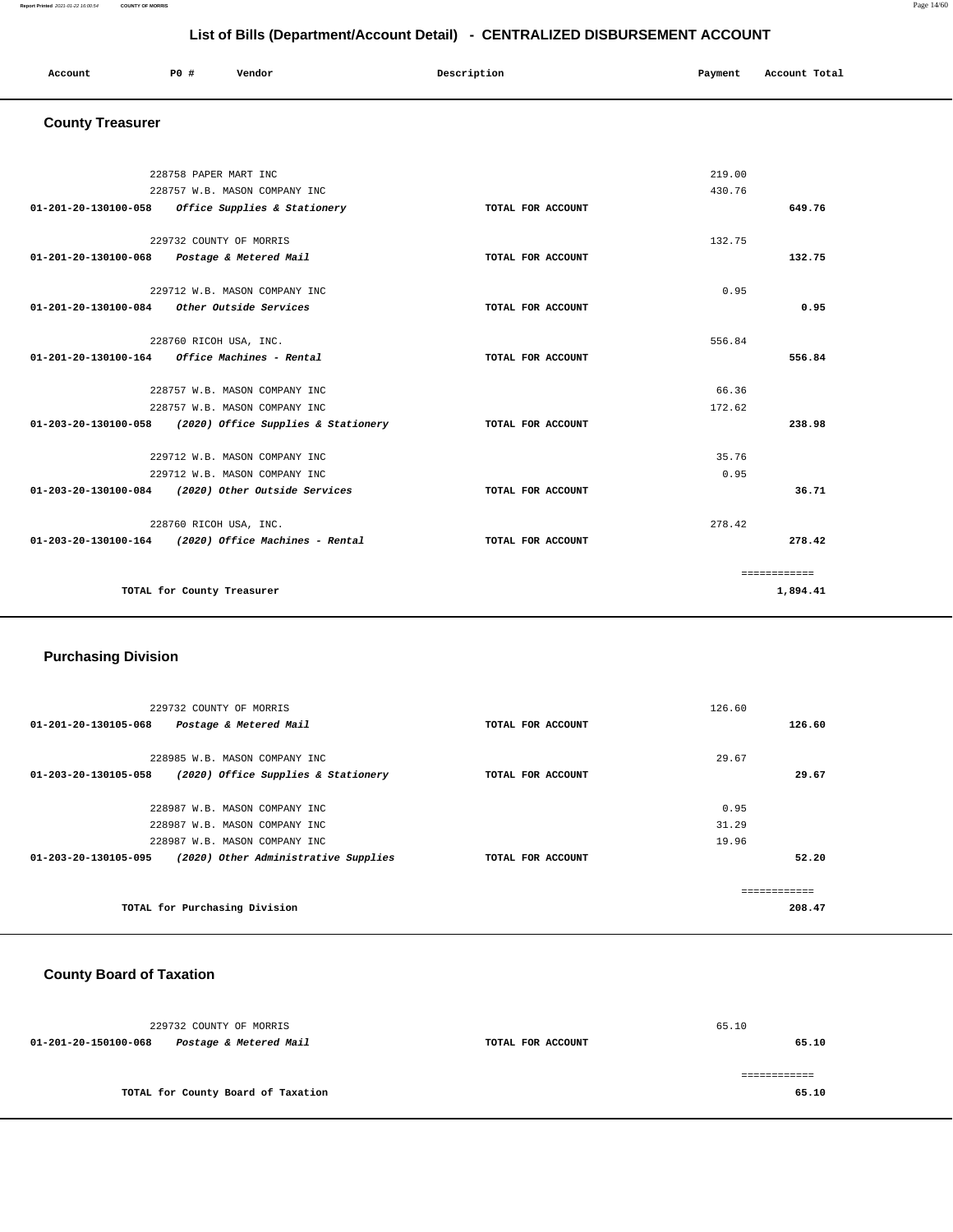# List of Bills (Department/Account Detail) - CENTRALIZED DISBURSEMENT ACCOUNT

| Account | PO # | Vendor | Description | Payment | Account Total |
|---|---|---|---|---|---|

## County Treasurer

| Account | PO # | Vendor | Description | Payment | Account Total |
|---|---|---|---|---|---|
| | 228758 | PAPER MART INC | | 219.00 | |
| | 228757 | W.B. MASON COMPANY INC | | 430.76 | |
| 01-201-20-130100-058 | | *Office Supplies & Stationery* | TOTAL FOR ACCOUNT | | 649.76 |
| | 229732 | COUNTY OF MORRIS | | 132.75 | |
| 01-201-20-130100-068 | | *Postage & Metered Mail* | TOTAL FOR ACCOUNT | | 132.75 |
| | 229712 | W.B. MASON COMPANY INC | | 0.95 | |
| 01-201-20-130100-084 | | *Other Outside Services* | TOTAL FOR ACCOUNT | | 0.95 |
| | 228760 | RICOH USA, INC. | | 556.84 | |
| 01-201-20-130100-164 | | *Office Machines - Rental* | TOTAL FOR ACCOUNT | | 556.84 |
| | 228757 | W.B. MASON COMPANY INC | | 66.36 | |
| | 228757 | W.B. MASON COMPANY INC | | 172.62 | |
| 01-203-20-130100-058 | | *(2020) Office Supplies & Stationery* | TOTAL FOR ACCOUNT | | 238.98 |
| | 229712 | W.B. MASON COMPANY INC | | 35.76 | |
| | 229712 | W.B. MASON COMPANY INC | | 0.95 | |
| 01-203-20-130100-084 | | *(2020) Other Outside Services* | TOTAL FOR ACCOUNT | | 36.71 |
| | 228760 | RICOH USA, INC. | | 278.42 | |
| 01-203-20-130100-164 | | *(2020) Office Machines - Rental* | TOTAL FOR ACCOUNT | | 278.42 |
| | | | | | ============ |
| TOTAL for County Treasurer | | | | | 1,894.41 |

## Purchasing Division

| Account | PO # | Vendor | Description | Payment | Account Total |
|---|---|---|---|---|---|
| | 229732 | COUNTY OF MORRIS | | 126.60 | |
| 01-201-20-130105-068 | | *Postage & Metered Mail* | TOTAL FOR ACCOUNT | | 126.60 |
| | 228985 | W.B. MASON COMPANY INC | | 29.67 | |
| 01-203-20-130105-058 | | *(2020) Office Supplies & Stationery* | TOTAL FOR ACCOUNT | | 29.67 |
| | 228987 | W.B. MASON COMPANY INC | | 0.95 | |
| | 228987 | W.B. MASON COMPANY INC | | 31.29 | |
| | 228987 | W.B. MASON COMPANY INC | | 19.96 | |
| 01-203-20-130105-095 | | *(2020) Other Administrative Supplies* | TOTAL FOR ACCOUNT | | 52.20 |
| | | | | | ============ |
| TOTAL for Purchasing Division | | | | | 208.47 |

## County Board of Taxation

| Account | PO # | Vendor | Description | Payment | Account Total |
|---|---|---|---|---|---|
| | 229732 | COUNTY OF MORRIS | | 65.10 | |
| 01-201-20-150100-068 | | *Postage & Metered Mail* | TOTAL FOR ACCOUNT | | 65.10 |
| | | | | | ============ |
| TOTAL for County Board of Taxation | | | | | 65.10 |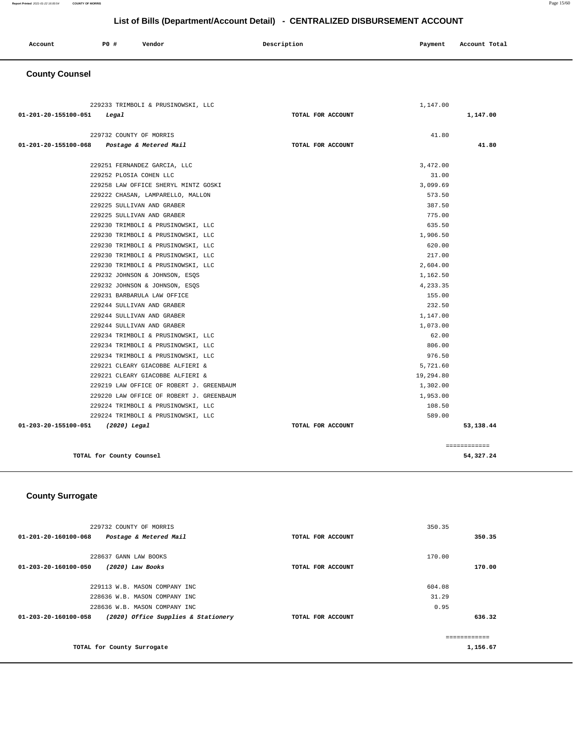## List of Bills (Department/Account Detail) - CENTRALIZED DISBURSEMENT ACCOUNT

| Account | PO # | Vendor | Description | Payment | Account Total |
|---|---|---|---|---|---|

### County Counsel

| Account | PO # | Vendor | Description | Payment | Account Total |
|---|---|---|---|---|---|
| | 229233 | TRIMBOLI & PRUSINOWSKI, LLC | | 1,147.00 | |
| 01-201-20-155100-051 | | *Legal* | TOTAL FOR ACCOUNT | | 1,147.00 |
| | 229732 | COUNTY OF MORRIS | | 41.80 | |
| 01-201-20-155100-068 | | *Postage & Metered Mail* | TOTAL FOR ACCOUNT | | 41.80 |
| | 229251 | FERNANDEZ GARCIA, LLC | | 3,472.00 | |
| | 229252 | PLOSIA COHEN LLC | | 31.00 | |
| | 229258 | LAW OFFICE SHERYL MINTZ GOSKI | | 3,099.69 | |
| | 229222 | CHASAN, LAMPARELLO, MALLON | | 573.50 | |
| | 229225 | SULLIVAN AND GRABER | | 387.50 | |
| | 229225 | SULLIVAN AND GRABER | | 775.00 | |
| | 229230 | TRIMBOLI & PRUSINOWSKI, LLC | | 635.50 | |
| | 229230 | TRIMBOLI & PRUSINOWSKI, LLC | | 1,906.50 | |
| | 229230 | TRIMBOLI & PRUSINOWSKI, LLC | | 620.00 | |
| | 229230 | TRIMBOLI & PRUSINOWSKI, LLC | | 217.00 | |
| | 229230 | TRIMBOLI & PRUSINOWSKI, LLC | | 2,604.00 | |
| | 229232 | JOHNSON & JOHNSON, ESQS | | 1,162.50 | |
| | 229232 | JOHNSON & JOHNSON, ESQS | | 4,233.35 | |
| | 229231 | BARBARULA LAW OFFICE | | 155.00 | |
| | 229244 | SULLIVAN AND GRABER | | 232.50 | |
| | 229244 | SULLIVAN AND GRABER | | 1,147.00 | |
| | 229244 | SULLIVAN AND GRABER | | 1,073.00 | |
| | 229234 | TRIMBOLI & PRUSINOWSKI, LLC | | 62.00 | |
| | 229234 | TRIMBOLI & PRUSINOWSKI, LLC | | 806.00 | |
| | 229234 | TRIMBOLI & PRUSINOWSKI, LLC | | 976.50 | |
| | 229221 | CLEARY GIACOBBE ALFIERI & | | 5,721.60 | |
| | 229221 | CLEARY GIACOBBE ALFIERI & | | 19,294.80 | |
| | 229219 | LAW OFFICE OF ROBERT J. GREENBAUM | | 1,302.00 | |
| | 229220 | LAW OFFICE OF ROBERT J. GREENBAUM | | 1,953.00 | |
| | 229224 | TRIMBOLI & PRUSINOWSKI, LLC | | 108.50 | |
| | 229224 | TRIMBOLI & PRUSINOWSKI, LLC | | 589.00 | |
| 01-203-20-155100-051 | | *(2020) Legal* | TOTAL FOR ACCOUNT | | 53,138.44 |
| | | | | | ============ |
| | | TOTAL for County Counsel | | | 54,327.24 |

### County Surrogate

| Account | PO # | Vendor | Description | Payment | Account Total |
|---|---|---|---|---|---|
| | 229732 | COUNTY OF MORRIS | | 350.35 | |
| 01-201-20-160100-068 | | *Postage & Metered Mail* | TOTAL FOR ACCOUNT | | 350.35 |
| | 228637 | GANN LAW BOOKS | | 170.00 | |
| 01-203-20-160100-050 | | *(2020) Law Books* | TOTAL FOR ACCOUNT | | 170.00 |
| | 229113 | W.B. MASON COMPANY INC | | 604.08 | |
| | 228636 | W.B. MASON COMPANY INC | | 31.29 | |
| | 228636 | W.B. MASON COMPANY INC | | 0.95 | |
| 01-203-20-160100-058 | | *(2020) Office Supplies & Stationery* | TOTAL FOR ACCOUNT | | 636.32 |
| | | | | | ============ |
| | | TOTAL for County Surrogate | | | 1,156.67 |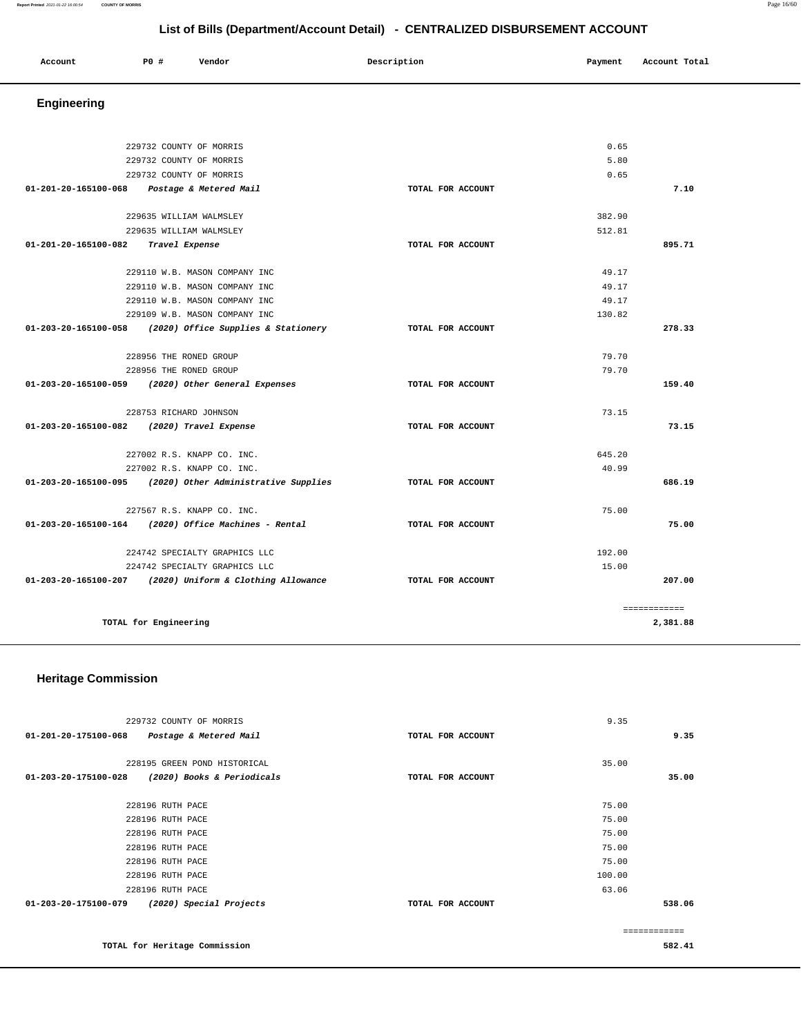# List of Bills (Department/Account Detail) - CENTRALIZED DISBURSEMENT ACCOUNT

| Account | PO # | Vendor | Description | Payment | Account Total |
|---|---|---|---|---|---|

## Engineering

| Account | PO # | Vendor | Description | Payment | Account Total |
|---|---|---|---|---|---|
| | 229732 | COUNTY OF MORRIS | | 0.65 | |
| | 229732 | COUNTY OF MORRIS | | 5.80 | |
| | 229732 | COUNTY OF MORRIS | | 0.65 | |
| **01-201-20-165100-068** | | *Postage & Metered Mail* | TOTAL FOR ACCOUNT | | **7.10** |
| | 229635 | WILLIAM WALMSLEY | | 382.90 | |
| | 229635 | WILLIAM WALMSLEY | | 512.81 | |
| **01-201-20-165100-082** | | *Travel Expense* | TOTAL FOR ACCOUNT | | **895.71** |
| | 229110 | W.B. MASON COMPANY INC | | 49.17 | |
| | 229110 | W.B. MASON COMPANY INC | | 49.17 | |
| | 229110 | W.B. MASON COMPANY INC | | 49.17 | |
| | 229109 | W.B. MASON COMPANY INC | | 130.82 | |
| **01-203-20-165100-058** | | *(2020) Office Supplies & Stationery* | TOTAL FOR ACCOUNT | | **278.33** |
| | 228956 | THE RONED GROUP | | 79.70 | |
| | 228956 | THE RONED GROUP | | 79.70 | |
| **01-203-20-165100-059** | | *(2020) Other General Expenses* | TOTAL FOR ACCOUNT | | **159.40** |
| | 228753 | RICHARD JOHNSON | | 73.15 | |
| **01-203-20-165100-082** | | *(2020) Travel Expense* | TOTAL FOR ACCOUNT | | **73.15** |
| | 227002 | R.S. KNAPP CO. INC. | | 645.20 | |
| | 227002 | R.S. KNAPP CO. INC. | | 40.99 | |
| **01-203-20-165100-095** | | *(2020) Other Administrative Supplies* | TOTAL FOR ACCOUNT | | **686.19** |
| | 227567 | R.S. KNAPP CO. INC. | | 75.00 | |
| **01-203-20-165100-164** | | *(2020) Office Machines - Rental* | TOTAL FOR ACCOUNT | | **75.00** |
| | 224742 | SPECIALTY GRAPHICS LLC | | 192.00 | |
| | 224742 | SPECIALTY GRAPHICS LLC | | 15.00 | |
| **01-203-20-165100-207** | | *(2020) Uniform & Clothing Allowance* | TOTAL FOR ACCOUNT | | **207.00** |
| | | | | | ============ |
| | | **TOTAL for Engineering** | | | **2,381.88** |

## Heritage Commission

| Account | PO # | Vendor | Description | Payment | Account Total |
|---|---|---|---|---|---|
| | 229732 | COUNTY OF MORRIS | | 9.35 | |
| **01-201-20-175100-068** | | *Postage & Metered Mail* | TOTAL FOR ACCOUNT | | **9.35** |
| | 228195 | GREEN POND HISTORICAL | | 35.00 | |
| **01-203-20-175100-028** | | *(2020) Books & Periodicals* | TOTAL FOR ACCOUNT | | **35.00** |
| | 228196 | RUTH PACE | | 75.00 | |
| | 228196 | RUTH PACE | | 75.00 | |
| | 228196 | RUTH PACE | | 75.00 | |
| | 228196 | RUTH PACE | | 75.00 | |
| | 228196 | RUTH PACE | | 75.00 | |
| | 228196 | RUTH PACE | | 100.00 | |
| | 228196 | RUTH PACE | | 63.06 | |
| **01-203-20-175100-079** | | *(2020) Special Projects* | TOTAL FOR ACCOUNT | | **538.06** |
| | | | | | ============ |
| | | **TOTAL for Heritage Commission** | | | **582.41** |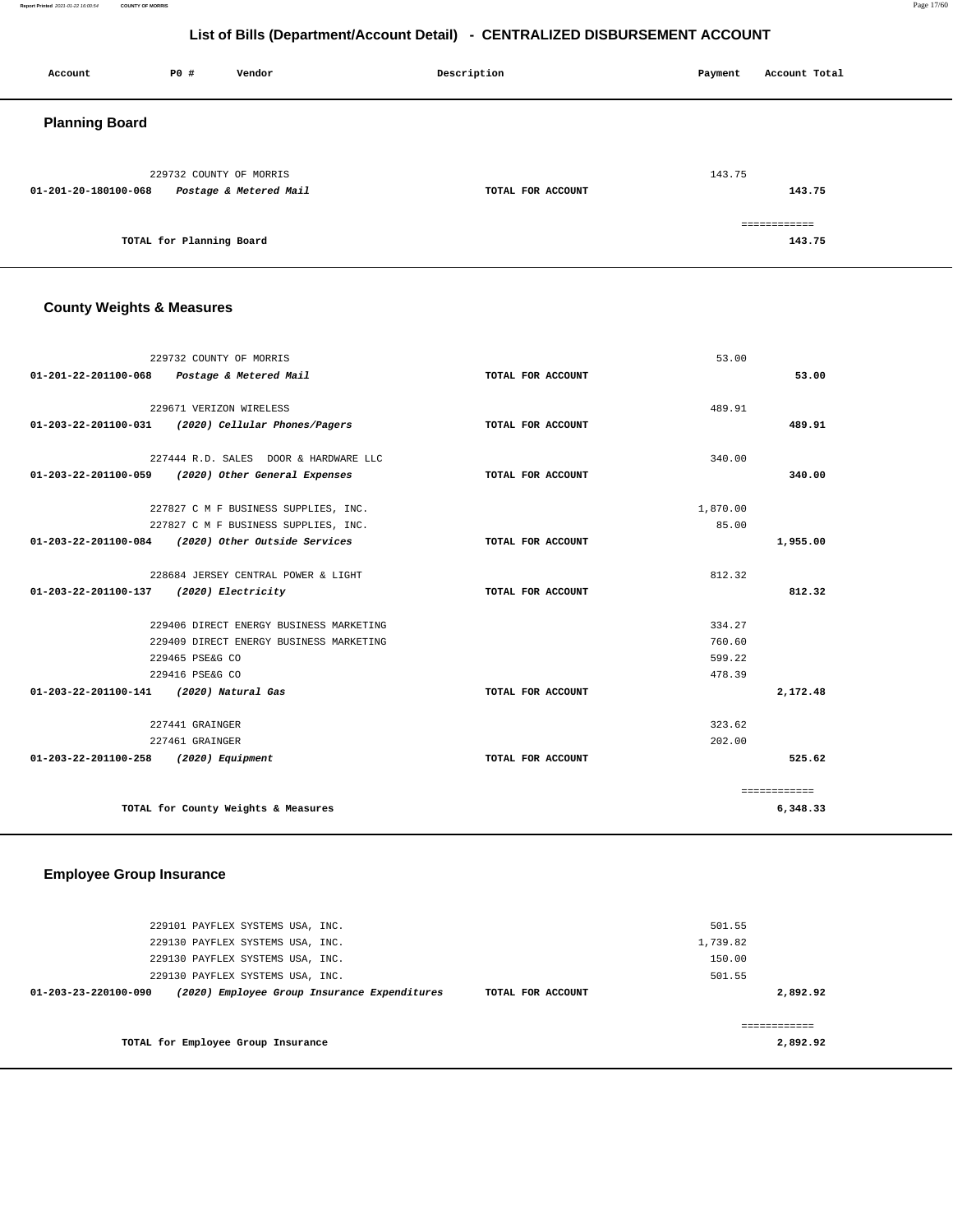## List of Bills (Department/Account Detail) - CENTRALIZED DISBURSEMENT ACCOUNT

| Account | PO # | Vendor | Description | Payment | Account Total |
|---|---|---|---|---|---|

### Planning Board

| Account | PO # | Vendor | Description | Payment | Account Total |
|---|---|---|---|---|---|
| | 229732 | COUNTY OF MORRIS | | 143.75 | |
| 01-201-20-180100-068 | | *Postage & Metered Mail* | TOTAL FOR ACCOUNT | | 143.75 |
| | | | | | ============ |
| | | TOTAL for Planning Board | | | 143.75 |

### County Weights & Measures

| Account | PO # | Vendor | Description | Payment | Account Total |
|---|---|---|---|---|---|
| | 229732 | COUNTY OF MORRIS | | 53.00 | |
| 01-201-22-201100-068 | | *Postage & Metered Mail* | TOTAL FOR ACCOUNT | | 53.00 |
| | 229671 | VERIZON WIRELESS | | 489.91 | |
| 01-203-22-201100-031 | | *(2020) Cellular Phones/Pagers* | TOTAL FOR ACCOUNT | | 489.91 |
| | 227444 | R.D. SALES DOOR & HARDWARE LLC | | 340.00 | |
| 01-203-22-201100-059 | | *(2020) Other General Expenses* | TOTAL FOR ACCOUNT | | 340.00 |
| | 227827 | C M F BUSINESS SUPPLIES, INC. | | 1,870.00 | |
| | 227827 | C M F BUSINESS SUPPLIES, INC. | | 85.00 | |
| 01-203-22-201100-084 | | *(2020) Other Outside Services* | TOTAL FOR ACCOUNT | | 1,955.00 |
| | 228684 | JERSEY CENTRAL POWER & LIGHT | | 812.32 | |
| 01-203-22-201100-137 | | *(2020) Electricity* | TOTAL FOR ACCOUNT | | 812.32 |
| | 229406 | DIRECT ENERGY BUSINESS MARKETING | | 334.27 | |
| | 229409 | DIRECT ENERGY BUSINESS MARKETING | | 760.60 | |
| | 229465 | PSE&G CO | | 599.22 | |
| | 229416 | PSE&G CO | | 478.39 | |
| 01-203-22-201100-141 | | *(2020) Natural Gas* | TOTAL FOR ACCOUNT | | 2,172.48 |
| | 227441 | GRAINGER | | 323.62 | |
| | 227461 | GRAINGER | | 202.00 | |
| 01-203-22-201100-258 | | *(2020) Equipment* | TOTAL FOR ACCOUNT | | 525.62 |
| | | | | | ============ |
| | | TOTAL for County Weights & Measures | | | 6,348.33 |

### Employee Group Insurance

| Account | PO # | Vendor | Description | Payment | Account Total |
|---|---|---|---|---|---|
| | 229101 | PAYFLEX SYSTEMS USA, INC. | | 501.55 | |
| | 229130 | PAYFLEX SYSTEMS USA, INC. | | 1,739.82 | |
| | 229130 | PAYFLEX SYSTEMS USA, INC. | | 150.00 | |
| | 229130 | PAYFLEX SYSTEMS USA, INC. | | 501.55 | |
| 01-203-23-220100-090 | | *(2020) Employee Group Insurance Expenditures* | TOTAL FOR ACCOUNT | | 2,892.92 |
| | | | | | ============ |
| | | TOTAL for Employee Group Insurance | | | 2,892.92 |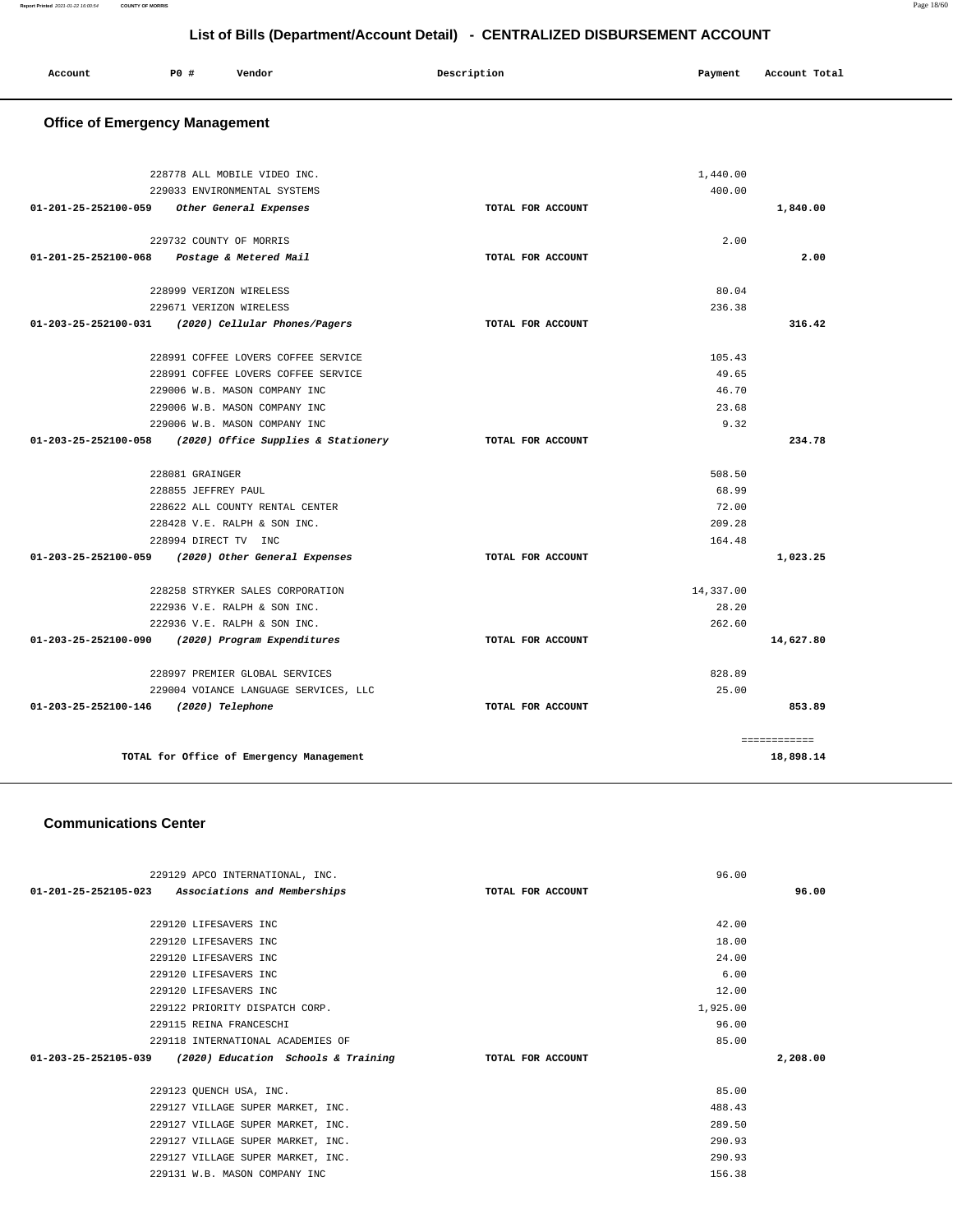# List of Bills (Department/Account Detail) - CENTRALIZED DISBURSEMENT ACCOUNT

| Account | PO # | Vendor | Description | Payment | Account Total |
|---|---|---|---|---|---|

## Office of Emergency Management

| Account | PO # | Vendor | Description | Payment | Account Total |
|---|---|---|---|---|---|
| | 228778 | ALL MOBILE VIDEO INC. | | 1,440.00 | |
| | 229033 | ENVIRONMENTAL SYSTEMS | | 400.00 | |
| 01-201-25-252100-059 | | *Other General Expenses* | TOTAL FOR ACCOUNT | | 1,840.00 |
| | 229732 | COUNTY OF MORRIS | | 2.00 | |
| 01-201-25-252100-068 | | *Postage & Metered Mail* | TOTAL FOR ACCOUNT | | 2.00 |
| | 228999 | VERIZON WIRELESS | | 80.04 | |
| | 229671 | VERIZON WIRELESS | | 236.38 | |
| 01-203-25-252100-031 | | *(2020) Cellular Phones/Pagers* | TOTAL FOR ACCOUNT | | 316.42 |
| | 228991 | COFFEE LOVERS COFFEE SERVICE | | 105.43 | |
| | 228991 | COFFEE LOVERS COFFEE SERVICE | | 49.65 | |
| | 229006 | W.B. MASON COMPANY INC | | 46.70 | |
| | 229006 | W.B. MASON COMPANY INC | | 23.68 | |
| | 229006 | W.B. MASON COMPANY INC | | 9.32 | |
| 01-203-25-252100-058 | | *(2020) Office Supplies & Stationery* | TOTAL FOR ACCOUNT | | 234.78 |
| | 228081 | GRAINGER | | 508.50 | |
| | 228855 | JEFFREY PAUL | | 68.99 | |
| | 228622 | ALL COUNTY RENTAL CENTER | | 72.00 | |
| | 228428 | V.E. RALPH & SON INC. | | 209.28 | |
| | 228994 | DIRECT TV INC | | 164.48 | |
| 01-203-25-252100-059 | | *(2020) Other General Expenses* | TOTAL FOR ACCOUNT | | 1,023.25 |
| | 228258 | STRYKER SALES CORPORATION | | 14,337.00 | |
| | 222936 | V.E. RALPH & SON INC. | | 28.20 | |
| | 222936 | V.E. RALPH & SON INC. | | 262.60 | |
| 01-203-25-252100-090 | | *(2020) Program Expenditures* | TOTAL FOR ACCOUNT | | 14,627.80 |
| | 228997 | PREMIER GLOBAL SERVICES | | 828.89 | |
| | 229004 | VOIANCE LANGUAGE SERVICES, LLC | | 25.00 | |
| 01-203-25-252100-146 | | *(2020) Telephone* | TOTAL FOR ACCOUNT | | 853.89 |
| | | | | | ============ |
| | | TOTAL for Office of Emergency Management | | | 18,898.14 |

## Communications Center

| Account | PO # | Vendor | Description | Payment | Account Total |
|---|---|---|---|---|---|
| | 229129 | APCO INTERNATIONAL, INC. | | 96.00 | |
| 01-201-25-252105-023 | | *Associations and Memberships* | TOTAL FOR ACCOUNT | | 96.00 |
| | 229120 | LIFESAVERS INC | | 42.00 | |
| | 229120 | LIFESAVERS INC | | 18.00 | |
| | 229120 | LIFESAVERS INC | | 24.00 | |
| | 229120 | LIFESAVERS INC | | 6.00 | |
| | 229120 | LIFESAVERS INC | | 12.00 | |
| | 229122 | PRIORITY DISPATCH CORP. | | 1,925.00 | |
| | 229115 | REINA FRANCESCHI | | 96.00 | |
| | 229118 | INTERNATIONAL ACADEMIES OF | | 85.00 | |
| 01-203-25-252105-039 | | *(2020) Education Schools & Training* | TOTAL FOR ACCOUNT | | 2,208.00 |
| | 229123 | QUENCH USA, INC. | | 85.00 | |
| | 229127 | VILLAGE SUPER MARKET, INC. | | 488.43 | |
| | 229127 | VILLAGE SUPER MARKET, INC. | | 289.50 | |
| | 229127 | VILLAGE SUPER MARKET, INC. | | 290.93 | |
| | 229127 | VILLAGE SUPER MARKET, INC. | | 290.93 | |
| | 229131 | W.B. MASON COMPANY INC | | 156.38 | |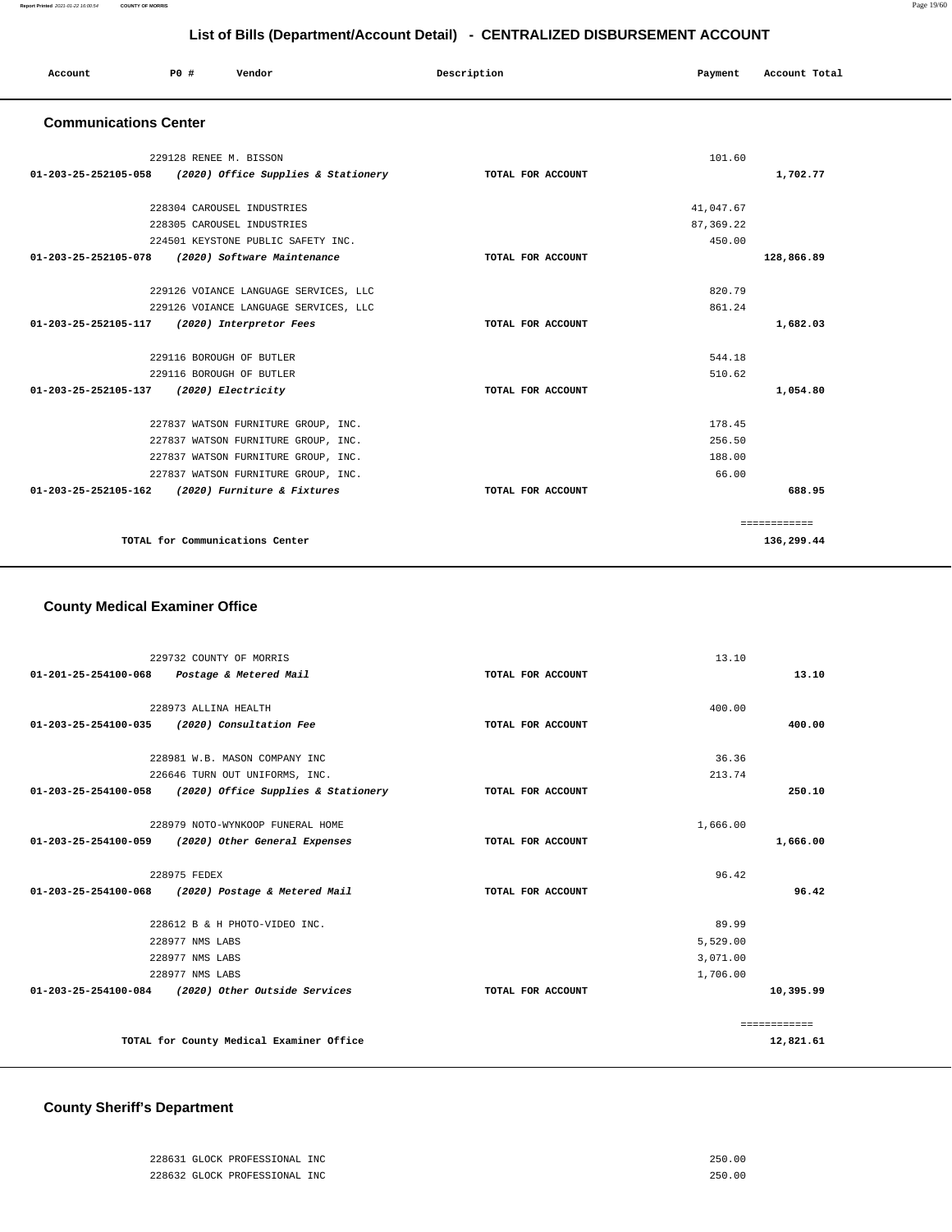## List of Bills (Department/Account Detail) - CENTRALIZED DISBURSEMENT ACCOUNT

| Account | PO # | Vendor | Description | Payment | Account Total |
|---|---|---|---|---|---|

### Communications Center

| Account | PO # | Vendor | Description | Payment | Account Total |
|---|---|---|---|---|---|
| | 229128 | RENEE M. BISSON | | 101.60 | |
| **01-203-25-252105-058** | | ***(2020) Office Supplies & Stationery*** | **TOTAL FOR ACCOUNT** | | **1,702.77** |
| | 228304 | CAROUSEL INDUSTRIES | | 41,047.67 | |
| | 228305 | CAROUSEL INDUSTRIES | | 87,369.22 | |
| | 224501 | KEYSTONE PUBLIC SAFETY INC. | | 450.00 | |
| **01-203-25-252105-078** | | ***(2020) Software Maintenance*** | **TOTAL FOR ACCOUNT** | | **128,866.89** |
| | 229126 | VOIANCE LANGUAGE SERVICES, LLC | | 820.79 | |
| | 229126 | VOIANCE LANGUAGE SERVICES, LLC | | 861.24 | |
| **01-203-25-252105-117** | | ***(2020) Interpretor Fees*** | **TOTAL FOR ACCOUNT** | | **1,682.03** |
| | 229116 | BOROUGH OF BUTLER | | 544.18 | |
| | 229116 | BOROUGH OF BUTLER | | 510.62 | |
| **01-203-25-252105-137** | | ***(2020) Electricity*** | **TOTAL FOR ACCOUNT** | | **1,054.80** |
| | 227837 | WATSON FURNITURE GROUP, INC. | | 178.45 | |
| | 227837 | WATSON FURNITURE GROUP, INC. | | 256.50 | |
| | 227837 | WATSON FURNITURE GROUP, INC. | | 188.00 | |
| | 227837 | WATSON FURNITURE GROUP, INC. | | 66.00 | |
| **01-203-25-252105-162** | | ***(2020) Furniture & Fixtures*** | **TOTAL FOR ACCOUNT** | | **688.95** |
| | | | | | ============ |
| | | **TOTAL for Communications Center** | | | **136,299.44** |

### County Medical Examiner Office

| Account | PO # | Vendor | Description | Payment | Account Total |
|---|---|---|---|---|---|
| | 229732 | COUNTY OF MORRIS | | 13.10 | |
| **01-201-25-254100-068** | | ***Postage & Metered Mail*** | **TOTAL FOR ACCOUNT** | | **13.10** |
| | 228973 | ALLINA HEALTH | | 400.00 | |
| **01-203-25-254100-035** | | ***(2020) Consultation Fee*** | **TOTAL FOR ACCOUNT** | | **400.00** |
| | 228981 | W.B. MASON COMPANY INC | | 36.36 | |
| | 226646 | TURN OUT UNIFORMS, INC. | | 213.74 | |
| **01-203-25-254100-058** | | ***(2020) Office Supplies & Stationery*** | **TOTAL FOR ACCOUNT** | | **250.10** |
| | 228979 | NOTO-WYNKOOP FUNERAL HOME | | 1,666.00 | |
| **01-203-25-254100-059** | | ***(2020) Other General Expenses*** | **TOTAL FOR ACCOUNT** | | **1,666.00** |
| | 228975 | FEDEX | | 96.42 | |
| **01-203-25-254100-068** | | ***(2020) Postage & Metered Mail*** | **TOTAL FOR ACCOUNT** | | **96.42** |
| | 228612 | B & H PHOTO-VIDEO INC. | | 89.99 | |
| | 228977 | NMS LABS | | 5,529.00 | |
| | 228977 | NMS LABS | | 3,071.00 | |
| | 228977 | NMS LABS | | 1,706.00 | |
| **01-203-25-254100-084** | | ***(2020) Other Outside Services*** | **TOTAL FOR ACCOUNT** | | **10,395.99** |
| | | | | | ============ |
| | | **TOTAL for County Medical Examiner Office** | | | **12,821.61** |

### County Sheriff's Department

| Account | PO # | Vendor | Description | Payment | Account Total |
|---|---|---|---|---|---|
| | 228631 | GLOCK PROFESSIONAL INC | | 250.00 | |
| | 228632 | GLOCK PROFESSIONAL INC | | 250.00 | |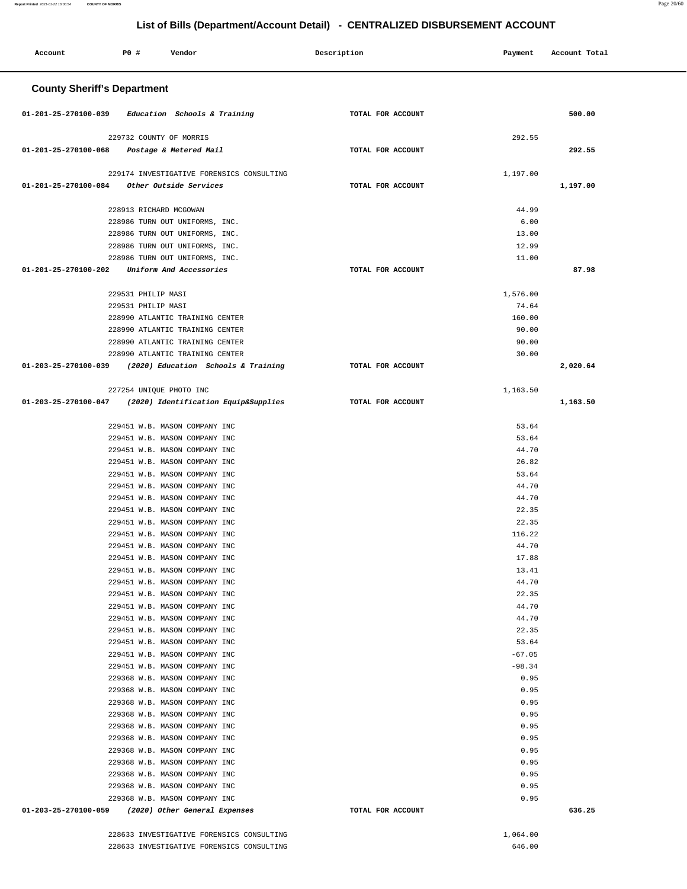# List of Bills (Department/Account Detail) - CENTRALIZED DISBURSEMENT ACCOUNT

| Account | PO # | Vendor | Description | Payment | Account Total |
|---|---|---|---|---|---|

## County Sheriff's Department

| Account | PO # | Vendor | Description | Payment | Account Total |
|---|---|---|---|---|---|
| 01-201-25-270100-039 | | *Education Schools & Training* | TOTAL FOR ACCOUNT | | 500.00 |
| | 229732 | COUNTY OF MORRIS | | 292.55 | |
| 01-201-25-270100-068 | | *Postage & Metered Mail* | TOTAL FOR ACCOUNT | | 292.55 |
| | 229174 | INVESTIGATIVE FORENSICS CONSULTING | | 1,197.00 | |
| 01-201-25-270100-084 | | *Other Outside Services* | TOTAL FOR ACCOUNT | | 1,197.00 |
| | 228913 | RICHARD MCGOWAN | | 44.99 | |
| | 228986 | TURN OUT UNIFORMS, INC. | | 6.00 | |
| | 228986 | TURN OUT UNIFORMS, INC. | | 13.00 | |
| | 228986 | TURN OUT UNIFORMS, INC. | | 12.99 | |
| | 228986 | TURN OUT UNIFORMS, INC. | | 11.00 | |
| 01-201-25-270100-202 | | *Uniform And Accessories* | TOTAL FOR ACCOUNT | | 87.98 |
| | 229531 | PHILIP MASI | | 1,576.00 | |
| | 229531 | PHILIP MASI | | 74.64 | |
| | 228990 | ATLANTIC TRAINING CENTER | | 160.00 | |
| | 228990 | ATLANTIC TRAINING CENTER | | 90.00 | |
| | 228990 | ATLANTIC TRAINING CENTER | | 90.00 | |
| | 228990 | ATLANTIC TRAINING CENTER | | 30.00 | |
| 01-203-25-270100-039 | | *(2020) Education Schools & Training* | TOTAL FOR ACCOUNT | | 2,020.64 |
| | 227254 | UNIQUE PHOTO INC | | 1,163.50 | |
| 01-203-25-270100-047 | | *(2020) Identification Equip&Supplies* | TOTAL FOR ACCOUNT | | 1,163.50 |
| | 229451 | W.B. MASON COMPANY INC | | 53.64 | |
| | 229451 | W.B. MASON COMPANY INC | | 53.64 | |
| | 229451 | W.B. MASON COMPANY INC | | 44.70 | |
| | 229451 | W.B. MASON COMPANY INC | | 26.82 | |
| | 229451 | W.B. MASON COMPANY INC | | 53.64 | |
| | 229451 | W.B. MASON COMPANY INC | | 44.70 | |
| | 229451 | W.B. MASON COMPANY INC | | 44.70 | |
| | 229451 | W.B. MASON COMPANY INC | | 22.35 | |
| | 229451 | W.B. MASON COMPANY INC | | 22.35 | |
| | 229451 | W.B. MASON COMPANY INC | | 116.22 | |
| | 229451 | W.B. MASON COMPANY INC | | 44.70 | |
| | 229451 | W.B. MASON COMPANY INC | | 17.88 | |
| | 229451 | W.B. MASON COMPANY INC | | 13.41 | |
| | 229451 | W.B. MASON COMPANY INC | | 44.70 | |
| | 229451 | W.B. MASON COMPANY INC | | 22.35 | |
| | 229451 | W.B. MASON COMPANY INC | | 44.70 | |
| | 229451 | W.B. MASON COMPANY INC | | 44.70 | |
| | 229451 | W.B. MASON COMPANY INC | | 22.35 | |
| | 229451 | W.B. MASON COMPANY INC | | 53.64 | |
| | 229451 | W.B. MASON COMPANY INC | | -67.05 | |
| | 229451 | W.B. MASON COMPANY INC | | -98.34 | |
| | 229368 | W.B. MASON COMPANY INC | | 0.95 | |
| | 229368 | W.B. MASON COMPANY INC | | 0.95 | |
| | 229368 | W.B. MASON COMPANY INC | | 0.95 | |
| | 229368 | W.B. MASON COMPANY INC | | 0.95 | |
| | 229368 | W.B. MASON COMPANY INC | | 0.95 | |
| | 229368 | W.B. MASON COMPANY INC | | 0.95 | |
| | 229368 | W.B. MASON COMPANY INC | | 0.95 | |
| | 229368 | W.B. MASON COMPANY INC | | 0.95 | |
| | 229368 | W.B. MASON COMPANY INC | | 0.95 | |
| | 229368 | W.B. MASON COMPANY INC | | 0.95 | |
| | 229368 | W.B. MASON COMPANY INC | | 0.95 | |
| 01-203-25-270100-059 | | *(2020) Other General Expenses* | TOTAL FOR ACCOUNT | | 636.25 |
| | 228633 | INVESTIGATIVE FORENSICS CONSULTING | | 1,064.00 | |
| | 228633 | INVESTIGATIVE FORENSICS CONSULTING | | 646.00 | |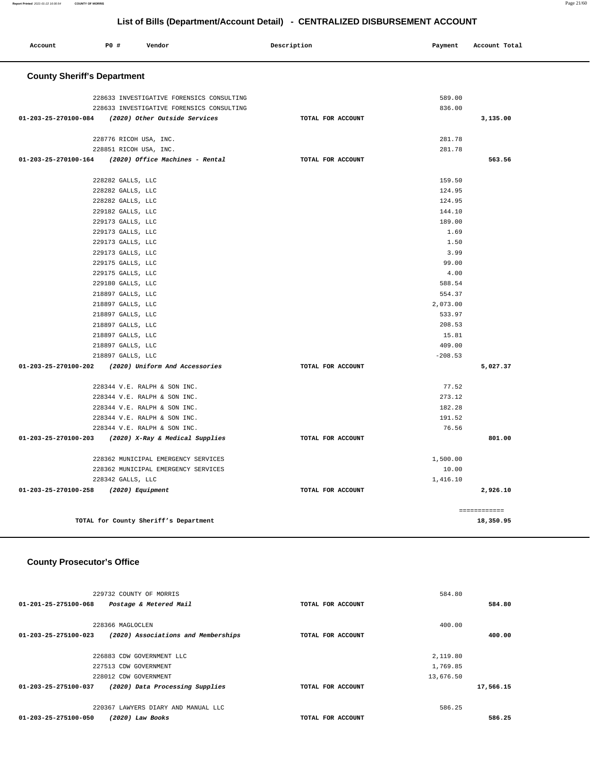## List of Bills (Department/Account Detail) - CENTRALIZED DISBURSEMENT ACCOUNT

| Account | PO # | Vendor | Description | Payment | Account Total |
|---|---|---|---|---|---|

### County Sheriff's Department

| Account | PO # | Vendor | Description | Payment | Account Total |
|---|---|---|---|---|---|
| | 228633 | INVESTIGATIVE FORENSICS CONSULTING | | 589.00 | |
| | 228633 | INVESTIGATIVE FORENSICS CONSULTING | | 836.00 | |
| 01-203-25-270100-084 | | *(2020) Other Outside Services* | TOTAL FOR ACCOUNT | | 3,135.00 |
| | 228776 | RICOH USA, INC. | | 281.78 | |
| | 228851 | RICOH USA, INC. | | 281.78 | |
| 01-203-25-270100-164 | | *(2020) Office Machines - Rental* | TOTAL FOR ACCOUNT | | 563.56 |
| | 228282 | GALLS, LLC | | 159.50 | |
| | 228282 | GALLS, LLC | | 124.95 | |
| | 228282 | GALLS, LLC | | 124.95 | |
| | 229182 | GALLS, LLC | | 144.10 | |
| | 229173 | GALLS, LLC | | 189.00 | |
| | 229173 | GALLS, LLC | | 1.69 | |
| | 229173 | GALLS, LLC | | 1.50 | |
| | 229173 | GALLS, LLC | | 3.99 | |
| | 229175 | GALLS, LLC | | 99.00 | |
| | 229175 | GALLS, LLC | | 4.00 | |
| | 229180 | GALLS, LLC | | 588.54 | |
| | 218897 | GALLS, LLC | | 554.37 | |
| | 218897 | GALLS, LLC | | 2,073.00 | |
| | 218897 | GALLS, LLC | | 533.97 | |
| | 218897 | GALLS, LLC | | 208.53 | |
| | 218897 | GALLS, LLC | | 15.81 | |
| | 218897 | GALLS, LLC | | 409.00 | |
| | 218897 | GALLS, LLC | | -208.53 | |
| 01-203-25-270100-202 | | *(2020) Uniform And Accessories* | TOTAL FOR ACCOUNT | | 5,027.37 |
| | 228344 | V.E. RALPH & SON INC. | | 77.52 | |
| | 228344 | V.E. RALPH & SON INC. | | 273.12 | |
| | 228344 | V.E. RALPH & SON INC. | | 182.28 | |
| | 228344 | V.E. RALPH & SON INC. | | 191.52 | |
| | 228344 | V.E. RALPH & SON INC. | | 76.56 | |
| 01-203-25-270100-203 | | *(2020) X-Ray & Medical Supplies* | TOTAL FOR ACCOUNT | | 801.00 |
| | 228362 | MUNICIPAL EMERGENCY SERVICES | | 1,500.00 | |
| | 228362 | MUNICIPAL EMERGENCY SERVICES | | 10.00 | |
| | 228342 | GALLS, LLC | | 1,416.10 | |
| 01-203-25-270100-258 | | *(2020) Equipment* | TOTAL FOR ACCOUNT | | 2,926.10 |
| | | | | | ============ |
| | | TOTAL for County Sheriff's Department | | | 18,350.95 |

### County Prosecutor's Office

| Account | PO # | Vendor | Description | Payment | Account Total |
|---|---|---|---|---|---|
| | 229732 | COUNTY OF MORRIS | | 584.80 | |
| 01-201-25-275100-068 | | *Postage & Metered Mail* | TOTAL FOR ACCOUNT | | 584.80 |
| | 228366 | MAGLOCLEN | | 400.00 | |
| 01-203-25-275100-023 | | *(2020) Associations and Memberships* | TOTAL FOR ACCOUNT | | 400.00 |
| | 226883 | CDW GOVERNMENT LLC | | 2,119.80 | |
| | 227513 | CDW GOVERNMENT | | 1,769.85 | |
| | 228012 | CDW GOVERNMENT | | 13,676.50 | |
| 01-203-25-275100-037 | | *(2020) Data Processing Supplies* | TOTAL FOR ACCOUNT | | 17,566.15 |
| | 220367 | LAWYERS DIARY AND MANUAL LLC | | 586.25 | |
| 01-203-25-275100-050 | | *(2020) Law Books* | TOTAL FOR ACCOUNT | | 586.25 |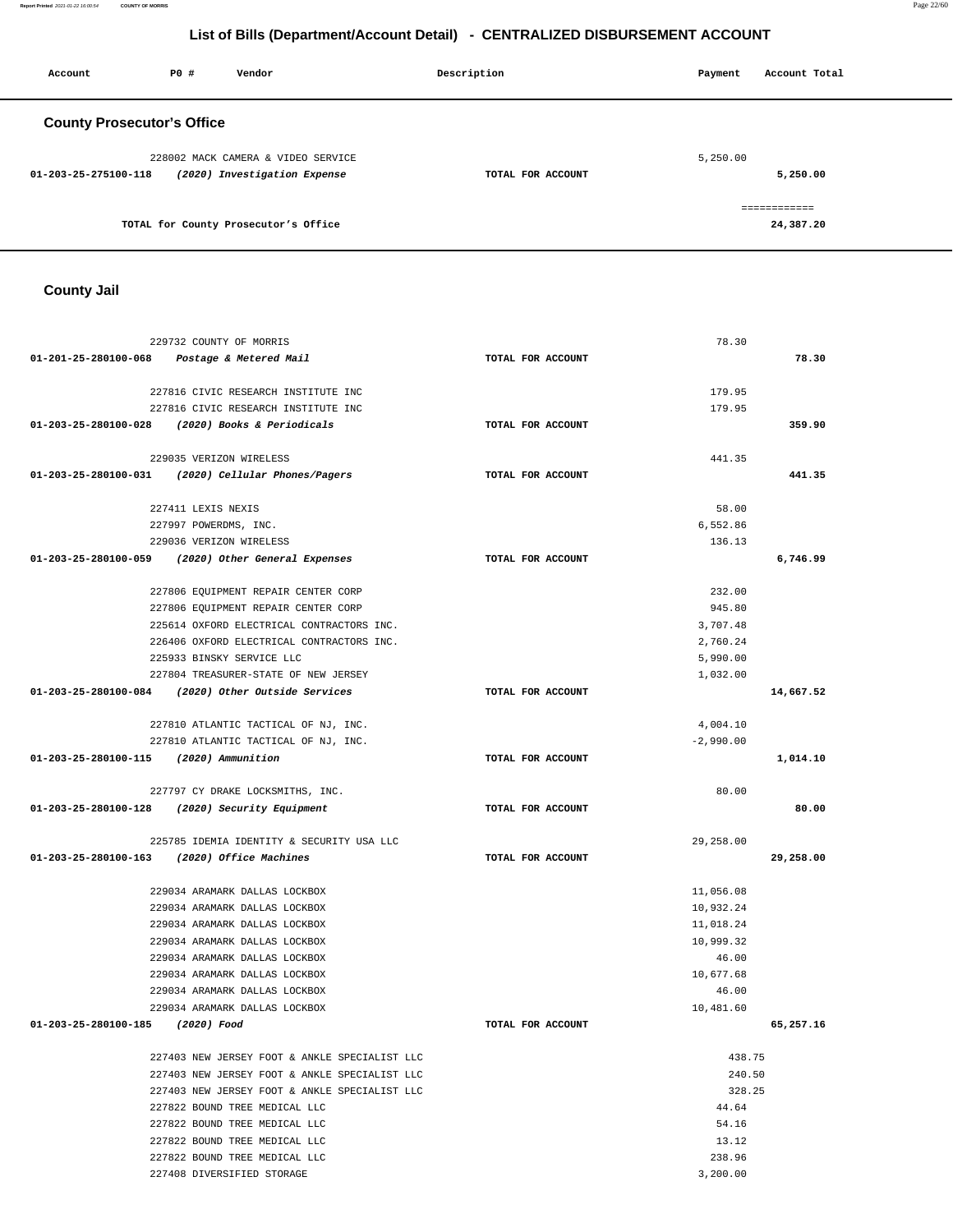## List of Bills (Department/Account Detail) - CENTRALIZED DISBURSEMENT ACCOUNT

| Account | PO # | Vendor | Description | Payment | Account Total |
|---|---|---|---|---|---|

### County Prosecutor's Office

| Account | PO # | Vendor | Description | Payment | Account Total |
|---|---|---|---|---|---|
| | 228002 | MACK CAMERA & VIDEO SERVICE | | 5,250.00 | |
| 01-203-25-275100-118 | | *(2020) Investigation Expense* | TOTAL FOR ACCOUNT | | 5,250.00 |
| | | | | | ============ |
| | | TOTAL for County Prosecutor's Office | | | 24,387.20 |

### County Jail

| Account | PO # | Vendor | Description | Payment | Account Total |
|---|---|---|---|---|---|
| | 229732 | COUNTY OF MORRIS | | 78.30 | |
| 01-201-25-280100-068 | | *Postage & Metered Mail* | TOTAL FOR ACCOUNT | | 78.30 |
| | 227816 | CIVIC RESEARCH INSTITUTE INC | | 179.95 | |
| | 227816 | CIVIC RESEARCH INSTITUTE INC | | 179.95 | |
| 01-203-25-280100-028 | | *(2020) Books & Periodicals* | TOTAL FOR ACCOUNT | | 359.90 |
| | 229035 | VERIZON WIRELESS | | 441.35 | |
| 01-203-25-280100-031 | | *(2020) Cellular Phones/Pagers* | TOTAL FOR ACCOUNT | | 441.35 |
| | 227411 | LEXIS NEXIS | | 58.00 | |
| | 227997 | POWERDMS, INC. | | 6,552.86 | |
| | 229036 | VERIZON WIRELESS | | 136.13 | |
| 01-203-25-280100-059 | | *(2020) Other General Expenses* | TOTAL FOR ACCOUNT | | 6,746.99 |
| | 227806 | EQUIPMENT REPAIR CENTER CORP | | 232.00 | |
| | 227806 | EQUIPMENT REPAIR CENTER CORP | | 945.80 | |
| | 225614 | OXFORD ELECTRICAL CONTRACTORS INC. | | 3,707.48 | |
| | 226406 | OXFORD ELECTRICAL CONTRACTORS INC. | | 2,760.24 | |
| | 225933 | BINSKY SERVICE LLC | | 5,990.00 | |
| | 227804 | TREASURER-STATE OF NEW JERSEY | | 1,032.00 | |
| 01-203-25-280100-084 | | *(2020) Other Outside Services* | TOTAL FOR ACCOUNT | | 14,667.52 |
| | 227810 | ATLANTIC TACTICAL OF NJ, INC. | | 4,004.10 | |
| | 227810 | ATLANTIC TACTICAL OF NJ, INC. | | -2,990.00 | |
| 01-203-25-280100-115 | | *(2020) Ammunition* | TOTAL FOR ACCOUNT | | 1,014.10 |
| | 227797 | CY DRAKE LOCKSMITHS, INC. | | 80.00 | |
| 01-203-25-280100-128 | | *(2020) Security Equipment* | TOTAL FOR ACCOUNT | | 80.00 |
| | 225785 | IDEMIA IDENTITY & SECURITY USA LLC | | 29,258.00 | |
| 01-203-25-280100-163 | | *(2020) Office Machines* | TOTAL FOR ACCOUNT | | 29,258.00 |
| | 229034 | ARAMARK DALLAS LOCKBOX | | 11,056.08 | |
| | 229034 | ARAMARK DALLAS LOCKBOX | | 10,932.24 | |
| | 229034 | ARAMARK DALLAS LOCKBOX | | 11,018.24 | |
| | 229034 | ARAMARK DALLAS LOCKBOX | | 10,999.32 | |
| | 229034 | ARAMARK DALLAS LOCKBOX | | 46.00 | |
| | 229034 | ARAMARK DALLAS LOCKBOX | | 10,677.68 | |
| | 229034 | ARAMARK DALLAS LOCKBOX | | 46.00 | |
| | 229034 | ARAMARK DALLAS LOCKBOX | | 10,481.60 | |
| 01-203-25-280100-185 | | *(2020) Food* | TOTAL FOR ACCOUNT | | 65,257.16 |
| | 227403 | NEW JERSEY FOOT & ANKLE SPECIALIST LLC | | 438.75 | |
| | 227403 | NEW JERSEY FOOT & ANKLE SPECIALIST LLC | | 240.50 | |
| | 227403 | NEW JERSEY FOOT & ANKLE SPECIALIST LLC | | 328.25 | |
| | 227822 | BOUND TREE MEDICAL LLC | | 44.64 | |
| | 227822 | BOUND TREE MEDICAL LLC | | 54.16 | |
| | 227822 | BOUND TREE MEDICAL LLC | | 13.12 | |
| | 227822 | BOUND TREE MEDICAL LLC | | 238.96 | |
| | 227408 | DIVERSIFIED STORAGE | | 3,200.00 | |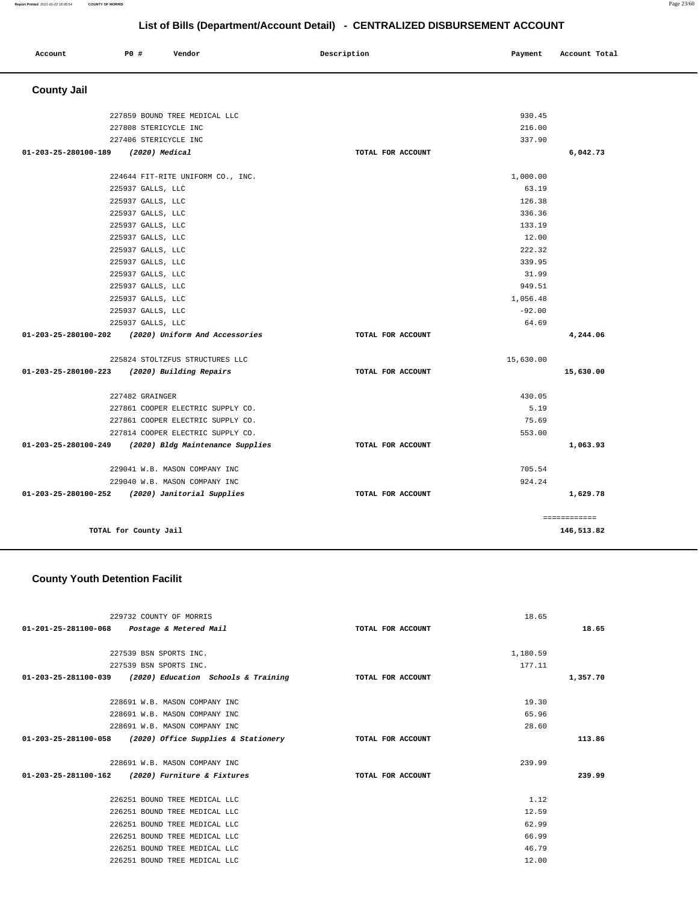## List of Bills (Department/Account Detail) - CENTRALIZED DISBURSEMENT ACCOUNT

| Account | PO # | Vendor | Description | Payment | Account Total |
|---|---|---|---|---|---|

### County Jail

| Account | PO # | Vendor | Description | Payment | Account Total |
|---|---|---|---|---|---|
| | 227859 | BOUND TREE MEDICAL LLC | | 930.45 | |
| | 227808 | STERICYCLE INC | | 216.00 | |
| | 227406 | STERICYCLE INC | | 337.90 | |
| 01-203-25-280100-189 | | *(2020) Medical* | TOTAL FOR ACCOUNT | | 6,042.73 |
| | 224644 | FIT-RITE UNIFORM CO., INC. | | 1,000.00 | |
| | 225937 | GALLS, LLC | | 63.19 | |
| | 225937 | GALLS, LLC | | 126.38 | |
| | 225937 | GALLS, LLC | | 336.36 | |
| | 225937 | GALLS, LLC | | 133.19 | |
| | 225937 | GALLS, LLC | | 12.00 | |
| | 225937 | GALLS, LLC | | 222.32 | |
| | 225937 | GALLS, LLC | | 339.95 | |
| | 225937 | GALLS, LLC | | 31.99 | |
| | 225937 | GALLS, LLC | | 949.51 | |
| | 225937 | GALLS, LLC | | 1,056.48 | |
| | 225937 | GALLS, LLC | | -92.00 | |
| | 225937 | GALLS, LLC | | 64.69 | |
| 01-203-25-280100-202 | | *(2020) Uniform And Accessories* | TOTAL FOR ACCOUNT | | 4,244.06 |
| | 225824 | STOLTZFUS STRUCTURES LLC | | 15,630.00 | |
| 01-203-25-280100-223 | | *(2020) Building Repairs* | TOTAL FOR ACCOUNT | | 15,630.00 |
| | 227482 | GRAINGER | | 430.05 | |
| | 227861 | COOPER ELECTRIC SUPPLY CO. | | 5.19 | |
| | 227861 | COOPER ELECTRIC SUPPLY CO. | | 75.69 | |
| | 227814 | COOPER ELECTRIC SUPPLY CO. | | 553.00 | |
| 01-203-25-280100-249 | | *(2020) Bldg Maintenance Supplies* | TOTAL FOR ACCOUNT | | 1,063.93 |
| | 229041 | W.B. MASON COMPANY INC | | 705.54 | |
| | 229040 | W.B. MASON COMPANY INC | | 924.24 | |
| 01-203-25-280100-252 | | *(2020) Janitorial Supplies* | TOTAL FOR ACCOUNT | | 1,629.78 |
| | | | | | ============ |
| | TOTAL for County Jail | | | | 146,513.82 |

### County Youth Detention Facilit

| Account | PO # | Vendor | Description | Payment | Account Total |
|---|---|---|---|---|---|
| | 229732 | COUNTY OF MORRIS | | 18.65 | |
| 01-201-25-281100-068 | | *Postage & Metered Mail* | TOTAL FOR ACCOUNT | | 18.65 |
| | 227539 | BSN SPORTS INC. | | 1,180.59 | |
| | 227539 | BSN SPORTS INC. | | 177.11 | |
| 01-203-25-281100-039 | | *(2020) Education Schools & Training* | TOTAL FOR ACCOUNT | | 1,357.70 |
| | 228691 | W.B. MASON COMPANY INC | | 19.30 | |
| | 228691 | W.B. MASON COMPANY INC | | 65.96 | |
| | 228691 | W.B. MASON COMPANY INC | | 28.60 | |
| 01-203-25-281100-058 | | *(2020) Office Supplies & Stationery* | TOTAL FOR ACCOUNT | | 113.86 |
| | 228691 | W.B. MASON COMPANY INC | | 239.99 | |
| 01-203-25-281100-162 | | *(2020) Furniture & Fixtures* | TOTAL FOR ACCOUNT | | 239.99 |
| | 226251 | BOUND TREE MEDICAL LLC | | 1.12 | |
| | 226251 | BOUND TREE MEDICAL LLC | | 12.59 | |
| | 226251 | BOUND TREE MEDICAL LLC | | 62.99 | |
| | 226251 | BOUND TREE MEDICAL LLC | | 66.99 | |
| | 226251 | BOUND TREE MEDICAL LLC | | 46.79 | |
| | 226251 | BOUND TREE MEDICAL LLC | | 12.00 | |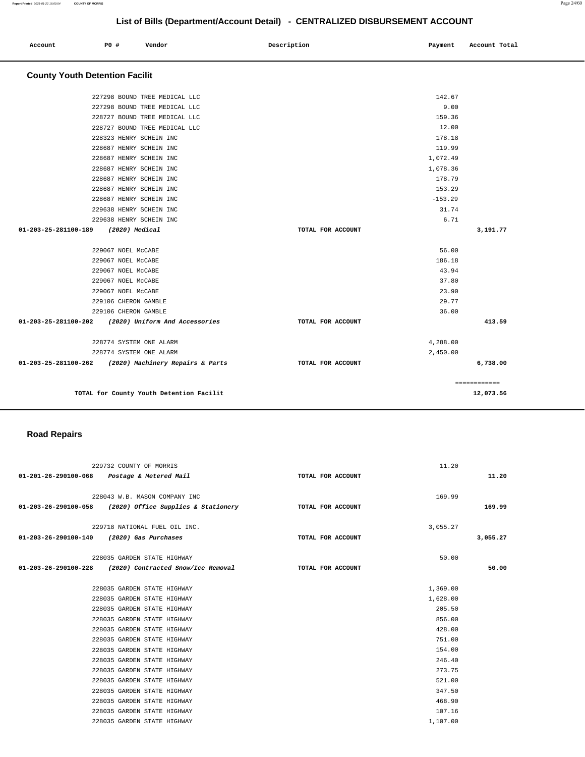## List of Bills (Department/Account Detail) - CENTRALIZED DISBURSEMENT ACCOUNT

| Account | PO # | Vendor | Description | Payment | Account Total |
|---|---|---|---|---|---|

### County Youth Detention Facilit

| Account | PO # | Vendor | Description | Payment | Account Total |
|---|---|---|---|---|---|
| | 227298 | BOUND TREE MEDICAL LLC | | 142.67 | |
| | 227298 | BOUND TREE MEDICAL LLC | | 9.00 | |
| | 228727 | BOUND TREE MEDICAL LLC | | 159.36 | |
| | 228727 | BOUND TREE MEDICAL LLC | | 12.00 | |
| | 228323 | HENRY SCHEIN INC | | 178.18 | |
| | 228687 | HENRY SCHEIN INC | | 119.99 | |
| | 228687 | HENRY SCHEIN INC | | 1,072.49 | |
| | 228687 | HENRY SCHEIN INC | | 1,078.36 | |
| | 228687 | HENRY SCHEIN INC | | 178.79 | |
| | 228687 | HENRY SCHEIN INC | | 153.29 | |
| | 228687 | HENRY SCHEIN INC | | -153.29 | |
| | 229638 | HENRY SCHEIN INC | | 31.74 | |
| | 229638 | HENRY SCHEIN INC | | 6.71 | |
| **01-203-25-281100-189** | | *(2020) Medical* | TOTAL FOR ACCOUNT | | **3,191.77** |
| | 229067 | NOEL McCABE | | 56.00 | |
| | 229067 | NOEL McCABE | | 186.18 | |
| | 229067 | NOEL McCABE | | 43.94 | |
| | 229067 | NOEL McCABE | | 37.80 | |
| | 229067 | NOEL McCABE | | 23.90 | |
| | 229106 | CHERON GAMBLE | | 29.77 | |
| | 229106 | CHERON GAMBLE | | 36.00 | |
| **01-203-25-281100-202** | | *(2020) Uniform And Accessories* | TOTAL FOR ACCOUNT | | **413.59** |
| | 228774 | SYSTEM ONE ALARM | | 4,288.00 | |
| | 228774 | SYSTEM ONE ALARM | | 2,450.00 | |
| **01-203-25-281100-262** | | *(2020) Machinery Repairs & Parts* | TOTAL FOR ACCOUNT | | **6,738.00** |
| | | | | | ============ |
| | | **TOTAL for County Youth Detention Facilit** | | | **12,073.56** |

### Road Repairs

| Account | PO # | Vendor | Description | Payment | Account Total |
|---|---|---|---|---|---|
| | 229732 | COUNTY OF MORRIS | | 11.20 | |
| **01-201-26-290100-068** | | *Postage & Metered Mail* | TOTAL FOR ACCOUNT | | **11.20** |
| | 228043 | W.B. MASON COMPANY INC | | 169.99 | |
| **01-203-26-290100-058** | | *(2020) Office Supplies & Stationery* | TOTAL FOR ACCOUNT | | **169.99** |
| | 229718 | NATIONAL FUEL OIL INC. | | 3,055.27 | |
| **01-203-26-290100-140** | | *(2020) Gas Purchases* | TOTAL FOR ACCOUNT | | **3,055.27** |
| | 228035 | GARDEN STATE HIGHWAY | | 50.00 | |
| **01-203-26-290100-228** | | *(2020) Contracted Snow/Ice Removal* | TOTAL FOR ACCOUNT | | **50.00** |
| | 228035 | GARDEN STATE HIGHWAY | | 1,369.00 | |
| | 228035 | GARDEN STATE HIGHWAY | | 1,628.00 | |
| | 228035 | GARDEN STATE HIGHWAY | | 205.50 | |
| | 228035 | GARDEN STATE HIGHWAY | | 856.00 | |
| | 228035 | GARDEN STATE HIGHWAY | | 428.00 | |
| | 228035 | GARDEN STATE HIGHWAY | | 751.00 | |
| | 228035 | GARDEN STATE HIGHWAY | | 154.00 | |
| | 228035 | GARDEN STATE HIGHWAY | | 246.40 | |
| | 228035 | GARDEN STATE HIGHWAY | | 273.75 | |
| | 228035 | GARDEN STATE HIGHWAY | | 521.00 | |
| | 228035 | GARDEN STATE HIGHWAY | | 347.50 | |
| | 228035 | GARDEN STATE HIGHWAY | | 468.90 | |
| | 228035 | GARDEN STATE HIGHWAY | | 107.16 | |
| | 228035 | GARDEN STATE HIGHWAY | | 1,107.00 | |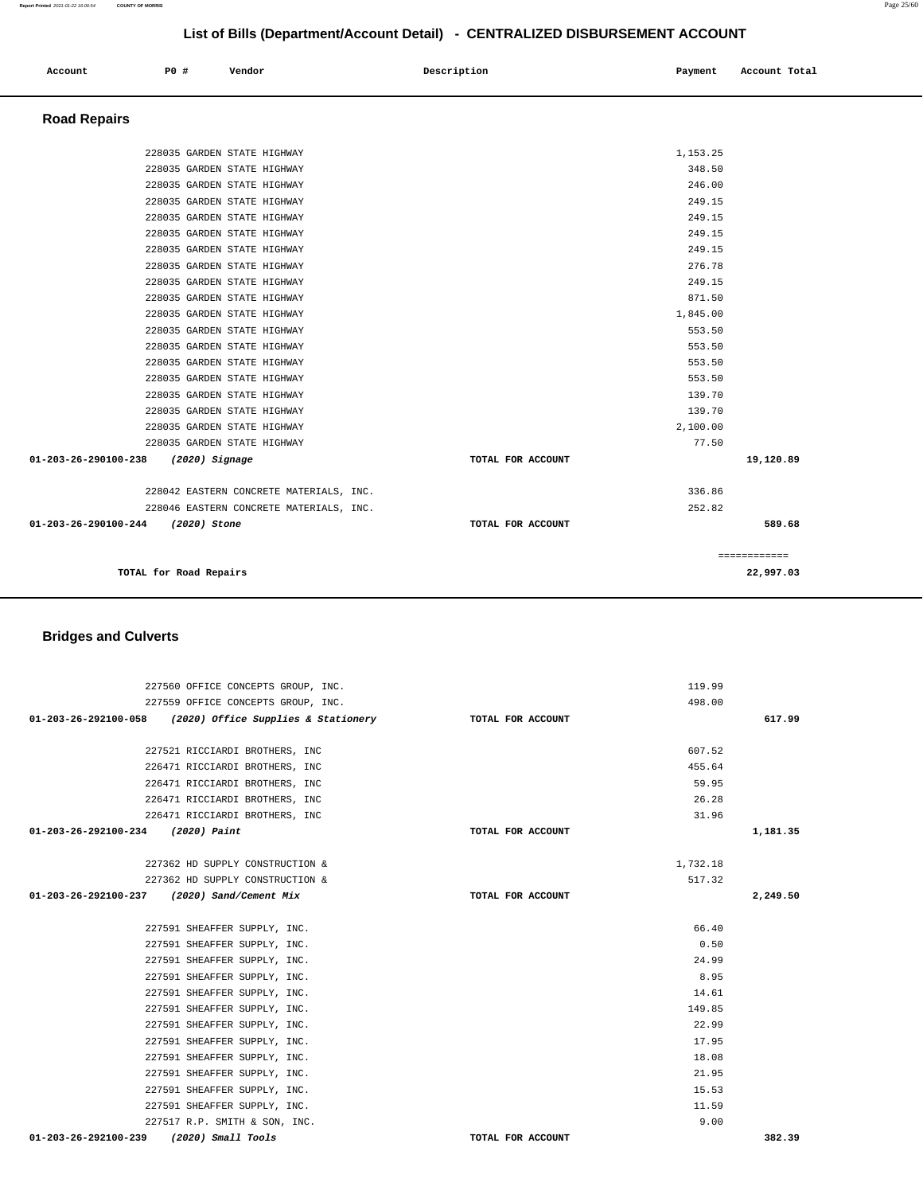# List of Bills (Department/Account Detail) - CENTRALIZED DISBURSEMENT ACCOUNT

| Account | PO # | Vendor | Description | Payment | Account Total |
|---|---|---|---|---|---|

## Road Repairs

| Account | PO # | Vendor | Description | Payment | Account Total |
|---|---|---|---|---|---|
| | 228035 | GARDEN STATE HIGHWAY | | 1,153.25 | |
| | 228035 | GARDEN STATE HIGHWAY | | 348.50 | |
| | 228035 | GARDEN STATE HIGHWAY | | 246.00 | |
| | 228035 | GARDEN STATE HIGHWAY | | 249.15 | |
| | 228035 | GARDEN STATE HIGHWAY | | 249.15 | |
| | 228035 | GARDEN STATE HIGHWAY | | 249.15 | |
| | 228035 | GARDEN STATE HIGHWAY | | 249.15 | |
| | 228035 | GARDEN STATE HIGHWAY | | 276.78 | |
| | 228035 | GARDEN STATE HIGHWAY | | 249.15 | |
| | 228035 | GARDEN STATE HIGHWAY | | 871.50 | |
| | 228035 | GARDEN STATE HIGHWAY | | 1,845.00 | |
| | 228035 | GARDEN STATE HIGHWAY | | 553.50 | |
| | 228035 | GARDEN STATE HIGHWAY | | 553.50 | |
| | 228035 | GARDEN STATE HIGHWAY | | 553.50 | |
| | 228035 | GARDEN STATE HIGHWAY | | 553.50 | |
| | 228035 | GARDEN STATE HIGHWAY | | 139.70 | |
| | 228035 | GARDEN STATE HIGHWAY | | 139.70 | |
| | 228035 | GARDEN STATE HIGHWAY | | 2,100.00 | |
| | 228035 | GARDEN STATE HIGHWAY | | 77.50 | |
| **01-203-26-290100-238** | | ***(2020) Signage*** | **TOTAL FOR ACCOUNT** | | **19,120.89** |
| | 228042 | EASTERN CONCRETE MATERIALS, INC. | | 336.86 | |
| | 228046 | EASTERN CONCRETE MATERIALS, INC. | | 252.82 | |
| **01-203-26-290100-244** | | ***(2020) Stone*** | **TOTAL FOR ACCOUNT** | | **589.68** |
| | | | | | ============ |
| **TOTAL for Road Repairs** | | | | | **22,997.03** |

## Bridges and Culverts

| Account | PO # | Vendor | Description | Payment | Account Total |
|---|---|---|---|---|---|
| | 227560 | OFFICE CONCEPTS GROUP, INC. | | 119.99 | |
| | 227559 | OFFICE CONCEPTS GROUP, INC. | | 498.00 | |
| **01-203-26-292100-058** | | ***(2020) Office Supplies & Stationery*** | **TOTAL FOR ACCOUNT** | | **617.99** |
| | 227521 | RICCIARDI BROTHERS, INC | | 607.52 | |
| | 226471 | RICCIARDI BROTHERS, INC | | 455.64 | |
| | 226471 | RICCIARDI BROTHERS, INC | | 59.95 | |
| | 226471 | RICCIARDI BROTHERS, INC | | 26.28 | |
| | 226471 | RICCIARDI BROTHERS, INC | | 31.96 | |
| **01-203-26-292100-234** | | ***(2020) Paint*** | **TOTAL FOR ACCOUNT** | | **1,181.35** |
| | 227362 | HD SUPPLY CONSTRUCTION & | | 1,732.18 | |
| | 227362 | HD SUPPLY CONSTRUCTION & | | 517.32 | |
| **01-203-26-292100-237** | | ***(2020) Sand/Cement Mix*** | **TOTAL FOR ACCOUNT** | | **2,249.50** |
| | 227591 | SHEAFFER SUPPLY, INC. | | 66.40 | |
| | 227591 | SHEAFFER SUPPLY, INC. | | 0.50 | |
| | 227591 | SHEAFFER SUPPLY, INC. | | 24.99 | |
| | 227591 | SHEAFFER SUPPLY, INC. | | 8.95 | |
| | 227591 | SHEAFFER SUPPLY, INC. | | 14.61 | |
| | 227591 | SHEAFFER SUPPLY, INC. | | 149.85 | |
| | 227591 | SHEAFFER SUPPLY, INC. | | 22.99 | |
| | 227591 | SHEAFFER SUPPLY, INC. | | 17.95 | |
| | 227591 | SHEAFFER SUPPLY, INC. | | 18.08 | |
| | 227591 | SHEAFFER SUPPLY, INC. | | 21.95 | |
| | 227591 | SHEAFFER SUPPLY, INC. | | 15.53 | |
| | 227591 | SHEAFFER SUPPLY, INC. | | 11.59 | |
| | 227517 | R.P. SMITH & SON, INC. | | 9.00 | |
| **01-203-26-292100-239** | | ***(2020) Small Tools*** | **TOTAL FOR ACCOUNT** | | **382.39** |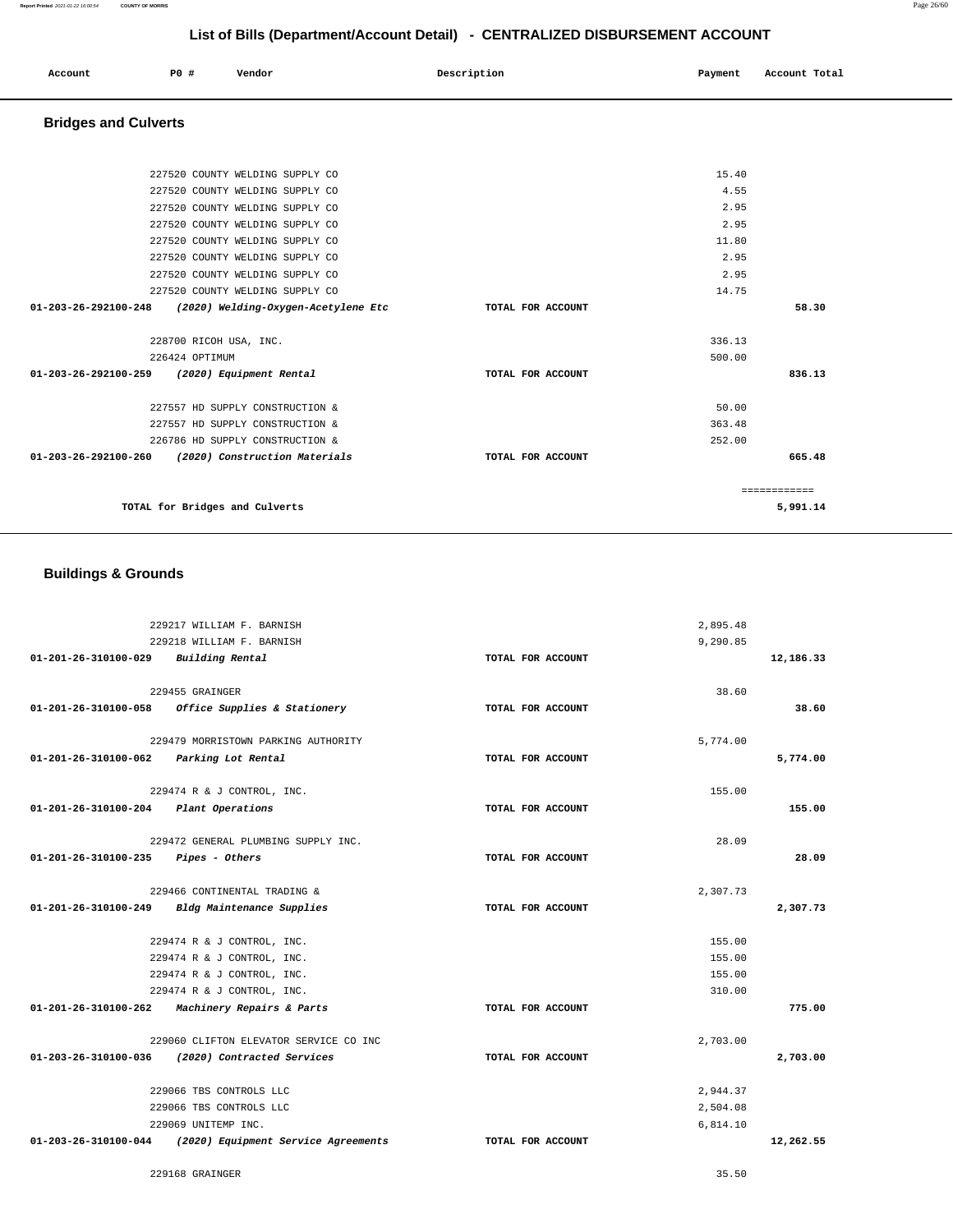## List of Bills (Department/Account Detail) - CENTRALIZED DISBURSEMENT ACCOUNT

| Account | PO # | Vendor | Description | Payment | Account Total |
|---|---|---|---|---|---|

### Bridges and Culverts

| Account | PO # | Vendor | Description | Payment | Account Total |
|---|---|---|---|---|---|
| | 227520 | COUNTY WELDING SUPPLY CO | | 15.40 | |
| | 227520 | COUNTY WELDING SUPPLY CO | | 4.55 | |
| | 227520 | COUNTY WELDING SUPPLY CO | | 2.95 | |
| | 227520 | COUNTY WELDING SUPPLY CO | | 2.95 | |
| | 227520 | COUNTY WELDING SUPPLY CO | | 11.80 | |
| | 227520 | COUNTY WELDING SUPPLY CO | | 2.95 | |
| | 227520 | COUNTY WELDING SUPPLY CO | | 2.95 | |
| | 227520 | COUNTY WELDING SUPPLY CO | | 14.75 | |
| 01-203-26-292100-248 | | *(2020) Welding-Oxygen-Acetylene Etc* | TOTAL FOR ACCOUNT | | 58.30 |
| | 228700 | RICOH USA, INC. | | 336.13 | |
| | 226424 | OPTIMUM | | 500.00 | |
| 01-203-26-292100-259 | | *(2020) Equipment Rental* | TOTAL FOR ACCOUNT | | 836.13 |
| | 227557 | HD SUPPLY CONSTRUCTION & | | 50.00 | |
| | 227557 | HD SUPPLY CONSTRUCTION & | | 363.48 | |
| | 226786 | HD SUPPLY CONSTRUCTION & | | 252.00 | |
| 01-203-26-292100-260 | | *(2020) Construction Materials* | TOTAL FOR ACCOUNT | | 665.48 |
| | | | | | ============ |
| | | TOTAL for Bridges and Culverts | | | 5,991.14 |

### Buildings & Grounds

| Account | PO # | Vendor | Description | Payment | Account Total |
|---|---|---|---|---|---|
| | 229217 | WILLIAM F. BARNISH | | 2,895.48 | |
| | 229218 | WILLIAM F. BARNISH | | 9,290.85 | |
| 01-201-26-310100-029 | | *Building Rental* | TOTAL FOR ACCOUNT | | 12,186.33 |
| | 229455 | GRAINGER | | 38.60 | |
| 01-201-26-310100-058 | | *Office Supplies & Stationery* | TOTAL FOR ACCOUNT | | 38.60 |
| | 229479 | MORRISTOWN PARKING AUTHORITY | | 5,774.00 | |
| 01-201-26-310100-062 | | *Parking Lot Rental* | TOTAL FOR ACCOUNT | | 5,774.00 |
| | 229474 | R & J CONTROL, INC. | | 155.00 | |
| 01-201-26-310100-204 | | *Plant Operations* | TOTAL FOR ACCOUNT | | 155.00 |
| | 229472 | GENERAL PLUMBING SUPPLY INC. | | 28.09 | |
| 01-201-26-310100-235 | | *Pipes - Others* | TOTAL FOR ACCOUNT | | 28.09 |
| | 229466 | CONTINENTAL TRADING & | | 2,307.73 | |
| 01-201-26-310100-249 | | *Bldg Maintenance Supplies* | TOTAL FOR ACCOUNT | | 2,307.73 |
| | 229474 | R & J CONTROL, INC. | | 155.00 | |
| | 229474 | R & J CONTROL, INC. | | 155.00 | |
| | 229474 | R & J CONTROL, INC. | | 155.00 | |
| | 229474 | R & J CONTROL, INC. | | 310.00 | |
| 01-201-26-310100-262 | | *Machinery Repairs & Parts* | TOTAL FOR ACCOUNT | | 775.00 |
| | 229060 | CLIFTON ELEVATOR SERVICE CO INC | | 2,703.00 | |
| 01-203-26-310100-036 | | *(2020) Contracted Services* | TOTAL FOR ACCOUNT | | 2,703.00 |
| | 229066 | TBS CONTROLS LLC | | 2,944.37 | |
| | 229066 | TBS CONTROLS LLC | | 2,504.08 | |
| | 229069 | UNITEMP INC. | | 6,814.10 | |
| 01-203-26-310100-044 | | *(2020) Equipment Service Agreements* | TOTAL FOR ACCOUNT | | 12,262.55 |
| | 229168 | GRAINGER | | 35.50 | |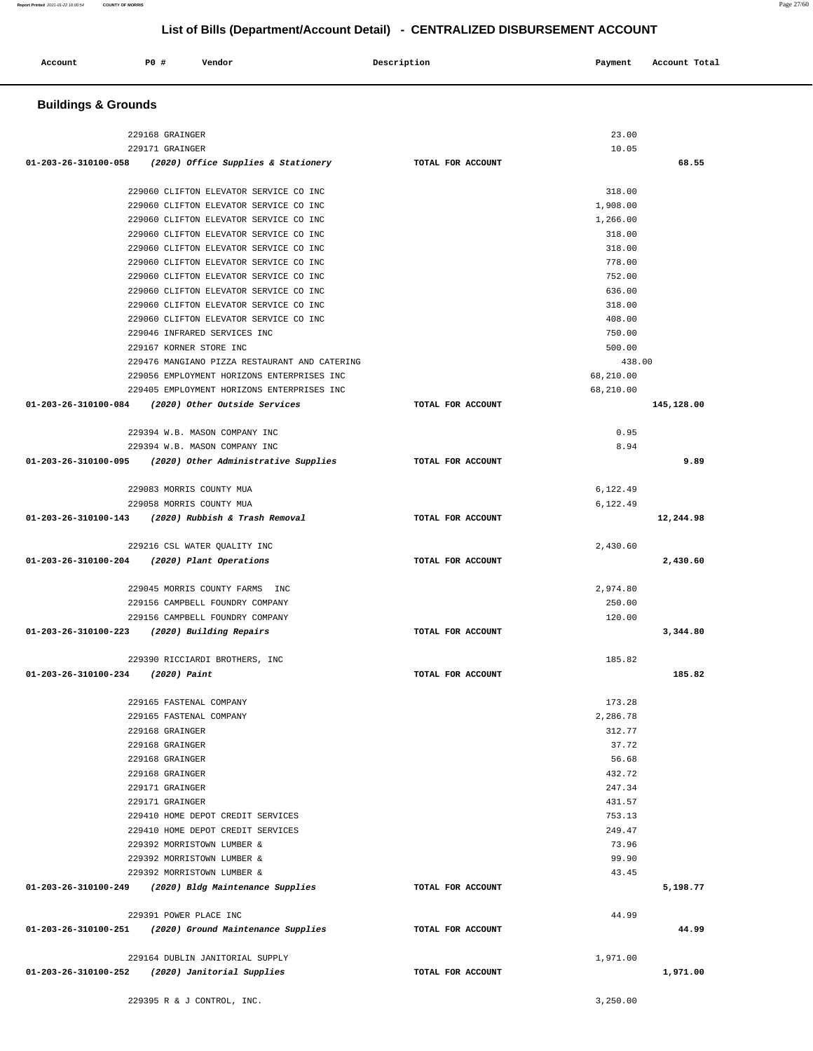## List of Bills (Department/Account Detail) - CENTRALIZED DISBURSEMENT ACCOUNT

| Account | PO # | Vendor | Description | Payment | Account Total |
|---|---|---|---|---|---|

### Buildings & Grounds

| Account | PO # | Vendor | Description | Payment | Account Total |
|---|---|---|---|---|---|
| | 229168 | GRAINGER | | 23.00 | |
| | 229171 | GRAINGER | | 10.05 | |
| 01-203-26-310100-058 | | *(2020) Office Supplies & Stationery* | TOTAL FOR ACCOUNT | | 68.55 |
| | 229060 | CLIFTON ELEVATOR SERVICE CO INC | | 318.00 | |
| | 229060 | CLIFTON ELEVATOR SERVICE CO INC | | 1,908.00 | |
| | 229060 | CLIFTON ELEVATOR SERVICE CO INC | | 1,266.00 | |
| | 229060 | CLIFTON ELEVATOR SERVICE CO INC | | 318.00 | |
| | 229060 | CLIFTON ELEVATOR SERVICE CO INC | | 318.00 | |
| | 229060 | CLIFTON ELEVATOR SERVICE CO INC | | 778.00 | |
| | 229060 | CLIFTON ELEVATOR SERVICE CO INC | | 752.00 | |
| | 229060 | CLIFTON ELEVATOR SERVICE CO INC | | 636.00 | |
| | 229060 | CLIFTON ELEVATOR SERVICE CO INC | | 318.00 | |
| | 229060 | CLIFTON ELEVATOR SERVICE CO INC | | 408.00 | |
| | 229046 | INFRARED SERVICES INC | | 750.00 | |
| | 229167 | KORNER STORE INC | | 500.00 | |
| | 229476 | MANGIANO PIZZA RESTAURANT AND CATERING | | 438.00 | |
| | 229056 | EMPLOYMENT HORIZONS ENTERPRISES INC | | 68,210.00 | |
| | 229405 | EMPLOYMENT HORIZONS ENTERPRISES INC | | 68,210.00 | |
| 01-203-26-310100-084 | | *(2020) Other Outside Services* | TOTAL FOR ACCOUNT | | 145,128.00 |
| | 229394 | W.B. MASON COMPANY INC | | 0.95 | |
| | 229394 | W.B. MASON COMPANY INC | | 8.94 | |
| 01-203-26-310100-095 | | *(2020) Other Administrative Supplies* | TOTAL FOR ACCOUNT | | 9.89 |
| | 229083 | MORRIS COUNTY MUA | | 6,122.49 | |
| | 229058 | MORRIS COUNTY MUA | | 6,122.49 | |
| 01-203-26-310100-143 | | *(2020) Rubbish & Trash Removal* | TOTAL FOR ACCOUNT | | 12,244.98 |
| | 229216 | CSL WATER QUALITY INC | | 2,430.60 | |
| 01-203-26-310100-204 | | *(2020) Plant Operations* | TOTAL FOR ACCOUNT | | 2,430.60 |
| | 229045 | MORRIS COUNTY FARMS INC | | 2,974.80 | |
| | 229156 | CAMPBELL FOUNDRY COMPANY | | 250.00 | |
| | 229156 | CAMPBELL FOUNDRY COMPANY | | 120.00 | |
| 01-203-26-310100-223 | | *(2020) Building Repairs* | TOTAL FOR ACCOUNT | | 3,344.80 |
| | 229390 | RICCIARDI BROTHERS, INC | | 185.82 | |
| 01-203-26-310100-234 | | *(2020) Paint* | TOTAL FOR ACCOUNT | | 185.82 |
| | 229165 | FASTENAL COMPANY | | 173.28 | |
| | 229165 | FASTENAL COMPANY | | 2,286.78 | |
| | 229168 | GRAINGER | | 312.77 | |
| | 229168 | GRAINGER | | 37.72 | |
| | 229168 | GRAINGER | | 56.68 | |
| | 229168 | GRAINGER | | 432.72 | |
| | 229171 | GRAINGER | | 247.34 | |
| | 229171 | GRAINGER | | 431.57 | |
| | 229410 | HOME DEPOT CREDIT SERVICES | | 753.13 | |
| | 229410 | HOME DEPOT CREDIT SERVICES | | 249.47 | |
| | 229392 | MORRISTOWN LUMBER & | | 73.96 | |
| | 229392 | MORRISTOWN LUMBER & | | 99.90 | |
| | 229392 | MORRISTOWN LUMBER & | | 43.45 | |
| 01-203-26-310100-249 | | *(2020) Bldg Maintenance Supplies* | TOTAL FOR ACCOUNT | | 5,198.77 |
| | 229391 | POWER PLACE INC | | 44.99 | |
| 01-203-26-310100-251 | | *(2020) Ground Maintenance Supplies* | TOTAL FOR ACCOUNT | | 44.99 |
| | 229164 | DUBLIN JANITORIAL SUPPLY | | 1,971.00 | |
| 01-203-26-310100-252 | | *(2020) Janitorial Supplies* | TOTAL FOR ACCOUNT | | 1,971.00 |
| | 229395 | R & J CONTROL, INC. | | 3,250.00 | |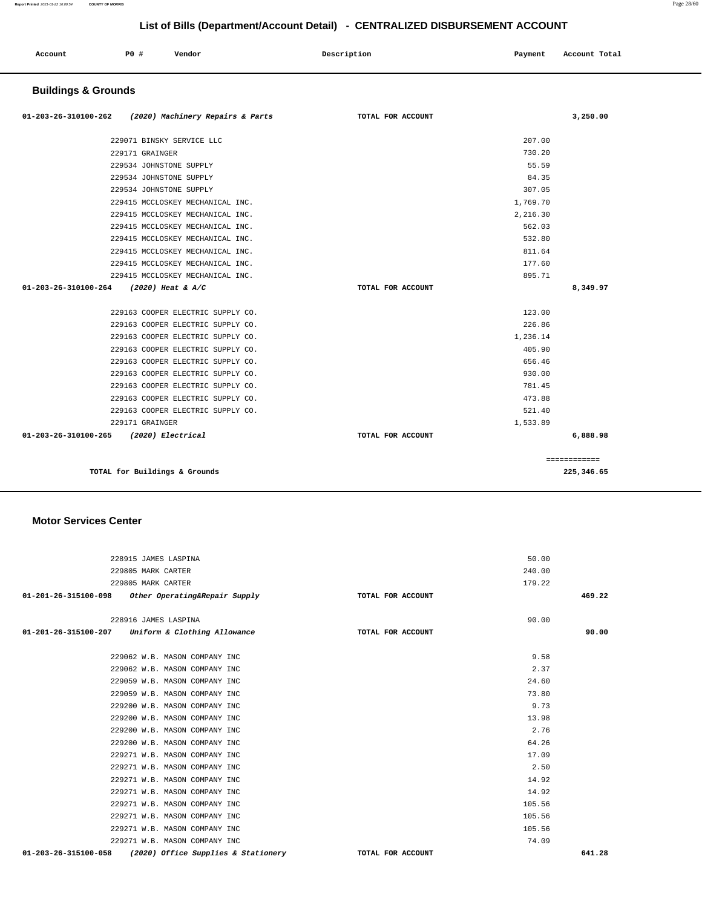# List of Bills (Department/Account Detail) - CENTRALIZED DISBURSEMENT ACCOUNT

| Account | PO # | Vendor | Description | Payment | Account Total |
|---|---|---|---|---|---|

## Buildings & Grounds

| Account | PO # | Vendor | Description | Payment | Account Total |
|---|---|---|---|---|---|
| 01-203-26-310100-262 | | *(2020) Machinery Repairs & Parts* | TOTAL FOR ACCOUNT | | 3,250.00 |
| | 229071 | BINSKY SERVICE LLC | | 207.00 | |
| | 229171 | GRAINGER | | 730.20 | |
| | 229534 | JOHNSTONE SUPPLY | | 55.59 | |
| | 229534 | JOHNSTONE SUPPLY | | 84.35 | |
| | 229534 | JOHNSTONE SUPPLY | | 307.05 | |
| | 229415 | MCCLOSKEY MECHANICAL INC. | | 1,769.70 | |
| | 229415 | MCCLOSKEY MECHANICAL INC. | | 2,216.30 | |
| | 229415 | MCCLOSKEY MECHANICAL INC. | | 562.03 | |
| | 229415 | MCCLOSKEY MECHANICAL INC. | | 532.80 | |
| | 229415 | MCCLOSKEY MECHANICAL INC. | | 811.64 | |
| | 229415 | MCCLOSKEY MECHANICAL INC. | | 177.60 | |
| | 229415 | MCCLOSKEY MECHANICAL INC. | | 895.71 | |
| 01-203-26-310100-264 | | *(2020) Heat & A/C* | TOTAL FOR ACCOUNT | | 8,349.97 |
| | 229163 | COOPER ELECTRIC SUPPLY CO. | | 123.00 | |
| | 229163 | COOPER ELECTRIC SUPPLY CO. | | 226.86 | |
| | 229163 | COOPER ELECTRIC SUPPLY CO. | | 1,236.14 | |
| | 229163 | COOPER ELECTRIC SUPPLY CO. | | 405.90 | |
| | 229163 | COOPER ELECTRIC SUPPLY CO. | | 656.46 | |
| | 229163 | COOPER ELECTRIC SUPPLY CO. | | 930.00 | |
| | 229163 | COOPER ELECTRIC SUPPLY CO. | | 781.45 | |
| | 229163 | COOPER ELECTRIC SUPPLY CO. | | 473.88 | |
| | 229163 | COOPER ELECTRIC SUPPLY CO. | | 521.40 | |
| | 229171 | GRAINGER | | 1,533.89 | |
| 01-203-26-310100-265 | | *(2020) Electrical* | TOTAL FOR ACCOUNT | | 6,888.98 |
| | | | | | ============ |
| | | TOTAL for Buildings & Grounds | | | 225,346.65 |

## Motor Services Center

| Account | PO # | Vendor | Description | Payment | Account Total |
|---|---|---|---|---|---|
| | 228915 | JAMES LASPINA | | 50.00 | |
| | 229805 | MARK CARTER | | 240.00 | |
| | 229805 | MARK CARTER | | 179.22 | |
| 01-201-26-315100-098 | | *Other Operating&Repair Supply* | TOTAL FOR ACCOUNT | | 469.22 |
| | 228916 | JAMES LASPINA | | 90.00 | |
| 01-201-26-315100-207 | | *Uniform & Clothing Allowance* | TOTAL FOR ACCOUNT | | 90.00 |
| | 229062 | W.B. MASON COMPANY INC | | 9.58 | |
| | 229062 | W.B. MASON COMPANY INC | | 2.37 | |
| | 229059 | W.B. MASON COMPANY INC | | 24.60 | |
| | 229059 | W.B. MASON COMPANY INC | | 73.80 | |
| | 229200 | W.B. MASON COMPANY INC | | 9.73 | |
| | 229200 | W.B. MASON COMPANY INC | | 13.98 | |
| | 229200 | W.B. MASON COMPANY INC | | 2.76 | |
| | 229200 | W.B. MASON COMPANY INC | | 64.26 | |
| | 229271 | W.B. MASON COMPANY INC | | 17.09 | |
| | 229271 | W.B. MASON COMPANY INC | | 2.50 | |
| | 229271 | W.B. MASON COMPANY INC | | 14.92 | |
| | 229271 | W.B. MASON COMPANY INC | | 14.92 | |
| | 229271 | W.B. MASON COMPANY INC | | 105.56 | |
| | 229271 | W.B. MASON COMPANY INC | | 105.56 | |
| | 229271 | W.B. MASON COMPANY INC | | 105.56 | |
| | 229271 | W.B. MASON COMPANY INC | | 74.09 | |
| 01-203-26-315100-058 | | *(2020) Office Supplies & Stationery* | TOTAL FOR ACCOUNT | | 641.28 |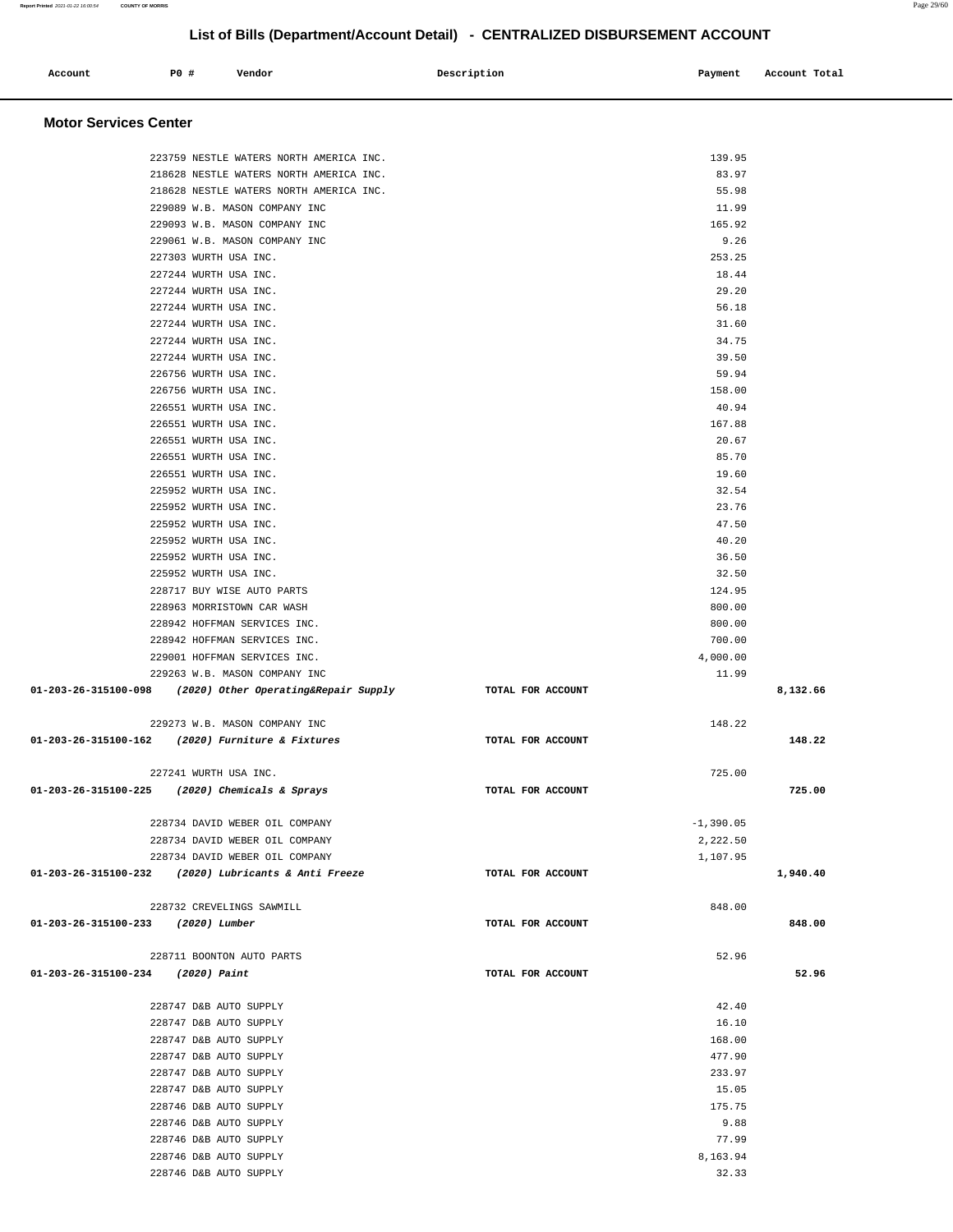## List of Bills (Department/Account Detail) - CENTRALIZED DISBURSEMENT ACCOUNT

| Account | PO # | Vendor | Description | Payment | Account Total |
|---|---|---|---|---|---|

### Motor Services Center

| Account | PO # | Vendor | Description | Payment | Account Total |
|---|---|---|---|---|---|
| | 223759 | NESTLE WATERS NORTH AMERICA INC. | | 139.95 | |
| | 218628 | NESTLE WATERS NORTH AMERICA INC. | | 83.97 | |
| | 218628 | NESTLE WATERS NORTH AMERICA INC. | | 55.98 | |
| | 229089 | W.B. MASON COMPANY INC | | 11.99 | |
| | 229093 | W.B. MASON COMPANY INC | | 165.92 | |
| | 229061 | W.B. MASON COMPANY INC | | 9.26 | |
| | 227303 | WURTH USA INC. | | 253.25 | |
| | 227244 | WURTH USA INC. | | 18.44 | |
| | 227244 | WURTH USA INC. | | 29.20 | |
| | 227244 | WURTH USA INC. | | 56.18 | |
| | 227244 | WURTH USA INC. | | 31.60 | |
| | 227244 | WURTH USA INC. | | 34.75 | |
| | 227244 | WURTH USA INC. | | 39.50 | |
| | 226756 | WURTH USA INC. | | 59.94 | |
| | 226756 | WURTH USA INC. | | 158.00 | |
| | 226551 | WURTH USA INC. | | 40.94 | |
| | 226551 | WURTH USA INC. | | 167.88 | |
| | 226551 | WURTH USA INC. | | 20.67 | |
| | 226551 | WURTH USA INC. | | 85.70 | |
| | 226551 | WURTH USA INC. | | 19.60 | |
| | 225952 | WURTH USA INC. | | 32.54 | |
| | 225952 | WURTH USA INC. | | 23.76 | |
| | 225952 | WURTH USA INC. | | 47.50 | |
| | 225952 | WURTH USA INC. | | 40.20 | |
| | 225952 | WURTH USA INC. | | 36.50 | |
| | 225952 | WURTH USA INC. | | 32.50 | |
| | 228717 | BUY WISE AUTO PARTS | | 124.95 | |
| | 228963 | MORRISTOWN CAR WASH | | 800.00 | |
| | 228942 | HOFFMAN SERVICES INC. | | 800.00 | |
| | 228942 | HOFFMAN SERVICES INC. | | 700.00 | |
| | 229001 | HOFFMAN SERVICES INC. | | 4,000.00 | |
| | 229263 | W.B. MASON COMPANY INC | | 11.99 | |
| **01-203-26-315100-098** | | ***(2020) Other Operating&Repair Supply*** | **TOTAL FOR ACCOUNT** | | **8,132.66** |
| | 229273 | W.B. MASON COMPANY INC | | 148.22 | |
| **01-203-26-315100-162** | | ***(2020) Furniture & Fixtures*** | **TOTAL FOR ACCOUNT** | | **148.22** |
| | 227241 | WURTH USA INC. | | 725.00 | |
| **01-203-26-315100-225** | | ***(2020) Chemicals & Sprays*** | **TOTAL FOR ACCOUNT** | | **725.00** |
| | 228734 | DAVID WEBER OIL COMPANY | | -1,390.05 | |
| | 228734 | DAVID WEBER OIL COMPANY | | 2,222.50 | |
| | 228734 | DAVID WEBER OIL COMPANY | | 1,107.95 | |
| **01-203-26-315100-232** | | ***(2020) Lubricants & Anti Freeze*** | **TOTAL FOR ACCOUNT** | | **1,940.40** |
| | 228732 | CREVELINGS SAWMILL | | 848.00 | |
| **01-203-26-315100-233** | | ***(2020) Lumber*** | **TOTAL FOR ACCOUNT** | | **848.00** |
| | 228711 | BOONTON AUTO PARTS | | 52.96 | |
| **01-203-26-315100-234** | | ***(2020) Paint*** | **TOTAL FOR ACCOUNT** | | **52.96** |
| | 228747 | D&B AUTO SUPPLY | | 42.40 | |
| | 228747 | D&B AUTO SUPPLY | | 16.10 | |
| | 228747 | D&B AUTO SUPPLY | | 168.00 | |
| | 228747 | D&B AUTO SUPPLY | | 477.90 | |
| | 228747 | D&B AUTO SUPPLY | | 233.97 | |
| | 228747 | D&B AUTO SUPPLY | | 15.05 | |
| | 228746 | D&B AUTO SUPPLY | | 175.75 | |
| | 228746 | D&B AUTO SUPPLY | | 9.88 | |
| | 228746 | D&B AUTO SUPPLY | | 77.99 | |
| | 228746 | D&B AUTO SUPPLY | | 8,163.94 | |
| | 228746 | D&B AUTO SUPPLY | | 32.33 | |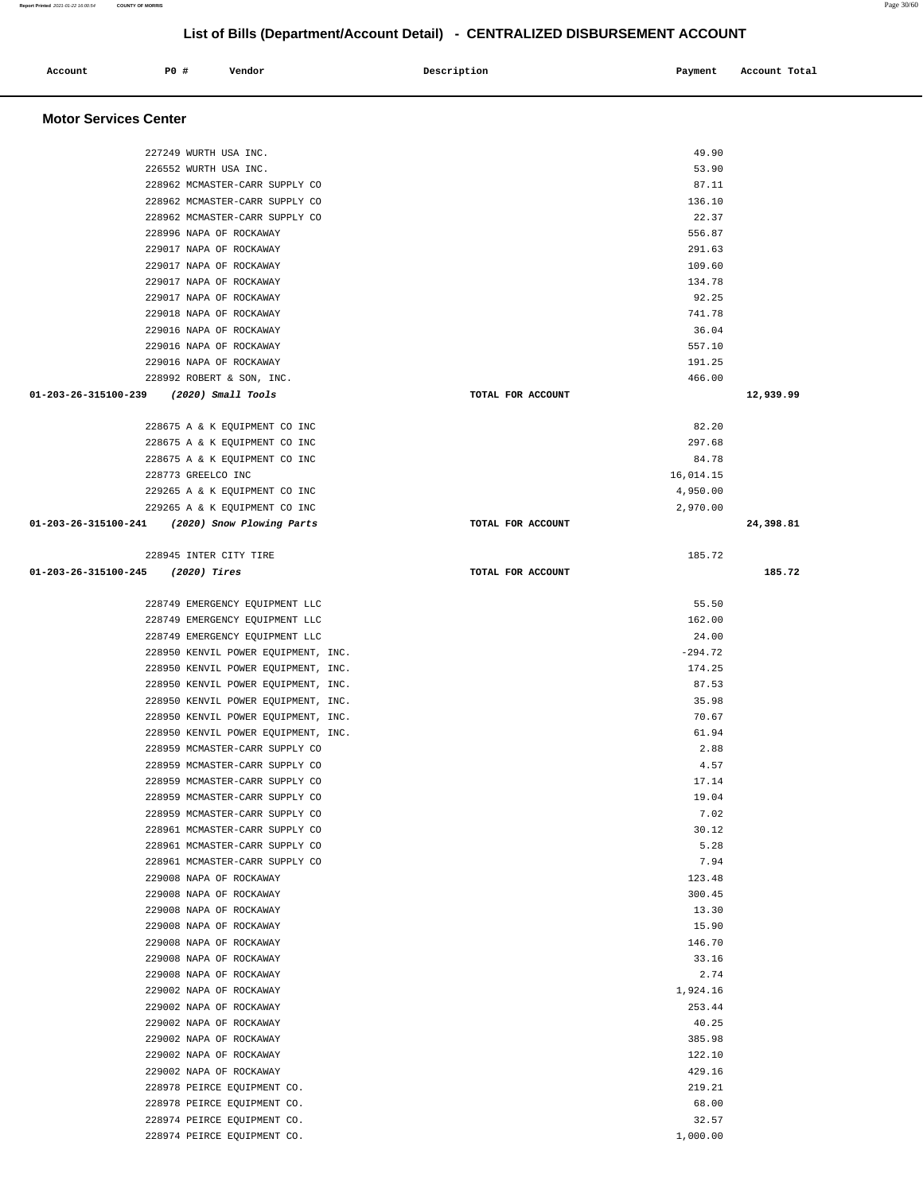## List of Bills (Department/Account Detail) - CENTRALIZED DISBURSEMENT ACCOUNT

| Account | PO # | Vendor | Description | Payment | Account Total |
|---|---|---|---|---|---|

### Motor Services Center

| Account | PO # | Vendor | Description | Payment | Account Total |
|---|---|---|---|---|---|
| | 227249 | WURTH USA INC. | | 49.90 | |
| | 226552 | WURTH USA INC. | | 53.90 | |
| | 228962 | MCMASTER-CARR SUPPLY CO | | 87.11 | |
| | 228962 | MCMASTER-CARR SUPPLY CO | | 136.10 | |
| | 228962 | MCMASTER-CARR SUPPLY CO | | 22.37 | |
| | 228996 | NAPA OF ROCKAWAY | | 556.87 | |
| | 229017 | NAPA OF ROCKAWAY | | 291.63 | |
| | 229017 | NAPA OF ROCKAWAY | | 109.60 | |
| | 229017 | NAPA OF ROCKAWAY | | 134.78 | |
| | 229017 | NAPA OF ROCKAWAY | | 92.25 | |
| | 229018 | NAPA OF ROCKAWAY | | 741.78 | |
| | 229016 | NAPA OF ROCKAWAY | | 36.04 | |
| | 229016 | NAPA OF ROCKAWAY | | 557.10 | |
| | 229016 | NAPA OF ROCKAWAY | | 191.25 | |
| | 228992 | ROBERT & SON, INC. | | 466.00 | |
| **01-203-26-315100-239** | | *(2020) Small Tools* | TOTAL FOR ACCOUNT | | **12,939.99** |
| | 228675 | A & K EQUIPMENT CO INC | | 82.20 | |
| | 228675 | A & K EQUIPMENT CO INC | | 297.68 | |
| | 228675 | A & K EQUIPMENT CO INC | | 84.78 | |
| | 228773 | GREELCO INC | | 16,014.15 | |
| | 229265 | A & K EQUIPMENT CO INC | | 4,950.00 | |
| | 229265 | A & K EQUIPMENT CO INC | | 2,970.00 | |
| **01-203-26-315100-241** | | *(2020) Snow Plowing Parts* | TOTAL FOR ACCOUNT | | **24,398.81** |
| | 228945 | INTER CITY TIRE | | 185.72 | |
| **01-203-26-315100-245** | | *(2020) Tires* | TOTAL FOR ACCOUNT | | **185.72** |
| | 228749 | EMERGENCY EQUIPMENT LLC | | 55.50 | |
| | 228749 | EMERGENCY EQUIPMENT LLC | | 162.00 | |
| | 228749 | EMERGENCY EQUIPMENT LLC | | 24.00 | |
| | 228950 | KENVIL POWER EQUIPMENT, INC. | | -294.72 | |
| | 228950 | KENVIL POWER EQUIPMENT, INC. | | 174.25 | |
| | 228950 | KENVIL POWER EQUIPMENT, INC. | | 87.53 | |
| | 228950 | KENVIL POWER EQUIPMENT, INC. | | 35.98 | |
| | 228950 | KENVIL POWER EQUIPMENT, INC. | | 70.67 | |
| | 228950 | KENVIL POWER EQUIPMENT, INC. | | 61.94 | |
| | 228959 | MCMASTER-CARR SUPPLY CO | | 2.88 | |
| | 228959 | MCMASTER-CARR SUPPLY CO | | 4.57 | |
| | 228959 | MCMASTER-CARR SUPPLY CO | | 17.14 | |
| | 228959 | MCMASTER-CARR SUPPLY CO | | 19.04 | |
| | 228959 | MCMASTER-CARR SUPPLY CO | | 7.02 | |
| | 228961 | MCMASTER-CARR SUPPLY CO | | 30.12 | |
| | 228961 | MCMASTER-CARR SUPPLY CO | | 5.28 | |
| | 228961 | MCMASTER-CARR SUPPLY CO | | 7.94 | |
| | 229008 | NAPA OF ROCKAWAY | | 123.48 | |
| | 229008 | NAPA OF ROCKAWAY | | 300.45 | |
| | 229008 | NAPA OF ROCKAWAY | | 13.30 | |
| | 229008 | NAPA OF ROCKAWAY | | 15.90 | |
| | 229008 | NAPA OF ROCKAWAY | | 146.70 | |
| | 229008 | NAPA OF ROCKAWAY | | 33.16 | |
| | 229008 | NAPA OF ROCKAWAY | | 2.74 | |
| | 229002 | NAPA OF ROCKAWAY | | 1,924.16 | |
| | 229002 | NAPA OF ROCKAWAY | | 253.44 | |
| | 229002 | NAPA OF ROCKAWAY | | 40.25 | |
| | 229002 | NAPA OF ROCKAWAY | | 385.98 | |
| | 229002 | NAPA OF ROCKAWAY | | 122.10 | |
| | 229002 | NAPA OF ROCKAWAY | | 429.16 | |
| | 228978 | PEIRCE EQUIPMENT CO. | | 219.21 | |
| | 228978 | PEIRCE EQUIPMENT CO. | | 68.00 | |
| | 228974 | PEIRCE EQUIPMENT CO. | | 32.57 | |
| | 228974 | PEIRCE EQUIPMENT CO. | | 1,000.00 | |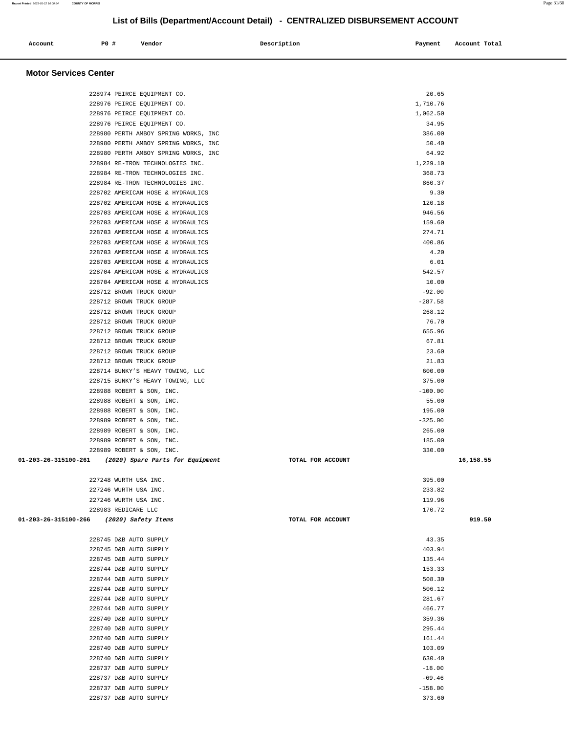## List of Bills (Department/Account Detail) - CENTRALIZED DISBURSEMENT ACCOUNT

| Account | PO # | Vendor | Description | Payment | Account Total |
|---|---|---|---|---|---|

### Motor Services Center

| Account | PO # | Vendor | Description | Payment | Account Total |
|---|---|---|---|---|---|
| | 228974 | PEIRCE EQUIPMENT CO. | | 20.65 | |
| | 228976 | PEIRCE EQUIPMENT CO. | | 1,710.76 | |
| | 228976 | PEIRCE EQUIPMENT CO. | | 1,062.50 | |
| | 228976 | PEIRCE EQUIPMENT CO. | | 34.95 | |
| | 228980 | PERTH AMBOY SPRING WORKS, INC | | 386.00 | |
| | 228980 | PERTH AMBOY SPRING WORKS, INC | | 50.40 | |
| | 228980 | PERTH AMBOY SPRING WORKS, INC | | 64.92 | |
| | 228984 | RE-TRON TECHNOLOGIES INC. | | 1,229.10 | |
| | 228984 | RE-TRON TECHNOLOGIES INC. | | 368.73 | |
| | 228984 | RE-TRON TECHNOLOGIES INC. | | 860.37 | |
| | 228702 | AMERICAN HOSE & HYDRAULICS | | 9.30 | |
| | 228702 | AMERICAN HOSE & HYDRAULICS | | 120.18 | |
| | 228703 | AMERICAN HOSE & HYDRAULICS | | 946.56 | |
| | 228703 | AMERICAN HOSE & HYDRAULICS | | 159.60 | |
| | 228703 | AMERICAN HOSE & HYDRAULICS | | 274.71 | |
| | 228703 | AMERICAN HOSE & HYDRAULICS | | 400.86 | |
| | 228703 | AMERICAN HOSE & HYDRAULICS | | 4.20 | |
| | 228703 | AMERICAN HOSE & HYDRAULICS | | 6.01 | |
| | 228704 | AMERICAN HOSE & HYDRAULICS | | 542.57 | |
| | 228704 | AMERICAN HOSE & HYDRAULICS | | 10.00 | |
| | 228712 | BROWN TRUCK GROUP | | -92.00 | |
| | 228712 | BROWN TRUCK GROUP | | -287.58 | |
| | 228712 | BROWN TRUCK GROUP | | 268.12 | |
| | 228712 | BROWN TRUCK GROUP | | 76.70 | |
| | 228712 | BROWN TRUCK GROUP | | 655.96 | |
| | 228712 | BROWN TRUCK GROUP | | 67.81 | |
| | 228712 | BROWN TRUCK GROUP | | 23.60 | |
| | 228712 | BROWN TRUCK GROUP | | 21.83 | |
| | 228714 | BUNKY'S HEAVY TOWING, LLC | | 600.00 | |
| | 228715 | BUNKY'S HEAVY TOWING, LLC | | 375.00 | |
| | 228988 | ROBERT & SON, INC. | | -100.00 | |
| | 228988 | ROBERT & SON, INC. | | 55.00 | |
| | 228988 | ROBERT & SON, INC. | | 195.00 | |
| | 228989 | ROBERT & SON, INC. | | -325.00 | |
| | 228989 | ROBERT & SON, INC. | | 265.00 | |
| | 228989 | ROBERT & SON, INC. | | 185.00 | |
| | 228989 | ROBERT & SON, INC. | | 330.00 | |
| **01-203-26-315100-261** | | ***(2020) Spare Parts for Equipment*** | **TOTAL FOR ACCOUNT** | | **16,158.55** |
| | 227248 | WURTH USA INC. | | 395.00 | |
| | 227246 | WURTH USA INC. | | 233.82 | |
| | 227246 | WURTH USA INC. | | 119.96 | |
| | 228983 | REDICARE LLC | | 170.72 | |
| **01-203-26-315100-266** | | ***(2020) Safety Items*** | **TOTAL FOR ACCOUNT** | | **919.50** |
| | 228745 | D&B AUTO SUPPLY | | 43.35 | |
| | 228745 | D&B AUTO SUPPLY | | 403.94 | |
| | 228745 | D&B AUTO SUPPLY | | 135.44 | |
| | 228744 | D&B AUTO SUPPLY | | 153.33 | |
| | 228744 | D&B AUTO SUPPLY | | 508.30 | |
| | 228744 | D&B AUTO SUPPLY | | 506.12 | |
| | 228744 | D&B AUTO SUPPLY | | 281.67 | |
| | 228744 | D&B AUTO SUPPLY | | 466.77 | |
| | 228740 | D&B AUTO SUPPLY | | 359.36 | |
| | 228740 | D&B AUTO SUPPLY | | 295.44 | |
| | 228740 | D&B AUTO SUPPLY | | 161.44 | |
| | 228740 | D&B AUTO SUPPLY | | 103.09 | |
| | 228740 | D&B AUTO SUPPLY | | 630.40 | |
| | 228737 | D&B AUTO SUPPLY | | -18.00 | |
| | 228737 | D&B AUTO SUPPLY | | -69.46 | |
| | 228737 | D&B AUTO SUPPLY | | -158.00 | |
| | 228737 | D&B AUTO SUPPLY | | 373.60 | |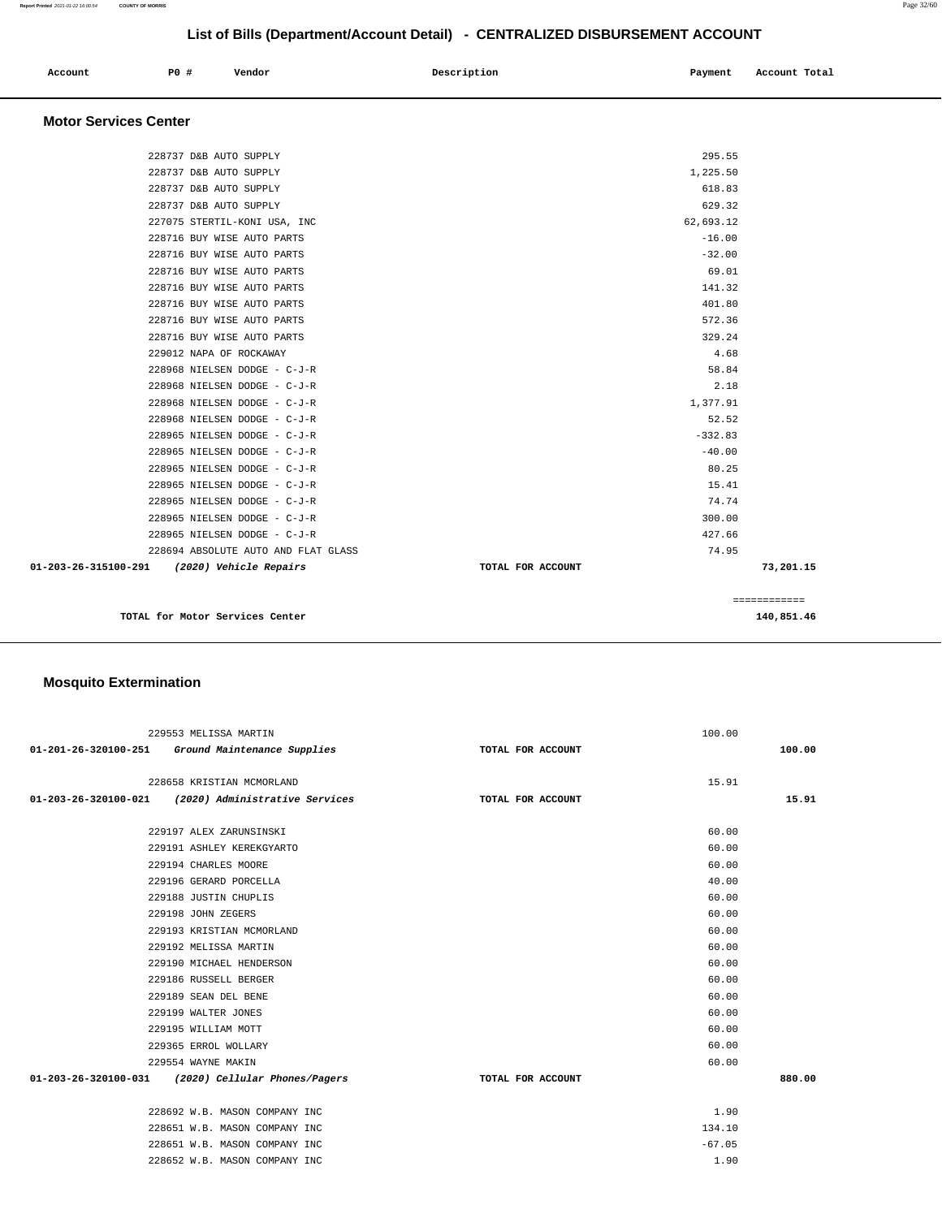## List of Bills (Department/Account Detail) - CENTRALIZED DISBURSEMENT ACCOUNT

| Account | PO # | Vendor | Description | Payment | Account Total |
|---|---|---|---|---|---|

### Motor Services Center

| Account | PO # | Vendor | Description | Payment | Account Total |
|---|---|---|---|---|---|
| | 228737 | D&B AUTO SUPPLY | | 295.55 | |
| | 228737 | D&B AUTO SUPPLY | | 1,225.50 | |
| | 228737 | D&B AUTO SUPPLY | | 618.83 | |
| | 228737 | D&B AUTO SUPPLY | | 629.32 | |
| | 227075 | STERTIL-KONI USA, INC | | 62,693.12 | |
| | 228716 | BUY WISE AUTO PARTS | | -16.00 | |
| | 228716 | BUY WISE AUTO PARTS | | -32.00 | |
| | 228716 | BUY WISE AUTO PARTS | | 69.01 | |
| | 228716 | BUY WISE AUTO PARTS | | 141.32 | |
| | 228716 | BUY WISE AUTO PARTS | | 401.80 | |
| | 228716 | BUY WISE AUTO PARTS | | 572.36 | |
| | 228716 | BUY WISE AUTO PARTS | | 329.24 | |
| | 229012 | NAPA OF ROCKAWAY | | 4.68 | |
| | 228968 | NIELSEN DODGE - C-J-R | | 58.84 | |
| | 228968 | NIELSEN DODGE - C-J-R | | 2.18 | |
| | 228968 | NIELSEN DODGE - C-J-R | | 1,377.91 | |
| | 228968 | NIELSEN DODGE - C-J-R | | 52.52 | |
| | 228965 | NIELSEN DODGE - C-J-R | | -332.83 | |
| | 228965 | NIELSEN DODGE - C-J-R | | -40.00 | |
| | 228965 | NIELSEN DODGE - C-J-R | | 80.25 | |
| | 228965 | NIELSEN DODGE - C-J-R | | 15.41 | |
| | 228965 | NIELSEN DODGE - C-J-R | | 74.74 | |
| | 228965 | NIELSEN DODGE - C-J-R | | 300.00 | |
| | 228965 | NIELSEN DODGE - C-J-R | | 427.66 | |
| | 228694 | ABSOLUTE AUTO AND FLAT GLASS | | 74.95 | |
| 01-203-26-315100-291 | | *(2020) Vehicle Repairs* | TOTAL FOR ACCOUNT | | 73,201.15 |

**TOTAL for Motor Services Center** ============ **140,851.46**

### Mosquito Extermination

| Account | PO # | Vendor | Description | Payment | Account Total |
|---|---|---|---|---|---|
| | 229553 | MELISSA MARTIN | | 100.00 | |
| 01-201-26-320100-251 | | *Ground Maintenance Supplies* | TOTAL FOR ACCOUNT | | 100.00 |
| | 228658 | KRISTIAN MCMORLAND | | 15.91 | |
| 01-203-26-320100-021 | | *(2020) Administrative Services* | TOTAL FOR ACCOUNT | | 15.91 |
| | 229197 | ALEX ZARUNSINSKI | | 60.00 | |
| | 229191 | ASHLEY KEREKGYARTO | | 60.00 | |
| | 229194 | CHARLES MOORE | | 60.00 | |
| | 229196 | GERARD PORCELLA | | 40.00 | |
| | 229188 | JUSTIN CHUPLIS | | 60.00 | |
| | 229198 | JOHN ZEGERS | | 60.00 | |
| | 229193 | KRISTIAN MCMORLAND | | 60.00 | |
| | 229192 | MELISSA MARTIN | | 60.00 | |
| | 229190 | MICHAEL HENDERSON | | 60.00 | |
| | 229186 | RUSSELL BERGER | | 60.00 | |
| | 229189 | SEAN DEL BENE | | 60.00 | |
| | 229199 | WALTER JONES | | 60.00 | |
| | 229195 | WILLIAM MOTT | | 60.00 | |
| | 229365 | ERROL WOLLARY | | 60.00 | |
| | 229554 | WAYNE MAKIN | | 60.00 | |
| 01-203-26-320100-031 | | *(2020) Cellular Phones/Pagers* | TOTAL FOR ACCOUNT | | 880.00 |
| | 228692 | W.B. MASON COMPANY INC | | 1.90 | |
| | 228651 | W.B. MASON COMPANY INC | | 134.10 | |
| | 228651 | W.B. MASON COMPANY INC | | -67.05 | |
| | 228652 | W.B. MASON COMPANY INC | | 1.90 | |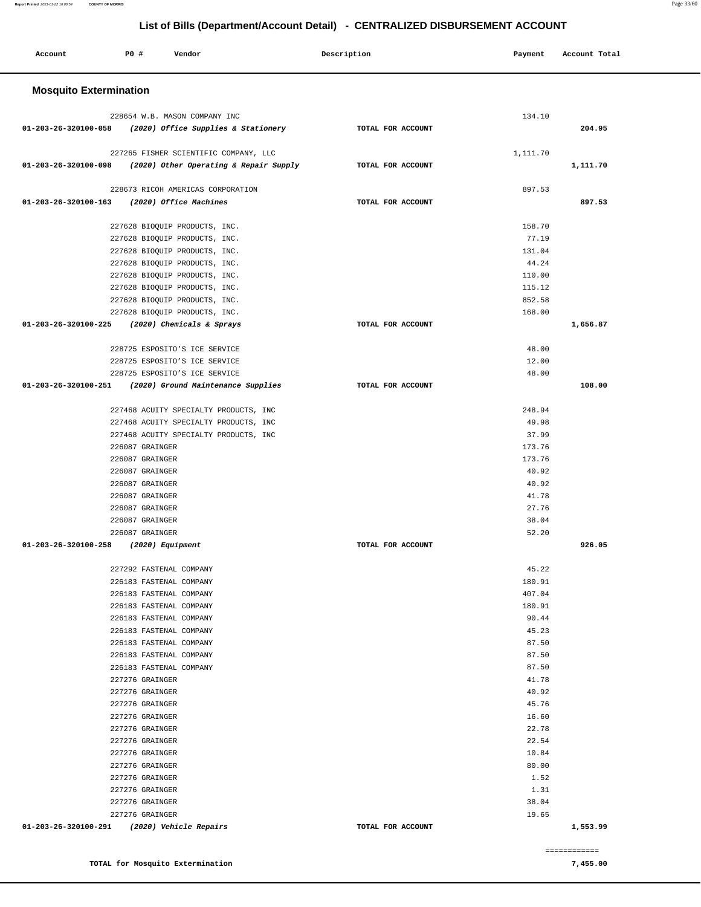# List of Bills (Department/Account Detail) - CENTRALIZED DISBURSEMENT ACCOUNT

| Account | PO # | Vendor | Description | Payment | Account Total |
|---|---|---|---|---|---|

## Mosquito Extermination

| Account | PO # | Vendor | Description | Payment | Account Total |
|---|---|---|---|---|---|
| | 228654 | W.B. MASON COMPANY INC | | 134.10 | |
| **01-203-26-320100-058** | | ***(2020) Office Supplies & Stationery*** | **TOTAL FOR ACCOUNT** | | **204.95** |
| | 227265 | FISHER SCIENTIFIC COMPANY, LLC | | 1,111.70 | |
| **01-203-26-320100-098** | | ***(2020) Other Operating & Repair Supply*** | **TOTAL FOR ACCOUNT** | | **1,111.70** |
| | 228673 | RICOH AMERICAS CORPORATION | | 897.53 | |
| **01-203-26-320100-163** | | ***(2020) Office Machines*** | **TOTAL FOR ACCOUNT** | | **897.53** |
| | 227628 | BIOQUIP PRODUCTS, INC. | | 158.70 | |
| | 227628 | BIOQUIP PRODUCTS, INC. | | 77.19 | |
| | 227628 | BIOQUIP PRODUCTS, INC. | | 131.04 | |
| | 227628 | BIOQUIP PRODUCTS, INC. | | 44.24 | |
| | 227628 | BIOQUIP PRODUCTS, INC. | | 110.00 | |
| | 227628 | BIOQUIP PRODUCTS, INC. | | 115.12 | |
| | 227628 | BIOQUIP PRODUCTS, INC. | | 852.58 | |
| | 227628 | BIOQUIP PRODUCTS, INC. | | 168.00 | |
| **01-203-26-320100-225** | | ***(2020) Chemicals & Sprays*** | **TOTAL FOR ACCOUNT** | | **1,656.87** |
| | 228725 | ESPOSITO'S ICE SERVICE | | 48.00 | |
| | 228725 | ESPOSITO'S ICE SERVICE | | 12.00 | |
| | 228725 | ESPOSITO'S ICE SERVICE | | 48.00 | |
| **01-203-26-320100-251** | | ***(2020) Ground Maintenance Supplies*** | **TOTAL FOR ACCOUNT** | | **108.00** |
| | 227468 | ACUITY SPECIALTY PRODUCTS, INC | | 248.94 | |
| | 227468 | ACUITY SPECIALTY PRODUCTS, INC | | 49.98 | |
| | 227468 | ACUITY SPECIALTY PRODUCTS, INC | | 37.99 | |
| | 226087 | GRAINGER | | 173.76 | |
| | 226087 | GRAINGER | | 173.76 | |
| | 226087 | GRAINGER | | 40.92 | |
| | 226087 | GRAINGER | | 40.92 | |
| | 226087 | GRAINGER | | 41.78 | |
| | 226087 | GRAINGER | | 27.76 | |
| | 226087 | GRAINGER | | 38.04 | |
| | 226087 | GRAINGER | | 52.20 | |
| **01-203-26-320100-258** | | ***(2020) Equipment*** | **TOTAL FOR ACCOUNT** | | **926.05** |
| | 227292 | FASTENAL COMPANY | | 45.22 | |
| | 226183 | FASTENAL COMPANY | | 180.91 | |
| | 226183 | FASTENAL COMPANY | | 407.04 | |
| | 226183 | FASTENAL COMPANY | | 180.91 | |
| | 226183 | FASTENAL COMPANY | | 90.44 | |
| | 226183 | FASTENAL COMPANY | | 45.23 | |
| | 226183 | FASTENAL COMPANY | | 87.50 | |
| | 226183 | FASTENAL COMPANY | | 87.50 | |
| | 226183 | FASTENAL COMPANY | | 87.50 | |
| | 227276 | GRAINGER | | 41.78 | |
| | 227276 | GRAINGER | | 40.92 | |
| | 227276 | GRAINGER | | 45.76 | |
| | 227276 | GRAINGER | | 16.60 | |
| | 227276 | GRAINGER | | 22.78 | |
| | 227276 | GRAINGER | | 22.54 | |
| | 227276 | GRAINGER | | 10.84 | |
| | 227276 | GRAINGER | | 80.00 | |
| | 227276 | GRAINGER | | 1.52 | |
| | 227276 | GRAINGER | | 1.31 | |
| | 227276 | GRAINGER | | 38.04 | |
| | 227276 | GRAINGER | | 19.65 | |
| **01-203-26-320100-291** | | ***(2020) Vehicle Repairs*** | **TOTAL FOR ACCOUNT** | | **1,553.99** |
| | | | | | ============ |
| | | **TOTAL for Mosquito Extermination** | | | **7,455.00** |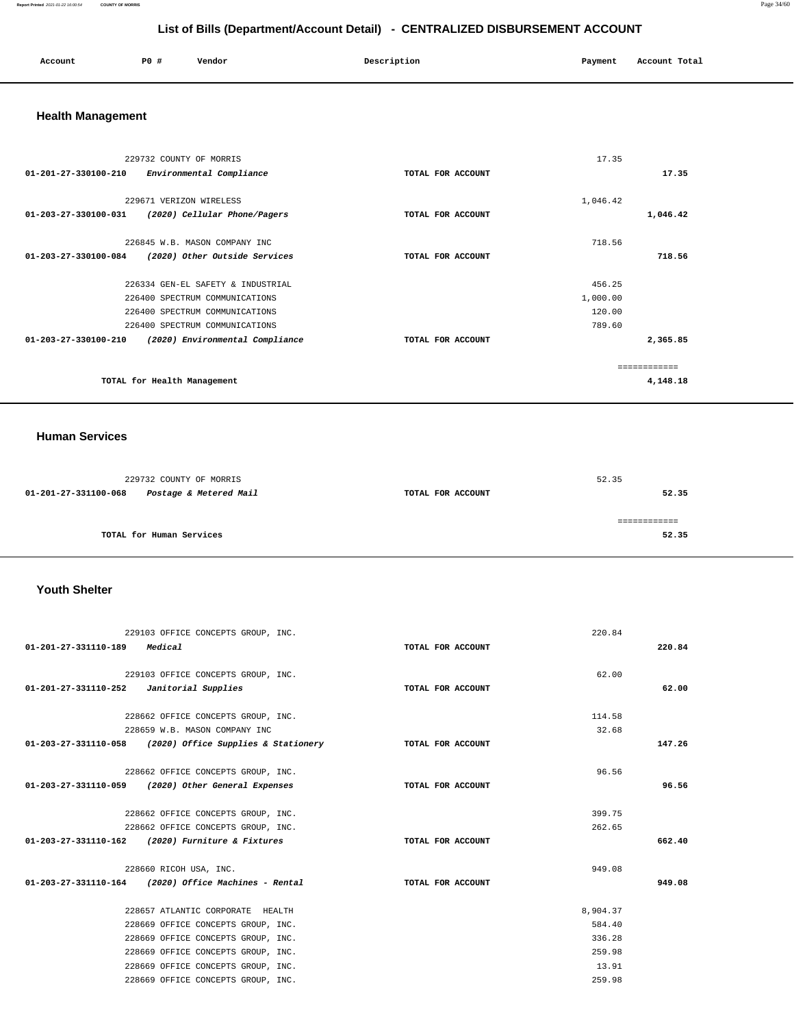## List of Bills (Department/Account Detail) - CENTRALIZED DISBURSEMENT ACCOUNT

| Account | PO # | Vendor | Description | Payment | Account Total |
|---|---|---|---|---|---|

### Health Management

| Account | PO # | Vendor | Description | Payment | Account Total |
|---|---|---|---|---|---|
| | 229732 | COUNTY OF MORRIS | | 17.35 | |
| 01-201-27-330100-210 | | *Environmental Compliance* | TOTAL FOR ACCOUNT | | 17.35 |
| | 229671 | VERIZON WIRELESS | | 1,046.42 | |
| 01-203-27-330100-031 | | *(2020) Cellular Phone/Pagers* | TOTAL FOR ACCOUNT | | 1,046.42 |
| | 226845 | W.B. MASON COMPANY INC | | 718.56 | |
| 01-203-27-330100-084 | | *(2020) Other Outside Services* | TOTAL FOR ACCOUNT | | 718.56 |
| | 226334 | GEN-EL SAFETY & INDUSTRIAL | | 456.25 | |
| | 226400 | SPECTRUM COMMUNICATIONS | | 1,000.00 | |
| | 226400 | SPECTRUM COMMUNICATIONS | | 120.00 | |
| | 226400 | SPECTRUM COMMUNICATIONS | | 789.60 | |
| 01-203-27-330100-210 | | *(2020) Environmental Compliance* | TOTAL FOR ACCOUNT | | 2,365.85 |
| | | | | | ============ |
| | | TOTAL for Health Management | | | 4,148.18 |

### Human Services

| Account | PO # | Vendor | Description | Payment | Account Total |
|---|---|---|---|---|---|
| | 229732 | COUNTY OF MORRIS | | 52.35 | |
| 01-201-27-331100-068 | | *Postage & Metered Mail* | TOTAL FOR ACCOUNT | | 52.35 |
| | | | | | ============ |
| | | TOTAL for Human Services | | | 52.35 |

### Youth Shelter

| Account | PO # | Vendor | Description | Payment | Account Total |
|---|---|---|---|---|---|
| | 229103 | OFFICE CONCEPTS GROUP, INC. | | 220.84 | |
| 01-201-27-331110-189 | | *Medical* | TOTAL FOR ACCOUNT | | 220.84 |
| | 229103 | OFFICE CONCEPTS GROUP, INC. | | 62.00 | |
| 01-201-27-331110-252 | | *Janitorial Supplies* | TOTAL FOR ACCOUNT | | 62.00 |
| | 228662 | OFFICE CONCEPTS GROUP, INC. | | 114.58 | |
| | 228659 | W.B. MASON COMPANY INC | | 32.68 | |
| 01-203-27-331110-058 | | *(2020) Office Supplies & Stationery* | TOTAL FOR ACCOUNT | | 147.26 |
| | 228662 | OFFICE CONCEPTS GROUP, INC. | | 96.56 | |
| 01-203-27-331110-059 | | *(2020) Other General Expenses* | TOTAL FOR ACCOUNT | | 96.56 |
| | 228662 | OFFICE CONCEPTS GROUP, INC. | | 399.75 | |
| | 228662 | OFFICE CONCEPTS GROUP, INC. | | 262.65 | |
| 01-203-27-331110-162 | | *(2020) Furniture & Fixtures* | TOTAL FOR ACCOUNT | | 662.40 |
| | 228660 | RICOH USA, INC. | | 949.08 | |
| 01-203-27-331110-164 | | *(2020) Office Machines - Rental* | TOTAL FOR ACCOUNT | | 949.08 |
| | 228657 | ATLANTIC CORPORATE HEALTH | | 8,904.37 | |
| | 228669 | OFFICE CONCEPTS GROUP, INC. | | 584.40 | |
| | 228669 | OFFICE CONCEPTS GROUP, INC. | | 336.28 | |
| | 228669 | OFFICE CONCEPTS GROUP, INC. | | 259.98 | |
| | 228669 | OFFICE CONCEPTS GROUP, INC. | | 13.91 | |
| | 228669 | OFFICE CONCEPTS GROUP, INC. | | 259.98 | |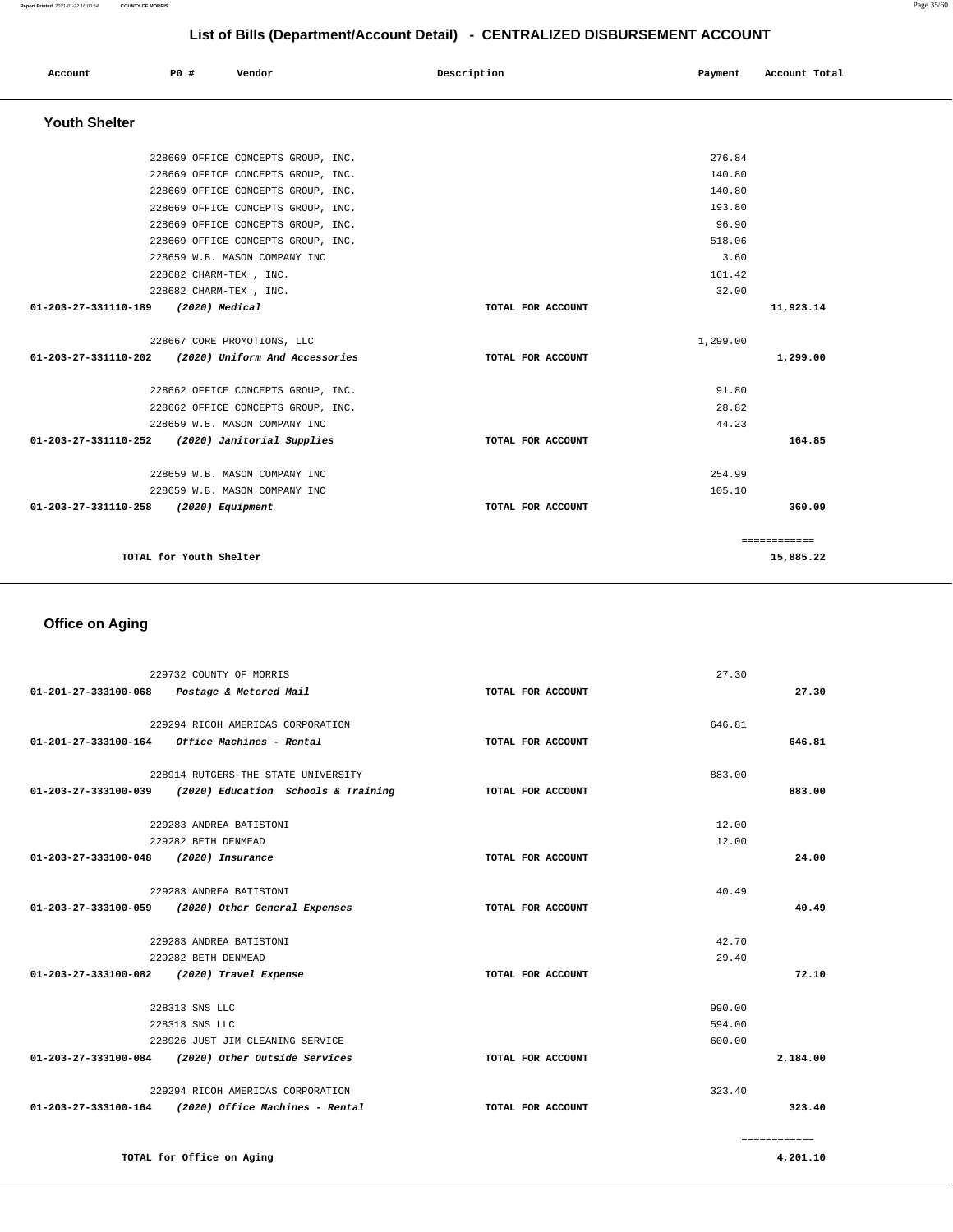## List of Bills (Department/Account Detail) - CENTRALIZED DISBURSEMENT ACCOUNT

| Account | PO # | Vendor | Description | Payment | Account Total |
|---|---|---|---|---|---|

### Youth Shelter

| Account | PO # | Vendor | Description | Payment | Account Total |
|---|---|---|---|---|---|
| | 228669 | OFFICE CONCEPTS GROUP, INC. | | 276.84 | |
| | 228669 | OFFICE CONCEPTS GROUP, INC. | | 140.80 | |
| | 228669 | OFFICE CONCEPTS GROUP, INC. | | 140.80 | |
| | 228669 | OFFICE CONCEPTS GROUP, INC. | | 193.80 | |
| | 228669 | OFFICE CONCEPTS GROUP, INC. | | 96.90 | |
| | 228669 | OFFICE CONCEPTS GROUP, INC. | | 518.06 | |
| | 228659 | W.B. MASON COMPANY INC | | 3.60 | |
| | 228682 | CHARM-TEX , INC. | | 161.42 | |
| | 228682 | CHARM-TEX , INC. | | 32.00 | |
| **01-203-27-331110-189** | | *(2020) Medical* | TOTAL FOR ACCOUNT | | **11,923.14** |
| | 228667 | CORE PROMOTIONS, LLC | | 1,299.00 | |
| **01-203-27-331110-202** | | *(2020) Uniform And Accessories* | TOTAL FOR ACCOUNT | | **1,299.00** |
| | 228662 | OFFICE CONCEPTS GROUP, INC. | | 91.80 | |
| | 228662 | OFFICE CONCEPTS GROUP, INC. | | 28.82 | |
| | 228659 | W.B. MASON COMPANY INC | | 44.23 | |
| **01-203-27-331110-252** | | *(2020) Janitorial Supplies* | TOTAL FOR ACCOUNT | | **164.85** |
| | 228659 | W.B. MASON COMPANY INC | | 254.99 | |
| | 228659 | W.B. MASON COMPANY INC | | 105.10 | |
| **01-203-27-331110-258** | | *(2020) Equipment* | TOTAL FOR ACCOUNT | | **360.09** |
| | | | | | ============ |
| | **TOTAL for Youth Shelter** | | | | **15,885.22** |

### Office on Aging

| Account | PO # | Vendor | Description | Payment | Account Total |
|---|---|---|---|---|---|
| | 229732 | COUNTY OF MORRIS | | 27.30 | |
| **01-201-27-333100-068** | | *Postage & Metered Mail* | TOTAL FOR ACCOUNT | | **27.30** |
| | 229294 | RICOH AMERICAS CORPORATION | | 646.81 | |
| **01-201-27-333100-164** | | *Office Machines - Rental* | TOTAL FOR ACCOUNT | | **646.81** |
| | 228914 | RUTGERS-THE STATE UNIVERSITY | | 883.00 | |
| **01-203-27-333100-039** | | *(2020) Education Schools & Training* | TOTAL FOR ACCOUNT | | **883.00** |
| | 229283 | ANDREA BATISTONI | | 12.00 | |
| | 229282 | BETH DENMEAD | | 12.00 | |
| **01-203-27-333100-048** | | *(2020) Insurance* | TOTAL FOR ACCOUNT | | **24.00** |
| | 229283 | ANDREA BATISTONI | | 40.49 | |
| **01-203-27-333100-059** | | *(2020) Other General Expenses* | TOTAL FOR ACCOUNT | | **40.49** |
| | 229283 | ANDREA BATISTONI | | 42.70 | |
| | 229282 | BETH DENMEAD | | 29.40 | |
| **01-203-27-333100-082** | | *(2020) Travel Expense* | TOTAL FOR ACCOUNT | | **72.10** |
| | 228313 | SNS LLC | | 990.00 | |
| | 228313 | SNS LLC | | 594.00 | |
| | 228926 | JUST JIM CLEANING SERVICE | | 600.00 | |
| **01-203-27-333100-084** | | *(2020) Other Outside Services* | TOTAL FOR ACCOUNT | | **2,184.00** |
| | 229294 | RICOH AMERICAS CORPORATION | | 323.40 | |
| **01-203-27-333100-164** | | *(2020) Office Machines - Rental* | TOTAL FOR ACCOUNT | | **323.40** |
| | | | | | ============ |
| | **TOTAL for Office on Aging** | | | | **4,201.10** |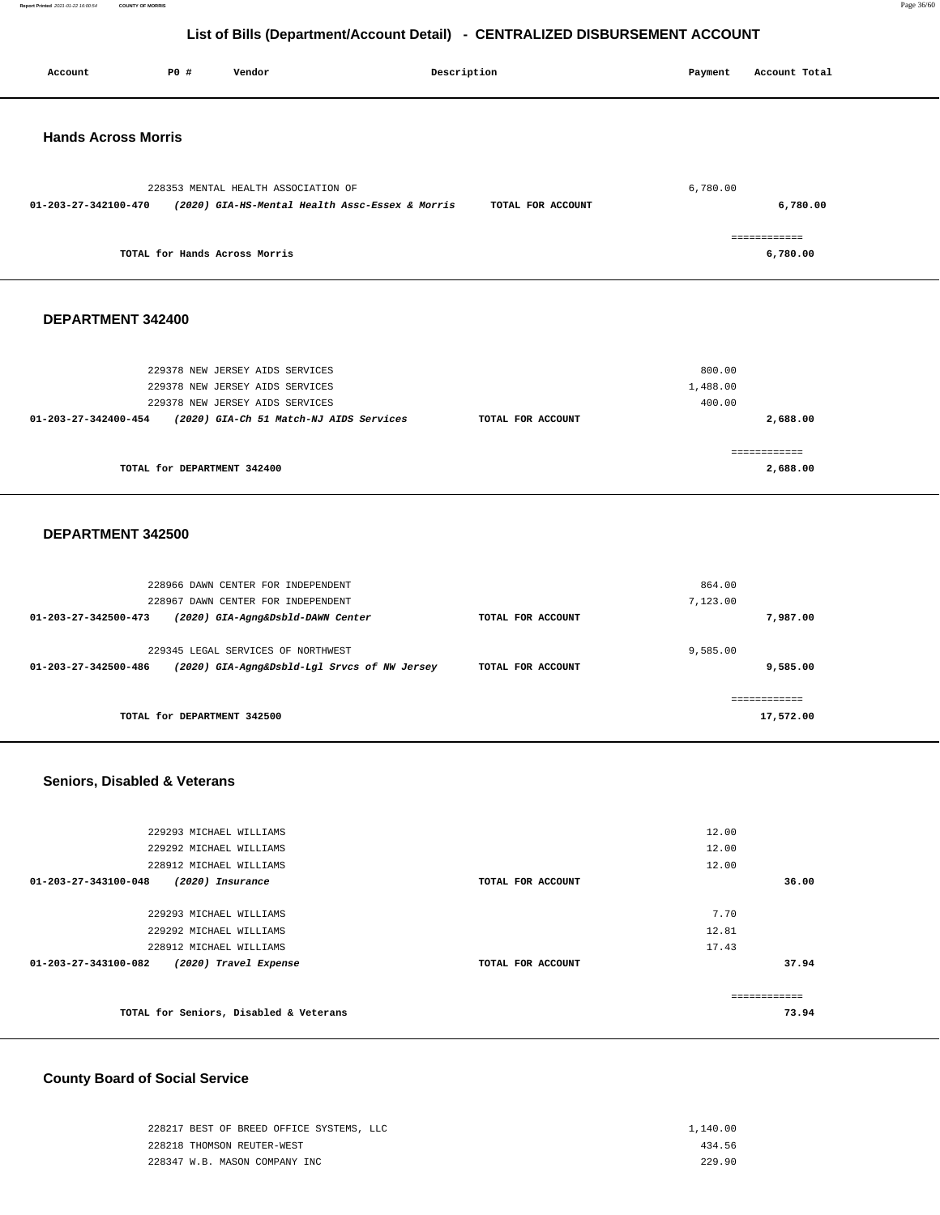## List of Bills (Department/Account Detail) - CENTRALIZED DISBURSEMENT ACCOUNT

| Account | PO # | Vendor | Description | Payment | Account Total |
|---|---|---|---|---|---|

### Hands Across Morris

| Account | PO # | Vendor | Description | Payment | Account Total |
|---|---|---|---|---|---|
| | 228353 | MENTAL HEALTH ASSOCIATION OF | | 6,780.00 | |
| 01-203-27-342100-470 | | *(2020) GIA-HS-Mental Health Assc-Essex & Morris* | TOTAL FOR ACCOUNT | | 6,780.00 |
| | | TOTAL for Hands Across Morris | | | 6,780.00 |

### DEPARTMENT 342400

| Account | PO # | Vendor | Description | Payment | Account Total |
|---|---|---|---|---|---|
| | 229378 | NEW JERSEY AIDS SERVICES | | 800.00 | |
| | 229378 | NEW JERSEY AIDS SERVICES | | 1,488.00 | |
| | 229378 | NEW JERSEY AIDS SERVICES | | 400.00 | |
| 01-203-27-342400-454 | | *(2020) GIA-Ch 51 Match-NJ AIDS Services* | TOTAL FOR ACCOUNT | | 2,688.00 |
| | | TOTAL for DEPARTMENT 342400 | | | 2,688.00 |

### DEPARTMENT 342500

| Account | PO # | Vendor | Description | Payment | Account Total |
|---|---|---|---|---|---|
| | 228966 | DAWN CENTER FOR INDEPENDENT | | 864.00 | |
| | 228967 | DAWN CENTER FOR INDEPENDENT | | 7,123.00 | |
| 01-203-27-342500-473 | | *(2020) GIA-Agng&Dsbld-DAWN Center* | TOTAL FOR ACCOUNT | | 7,987.00 |
| | 229345 | LEGAL SERVICES OF NORTHWEST | | 9,585.00 | |
| 01-203-27-342500-486 | | *(2020) GIA-Agng&Dsbld-Lgl Srvcs of NW Jersey* | TOTAL FOR ACCOUNT | | 9,585.00 |
| | | TOTAL for DEPARTMENT 342500 | | | 17,572.00 |

### Seniors, Disabled & Veterans

| Account | PO # | Vendor | Description | Payment | Account Total |
|---|---|---|---|---|---|
| | 229293 | MICHAEL WILLIAMS | | 12.00 | |
| | 229292 | MICHAEL WILLIAMS | | 12.00 | |
| | 228912 | MICHAEL WILLIAMS | | 12.00 | |
| 01-203-27-343100-048 | | *(2020) Insurance* | TOTAL FOR ACCOUNT | | 36.00 |
| | 229293 | MICHAEL WILLIAMS | | 7.70 | |
| | 229292 | MICHAEL WILLIAMS | | 12.81 | |
| | 228912 | MICHAEL WILLIAMS | | 17.43 | |
| 01-203-27-343100-082 | | *(2020) Travel Expense* | TOTAL FOR ACCOUNT | | 37.94 |
| | | TOTAL for Seniors, Disabled & Veterans | | | 73.94 |

### County Board of Social Service

| Account | PO # | Vendor | Description | Payment | Account Total |
|---|---|---|---|---|---|
| | 228217 | BEST OF BREED OFFICE SYSTEMS, LLC | | 1,140.00 | |
| | 228218 | THOMSON REUTER-WEST | | 434.56 | |
| | 228347 | W.B. MASON COMPANY INC | | 229.90 | |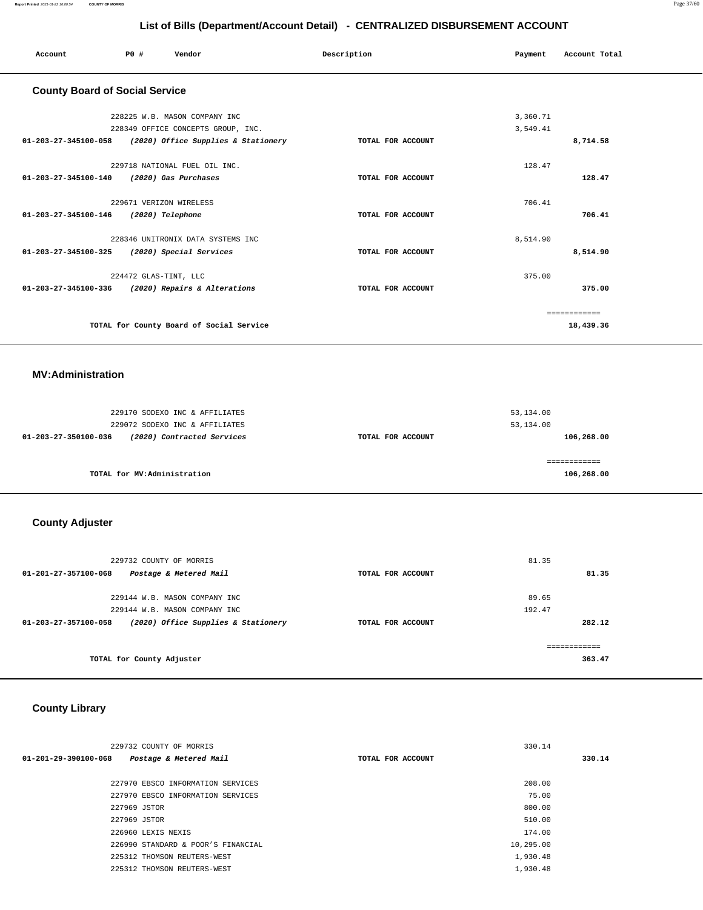## List of Bills (Department/Account Detail) - CENTRALIZED DISBURSEMENT ACCOUNT

| Account | PO # | Vendor | Description | Payment | Account Total |
|---|---|---|---|---|---|

### County Board of Social Service

| Account | PO # | Vendor | Description | Payment | Account Total |
|---|---|---|---|---|---|
| | 228225 | W.B. MASON COMPANY INC | | 3,360.71 | |
| | 228349 | OFFICE CONCEPTS GROUP, INC. | | 3,549.41 | |
| **01-203-27-345100-058** | | ***(2020) Office Supplies & Stationery*** | TOTAL FOR ACCOUNT | | **8,714.58** |
| | 229718 | NATIONAL FUEL OIL INC. | | 128.47 | |
| **01-203-27-345100-140** | | ***(2020) Gas Purchases*** | TOTAL FOR ACCOUNT | | **128.47** |
| | 229671 | VERIZON WIRELESS | | 706.41 | |
| **01-203-27-345100-146** | | ***(2020) Telephone*** | TOTAL FOR ACCOUNT | | **706.41** |
| | 228346 | UNITRONIX DATA SYSTEMS INC | | 8,514.90 | |
| **01-203-27-345100-325** | | ***(2020) Special Services*** | TOTAL FOR ACCOUNT | | **8,514.90** |
| | 224472 | GLAS-TINT, LLC | | 375.00 | |
| **01-203-27-345100-336** | | ***(2020) Repairs & Alterations*** | TOTAL FOR ACCOUNT | | **375.00** |
| | | TOTAL for County Board of Social Service | | | ============ **18,439.36** |

### MV:Administration

| Account | PO # | Vendor | Description | Payment | Account Total |
|---|---|---|---|---|---|
| | 229170 | SODEXO INC & AFFILIATES | | 53,134.00 | |
| | 229072 | SODEXO INC & AFFILIATES | | 53,134.00 | |
| **01-203-27-350100-036** | | ***(2020) Contracted Services*** | TOTAL FOR ACCOUNT | | **106,268.00** |
| | | TOTAL for MV:Administration | | | ============ **106,268.00** |

### County Adjuster

| Account | PO # | Vendor | Description | Payment | Account Total |
|---|---|---|---|---|---|
| | 229732 | COUNTY OF MORRIS | | 81.35 | |
| **01-201-27-357100-068** | | ***Postage & Metered Mail*** | TOTAL FOR ACCOUNT | | **81.35** |
| | 229144 | W.B. MASON COMPANY INC | | 89.65 | |
| | 229144 | W.B. MASON COMPANY INC | | 192.47 | |
| **01-203-27-357100-058** | | ***(2020) Office Supplies & Stationery*** | TOTAL FOR ACCOUNT | | **282.12** |
| | | TOTAL for County Adjuster | | | ============ **363.47** |

### County Library

| Account | PO # | Vendor | Description | Payment | Account Total |
|---|---|---|---|---|---|
| | 229732 | COUNTY OF MORRIS | | 330.14 | |
| **01-201-29-390100-068** | | ***Postage & Metered Mail*** | TOTAL FOR ACCOUNT | | **330.14** |
| | 227970 | EBSCO INFORMATION SERVICES | | 208.00 | |
| | 227970 | EBSCO INFORMATION SERVICES | | 75.00 | |
| | 227969 | JSTOR | | 800.00 | |
| | 227969 | JSTOR | | 510.00 | |
| | 226960 | LEXIS NEXIS | | 174.00 | |
| | 226990 | STANDARD & POOR'S FINANCIAL | | 10,295.00 | |
| | 225312 | THOMSON REUTERS-WEST | | 1,930.48 | |
| | 225312 | THOMSON REUTERS-WEST | | 1,930.48 | |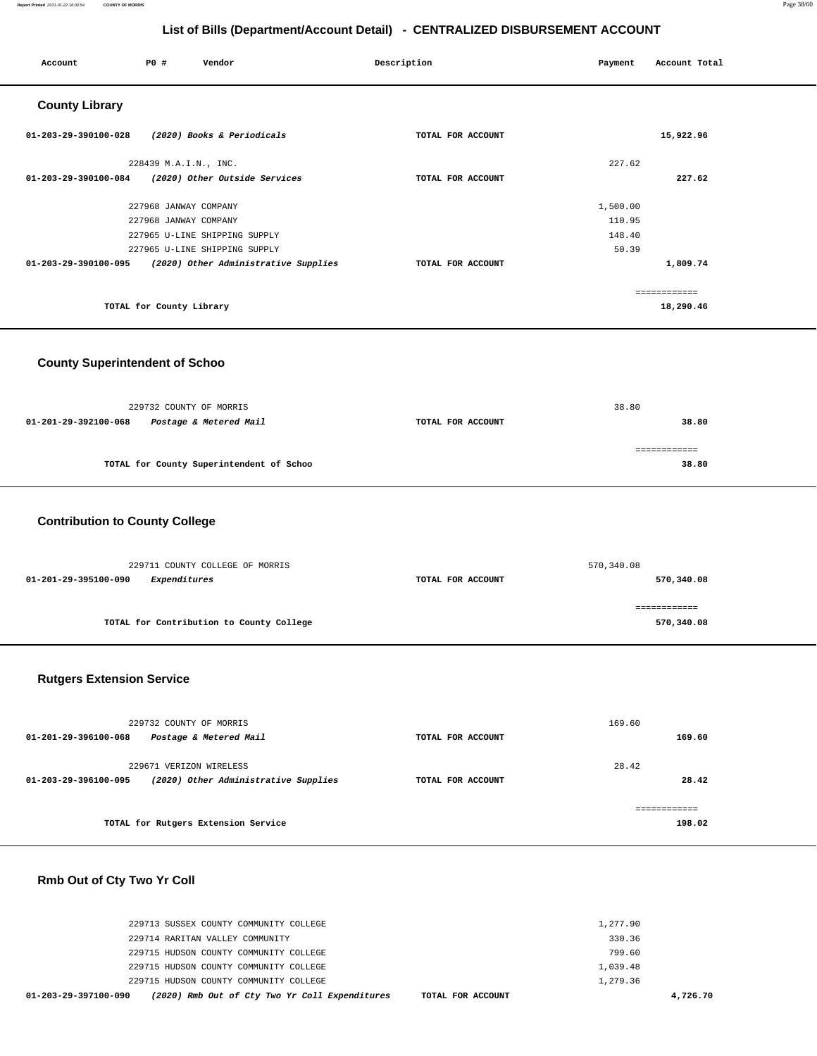## List of Bills (Department/Account Detail) - CENTRALIZED DISBURSEMENT ACCOUNT

| Account | PO # | Vendor | Description | Payment | Account Total |
|---|---|---|---|---|---|

### County Library

| Account | PO # Vendor | Description | Payment | Account Total |
|---|---|---|---|---|
| 01-203-29-390100-028 | *(2020) Books & Periodicals* | TOTAL FOR ACCOUNT | | 15,922.96 |
| | 228439 M.A.I.N., INC. | | 227.62 | |
| 01-203-29-390100-084 | *(2020) Other Outside Services* | TOTAL FOR ACCOUNT | | 227.62 |
| | 227968 JANWAY COMPANY | | 1,500.00 | |
| | 227968 JANWAY COMPANY | | 110.95 | |
| | 227965 U-LINE SHIPPING SUPPLY | | 148.40 | |
| | 227965 U-LINE SHIPPING SUPPLY | | 50.39 | |
| 01-203-29-390100-095 | *(2020) Other Administrative Supplies* | TOTAL FOR ACCOUNT | | 1,809.74 |
| | TOTAL for County Library | | | 18,290.46 |

### County Superintendent of Schoo

| Account | PO # Vendor | Description | Payment | Account Total |
|---|---|---|---|---|
| | 229732 COUNTY OF MORRIS | | 38.80 | |
| 01-201-29-392100-068 | *Postage & Metered Mail* | TOTAL FOR ACCOUNT | | 38.80 |
| | TOTAL for County Superintendent of Schoo | | | 38.80 |

### Contribution to County College

| Account | PO # Vendor | Description | Payment | Account Total |
|---|---|---|---|---|
| | 229711 COUNTY COLLEGE OF MORRIS | | 570,340.08 | |
| 01-201-29-395100-090 | *Expenditures* | TOTAL FOR ACCOUNT | | 570,340.08 |
| | TOTAL for Contribution to County College | | | 570,340.08 |

### Rutgers Extension Service

| Account | PO # Vendor | Description | Payment | Account Total |
|---|---|---|---|---|
| | 229732 COUNTY OF MORRIS | | 169.60 | |
| 01-201-29-396100-068 | *Postage & Metered Mail* | TOTAL FOR ACCOUNT | | 169.60 |
| | 229671 VERIZON WIRELESS | | 28.42 | |
| 01-203-29-396100-095 | *(2020) Other Administrative Supplies* | TOTAL FOR ACCOUNT | | 28.42 |
| | TOTAL for Rutgers Extension Service | | | 198.02 |

### Rmb Out of Cty Two Yr Coll

| Account | PO # Vendor | Description | Payment | Account Total |
|---|---|---|---|---|
| | 229713 SUSSEX COUNTY COMMUNITY COLLEGE | | 1,277.90 | |
| | 229714 RARITAN VALLEY COMMUNITY | | 330.36 | |
| | 229715 HUDSON COUNTY COMMUNITY COLLEGE | | 799.60 | |
| | 229715 HUDSON COUNTY COMMUNITY COLLEGE | | 1,039.48 | |
| | 229715 HUDSON COUNTY COMMUNITY COLLEGE | | 1,279.36 | |
| 01-203-29-397100-090 | *(2020) Rmb Out of Cty Two Yr Coll Expenditures* | TOTAL FOR ACCOUNT | | 4,726.70 |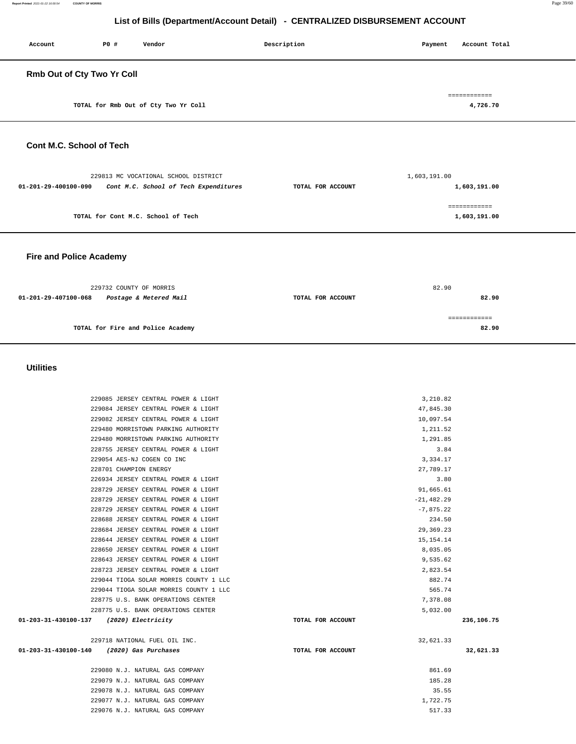# List of Bills (Department/Account Detail) - CENTRALIZED DISBURSEMENT ACCOUNT

| Account | PO # | Vendor | Description | Payment | Account Total |
|---|---|---|---|---|---|

## Rmb Out of Cty Two Yr Coll

| | | | | |
|---|---|---|---|---|
| | TOTAL for Rmb Out of Cty Two Yr Coll | | | 4,726.70 |

## Cont M.C. School of Tech

| Account | PO # / Vendor | Description | Payment | Account Total |
|---|---|---|---|---|
| | 229813 MC VOCATIONAL SCHOOL DISTRICT | | 1,603,191.00 | |
| 01-201-29-400100-090 | *Cont M.C. School of Tech Expenditures* | TOTAL FOR ACCOUNT | | 1,603,191.00 |
| | TOTAL for Cont M.C. School of Tech | | | 1,603,191.00 |

## Fire and Police Academy

| Account | PO # / Vendor | Description | Payment | Account Total |
|---|---|---|---|---|
| | 229732 COUNTY OF MORRIS | | 82.90 | |
| 01-201-29-407100-068 | *Postage & Metered Mail* | TOTAL FOR ACCOUNT | | 82.90 |
| | TOTAL for Fire and Police Academy | | | 82.90 |

## Utilities

| Account | PO # / Vendor | Description | Payment | Account Total |
|---|---|---|---|---|
| | 229085 JERSEY CENTRAL POWER & LIGHT | | 3,210.82 | |
| | 229084 JERSEY CENTRAL POWER & LIGHT | | 47,845.30 | |
| | 229082 JERSEY CENTRAL POWER & LIGHT | | 10,097.54 | |
| | 229480 MORRISTOWN PARKING AUTHORITY | | 1,211.52 | |
| | 229480 MORRISTOWN PARKING AUTHORITY | | 1,291.85 | |
| | 228755 JERSEY CENTRAL POWER & LIGHT | | 3.84 | |
| | 229054 AES-NJ COGEN CO INC | | 3,334.17 | |
| | 228701 CHAMPION ENERGY | | 27,789.17 | |
| | 226934 JERSEY CENTRAL POWER & LIGHT | | 3.80 | |
| | 228729 JERSEY CENTRAL POWER & LIGHT | | 91,665.61 | |
| | 228729 JERSEY CENTRAL POWER & LIGHT | | -21,482.29 | |
| | 228729 JERSEY CENTRAL POWER & LIGHT | | -7,875.22 | |
| | 228688 JERSEY CENTRAL POWER & LIGHT | | 234.50 | |
| | 228684 JERSEY CENTRAL POWER & LIGHT | | 29,369.23 | |
| | 228644 JERSEY CENTRAL POWER & LIGHT | | 15,154.14 | |
| | 228650 JERSEY CENTRAL POWER & LIGHT | | 8,035.05 | |
| | 228643 JERSEY CENTRAL POWER & LIGHT | | 9,535.62 | |
| | 228723 JERSEY CENTRAL POWER & LIGHT | | 2,823.54 | |
| | 229044 TIOGA SOLAR MORRIS COUNTY 1 LLC | | 882.74 | |
| | 229044 TIOGA SOLAR MORRIS COUNTY 1 LLC | | 565.74 | |
| | 228775 U.S. BANK OPERATIONS CENTER | | 7,378.08 | |
| | 228775 U.S. BANK OPERATIONS CENTER | | 5,032.00 | |
| 01-203-31-430100-137 | *(2020) Electricity* | TOTAL FOR ACCOUNT | | 236,106.75 |
| | 229718 NATIONAL FUEL OIL INC. | | 32,621.33 | |
| 01-203-31-430100-140 | *(2020) Gas Purchases* | TOTAL FOR ACCOUNT | | 32,621.33 |
| | 229080 N.J. NATURAL GAS COMPANY | | 861.69 | |
| | 229079 N.J. NATURAL GAS COMPANY | | 185.28 | |
| | 229078 N.J. NATURAL GAS COMPANY | | 35.55 | |
| | 229077 N.J. NATURAL GAS COMPANY | | 1,722.75 | |
| | 229076 N.J. NATURAL GAS COMPANY | | 517.33 | |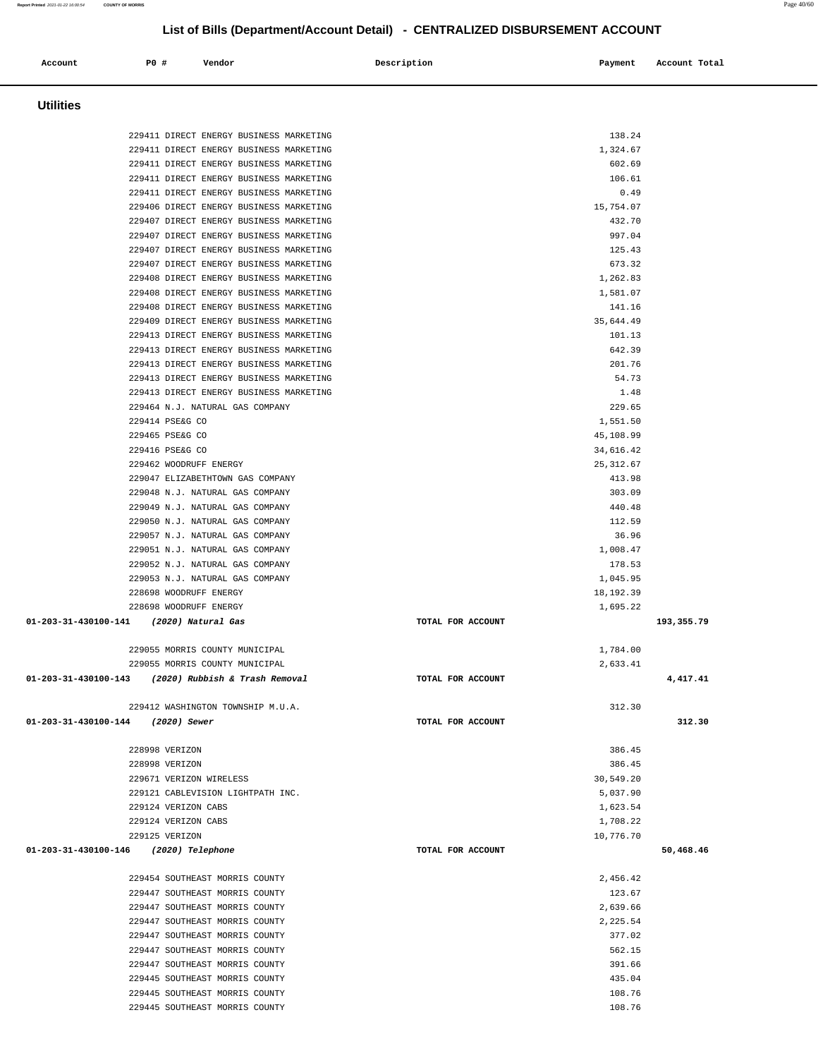## List of Bills (Department/Account Detail) - CENTRALIZED DISBURSEMENT ACCOUNT

| Account | PO # | Vendor | Description | Payment | Account Total |
|---|---|---|---|---|---|

### Utilities

| Account | PO # | Vendor | Description | Payment | Account Total |
|---|---|---|---|---|---|
| | 229411 | DIRECT ENERGY BUSINESS MARKETING | | 138.24 | |
| | 229411 | DIRECT ENERGY BUSINESS MARKETING | | 1,324.67 | |
| | 229411 | DIRECT ENERGY BUSINESS MARKETING | | 602.69 | |
| | 229411 | DIRECT ENERGY BUSINESS MARKETING | | 106.61 | |
| | 229411 | DIRECT ENERGY BUSINESS MARKETING | | 0.49 | |
| | 229406 | DIRECT ENERGY BUSINESS MARKETING | | 15,754.07 | |
| | 229407 | DIRECT ENERGY BUSINESS MARKETING | | 432.70 | |
| | 229407 | DIRECT ENERGY BUSINESS MARKETING | | 997.04 | |
| | 229407 | DIRECT ENERGY BUSINESS MARKETING | | 125.43 | |
| | 229407 | DIRECT ENERGY BUSINESS MARKETING | | 673.32 | |
| | 229408 | DIRECT ENERGY BUSINESS MARKETING | | 1,262.83 | |
| | 229408 | DIRECT ENERGY BUSINESS MARKETING | | 1,581.07 | |
| | 229408 | DIRECT ENERGY BUSINESS MARKETING | | 141.16 | |
| | 229409 | DIRECT ENERGY BUSINESS MARKETING | | 35,644.49 | |
| | 229413 | DIRECT ENERGY BUSINESS MARKETING | | 101.13 | |
| | 229413 | DIRECT ENERGY BUSINESS MARKETING | | 642.39 | |
| | 229413 | DIRECT ENERGY BUSINESS MARKETING | | 201.76 | |
| | 229413 | DIRECT ENERGY BUSINESS MARKETING | | 54.73 | |
| | 229413 | DIRECT ENERGY BUSINESS MARKETING | | 1.48 | |
| | 229464 | N.J. NATURAL GAS COMPANY | | 229.65 | |
| | 229414 | PSE&G CO | | 1,551.50 | |
| | 229465 | PSE&G CO | | 45,108.99 | |
| | 229416 | PSE&G CO | | 34,616.42 | |
| | 229462 | WOODRUFF ENERGY | | 25,312.67 | |
| | 229047 | ELIZABETHTOWN GAS COMPANY | | 413.98 | |
| | 229048 | N.J. NATURAL GAS COMPANY | | 303.09 | |
| | 229049 | N.J. NATURAL GAS COMPANY | | 440.48 | |
| | 229050 | N.J. NATURAL GAS COMPANY | | 112.59 | |
| | 229057 | N.J. NATURAL GAS COMPANY | | 36.96 | |
| | 229051 | N.J. NATURAL GAS COMPANY | | 1,008.47 | |
| | 229052 | N.J. NATURAL GAS COMPANY | | 178.53 | |
| | 229053 | N.J. NATURAL GAS COMPANY | | 1,045.95 | |
| | 228698 | WOODRUFF ENERGY | | 18,192.39 | |
| | 228698 | WOODRUFF ENERGY | | 1,695.22 | |
| **01-203-31-430100-141** | | ***(2020) Natural Gas*** | **TOTAL FOR ACCOUNT** | | **193,355.79** |
| | 229055 | MORRIS COUNTY MUNICIPAL | | 1,784.00 | |
| | 229055 | MORRIS COUNTY MUNICIPAL | | 2,633.41 | |
| **01-203-31-430100-143** | | ***(2020) Rubbish & Trash Removal*** | **TOTAL FOR ACCOUNT** | | **4,417.41** |
| | 229412 | WASHINGTON TOWNSHIP M.U.A. | | 312.30 | |
| **01-203-31-430100-144** | | ***(2020) Sewer*** | **TOTAL FOR ACCOUNT** | | **312.30** |
| | 228998 | VERIZON | | 386.45 | |
| | 228998 | VERIZON | | 386.45 | |
| | 229671 | VERIZON WIRELESS | | 30,549.20 | |
| | 229121 | CABLEVISION LIGHTPATH INC. | | 5,037.90 | |
| | 229124 | VERIZON CABS | | 1,623.54 | |
| | 229124 | VERIZON CABS | | 1,708.22 | |
| | 229125 | VERIZON | | 10,776.70 | |
| **01-203-31-430100-146** | | ***(2020) Telephone*** | **TOTAL FOR ACCOUNT** | | **50,468.46** |
| | 229454 | SOUTHEAST MORRIS COUNTY | | 2,456.42 | |
| | 229447 | SOUTHEAST MORRIS COUNTY | | 123.67 | |
| | 229447 | SOUTHEAST MORRIS COUNTY | | 2,639.66 | |
| | 229447 | SOUTHEAST MORRIS COUNTY | | 2,225.54 | |
| | 229447 | SOUTHEAST MORRIS COUNTY | | 377.02 | |
| | 229447 | SOUTHEAST MORRIS COUNTY | | 562.15 | |
| | 229447 | SOUTHEAST MORRIS COUNTY | | 391.66 | |
| | 229445 | SOUTHEAST MORRIS COUNTY | | 435.04 | |
| | 229445 | SOUTHEAST MORRIS COUNTY | | 108.76 | |
| | 229445 | SOUTHEAST MORRIS COUNTY | | 108.76 | |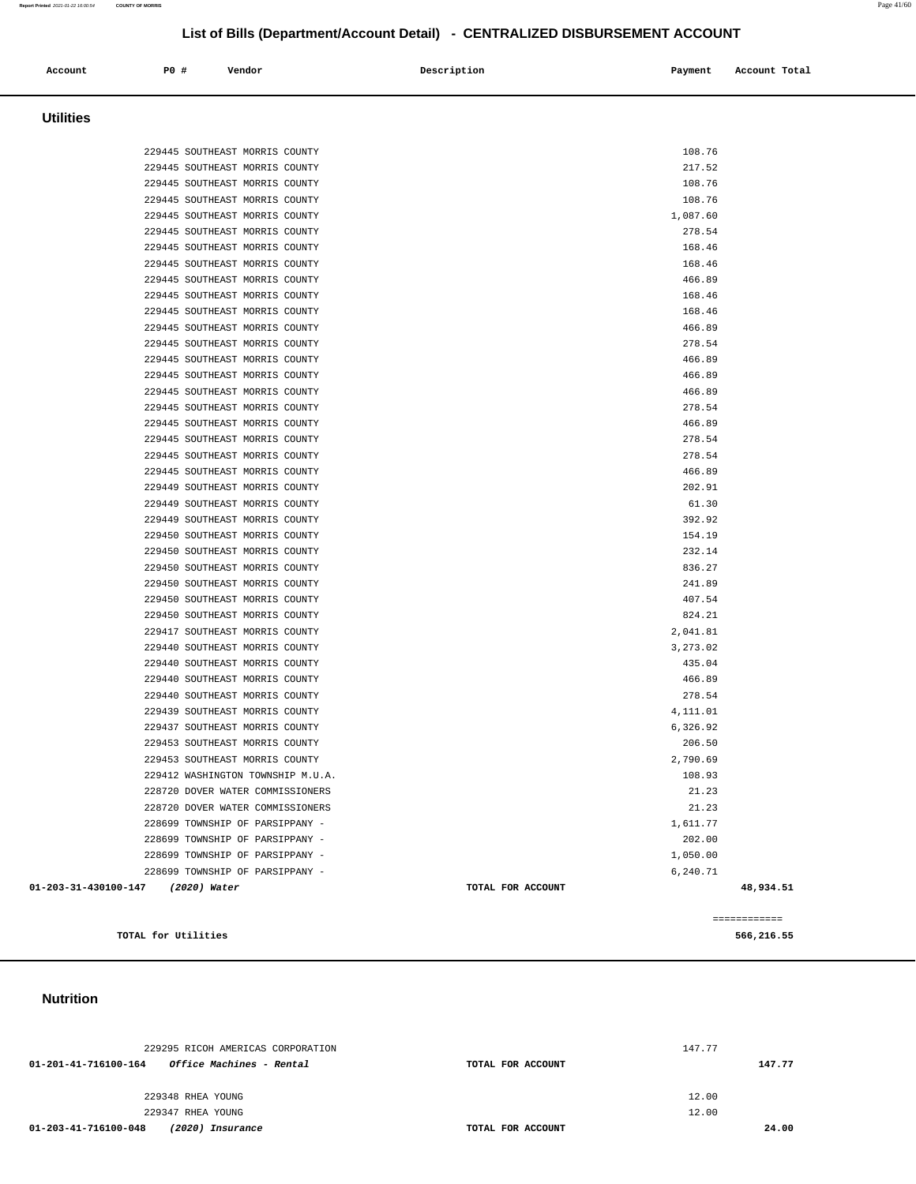# List of Bills (Department/Account Detail) - CENTRALIZED DISBURSEMENT ACCOUNT

| Account | PO # | Vendor | Description | Payment | Account Total |
|---|---|---|---|---|---|

## Utilities

| Account | PO # | Vendor | Description | Payment | Account Total |
|---|---|---|---|---|---|
| | 229445 | SOUTHEAST MORRIS COUNTY | | 108.76 | |
| | 229445 | SOUTHEAST MORRIS COUNTY | | 217.52 | |
| | 229445 | SOUTHEAST MORRIS COUNTY | | 108.76 | |
| | 229445 | SOUTHEAST MORRIS COUNTY | | 108.76 | |
| | 229445 | SOUTHEAST MORRIS COUNTY | | 1,087.60 | |
| | 229445 | SOUTHEAST MORRIS COUNTY | | 278.54 | |
| | 229445 | SOUTHEAST MORRIS COUNTY | | 168.46 | |
| | 229445 | SOUTHEAST MORRIS COUNTY | | 168.46 | |
| | 229445 | SOUTHEAST MORRIS COUNTY | | 466.89 | |
| | 229445 | SOUTHEAST MORRIS COUNTY | | 168.46 | |
| | 229445 | SOUTHEAST MORRIS COUNTY | | 168.46 | |
| | 229445 | SOUTHEAST MORRIS COUNTY | | 466.89 | |
| | 229445 | SOUTHEAST MORRIS COUNTY | | 278.54 | |
| | 229445 | SOUTHEAST MORRIS COUNTY | | 466.89 | |
| | 229445 | SOUTHEAST MORRIS COUNTY | | 466.89 | |
| | 229445 | SOUTHEAST MORRIS COUNTY | | 466.89 | |
| | 229445 | SOUTHEAST MORRIS COUNTY | | 278.54 | |
| | 229445 | SOUTHEAST MORRIS COUNTY | | 466.89 | |
| | 229445 | SOUTHEAST MORRIS COUNTY | | 278.54 | |
| | 229445 | SOUTHEAST MORRIS COUNTY | | 278.54 | |
| | 229445 | SOUTHEAST MORRIS COUNTY | | 466.89 | |
| | 229449 | SOUTHEAST MORRIS COUNTY | | 202.91 | |
| | 229449 | SOUTHEAST MORRIS COUNTY | | 61.30 | |
| | 229449 | SOUTHEAST MORRIS COUNTY | | 392.92 | |
| | 229450 | SOUTHEAST MORRIS COUNTY | | 154.19 | |
| | 229450 | SOUTHEAST MORRIS COUNTY | | 232.14 | |
| | 229450 | SOUTHEAST MORRIS COUNTY | | 836.27 | |
| | 229450 | SOUTHEAST MORRIS COUNTY | | 241.89 | |
| | 229450 | SOUTHEAST MORRIS COUNTY | | 407.54 | |
| | 229450 | SOUTHEAST MORRIS COUNTY | | 824.21 | |
| | 229417 | SOUTHEAST MORRIS COUNTY | | 2,041.81 | |
| | 229440 | SOUTHEAST MORRIS COUNTY | | 3,273.02 | |
| | 229440 | SOUTHEAST MORRIS COUNTY | | 435.04 | |
| | 229440 | SOUTHEAST MORRIS COUNTY | | 466.89 | |
| | 229440 | SOUTHEAST MORRIS COUNTY | | 278.54 | |
| | 229439 | SOUTHEAST MORRIS COUNTY | | 4,111.01 | |
| | 229437 | SOUTHEAST MORRIS COUNTY | | 6,326.92 | |
| | 229453 | SOUTHEAST MORRIS COUNTY | | 206.50 | |
| | 229453 | SOUTHEAST MORRIS COUNTY | | 2,790.69 | |
| | 229412 | WASHINGTON TOWNSHIP M.U.A. | | 108.93 | |
| | 228720 | DOVER WATER COMMISSIONERS | | 21.23 | |
| | 228720 | DOVER WATER COMMISSIONERS | | 21.23 | |
| | 228699 | TOWNSHIP OF PARSIPPANY - | | 1,611.77 | |
| | 228699 | TOWNSHIP OF PARSIPPANY - | | 202.00 | |
| | 228699 | TOWNSHIP OF PARSIPPANY - | | 1,050.00 | |
| | 228699 | TOWNSHIP OF PARSIPPANY - | | 6,240.71 | |
| **01-203-31-430100-147** | | *(2020) Water* | TOTAL FOR ACCOUNT | | **48,934.51** |

**TOTAL for Utilities** ============ **566,216.55**

## Nutrition

| Account | PO # | Vendor | Description | Payment | Account Total |
|---|---|---|---|---|---|
| | 229295 | RICOH AMERICAS CORPORATION | | 147.77 | |
| **01-201-41-716100-164** | | *Office Machines - Rental* | TOTAL FOR ACCOUNT | | **147.77** |
| | 229348 | RHEA YOUNG | | 12.00 | |
| | 229347 | RHEA YOUNG | | 12.00 | |
| **01-203-41-716100-048** | | *(2020) Insurance* | TOTAL FOR ACCOUNT | | **24.00** |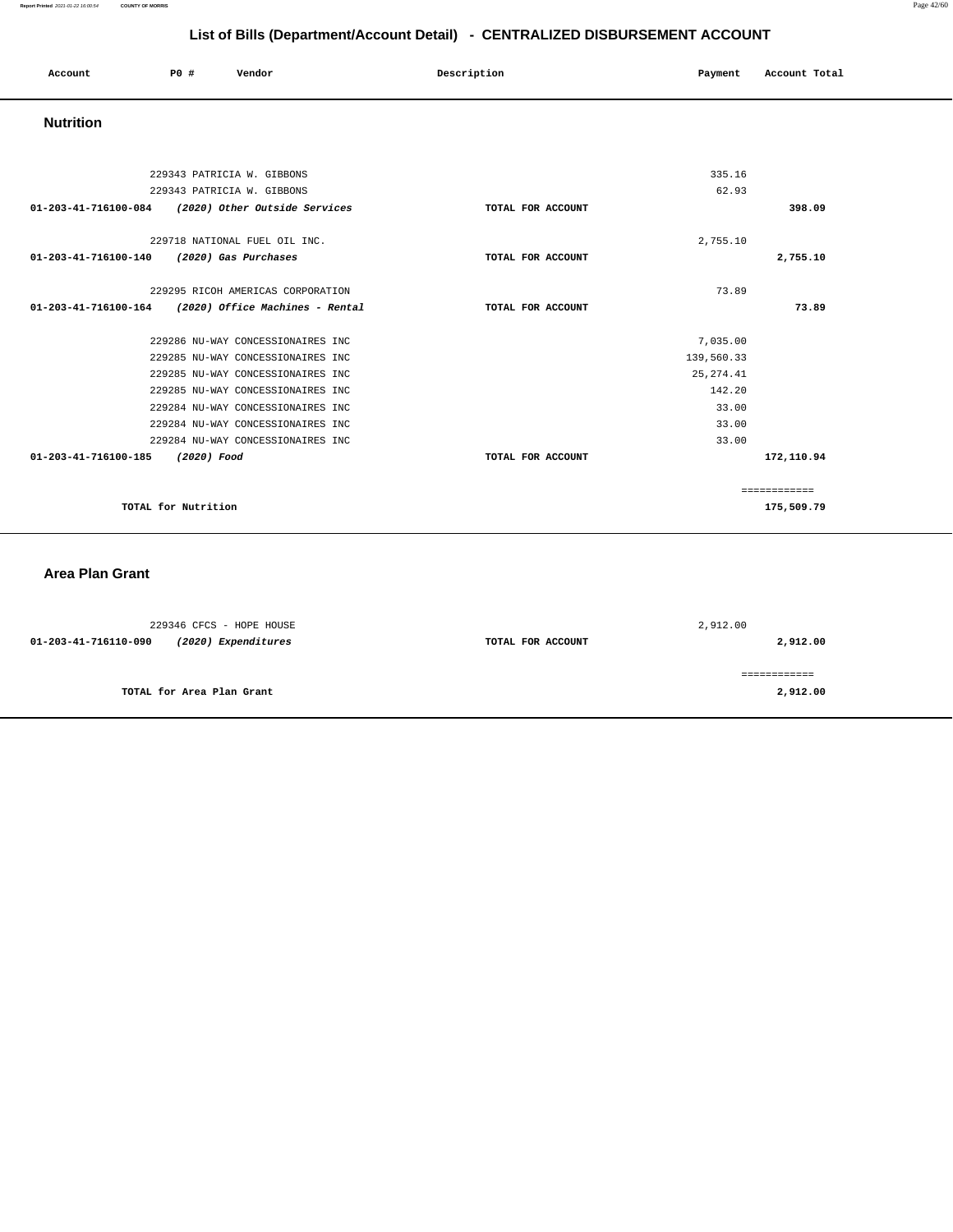# List of Bills (Department/Account Detail) - CENTRALIZED DISBURSEMENT ACCOUNT

| Account | PO # | Vendor | Description | Payment | Account Total |
|---|---|---|---|---|---|

## Nutrition

| Account | PO # | Vendor | Description | Payment | Account Total |
|---|---|---|---|---|---|
| | 229343 | PATRICIA W. GIBBONS | | 335.16 | |
| | 229343 | PATRICIA W. GIBBONS | | 62.93 | |
| **01-203-41-716100-084** | | ***(2020) Other Outside Services*** | **TOTAL FOR ACCOUNT** | | **398.09** |
| | 229718 | NATIONAL FUEL OIL INC. | | 2,755.10 | |
| **01-203-41-716100-140** | | ***(2020) Gas Purchases*** | **TOTAL FOR ACCOUNT** | | **2,755.10** |
| | 229295 | RICOH AMERICAS CORPORATION | | 73.89 | |
| **01-203-41-716100-164** | | ***(2020) Office Machines - Rental*** | **TOTAL FOR ACCOUNT** | | **73.89** |
| | 229286 | NU-WAY CONCESSIONAIRES INC | | 7,035.00 | |
| | 229285 | NU-WAY CONCESSIONAIRES INC | | 139,560.33 | |
| | 229285 | NU-WAY CONCESSIONAIRES INC | | 25,274.41 | |
| | 229285 | NU-WAY CONCESSIONAIRES INC | | 142.20 | |
| | 229284 | NU-WAY CONCESSIONAIRES INC | | 33.00 | |
| | 229284 | NU-WAY CONCESSIONAIRES INC | | 33.00 | |
| | 229284 | NU-WAY CONCESSIONAIRES INC | | 33.00 | |
| **01-203-41-716100-185** | | ***(2020) Food*** | **TOTAL FOR ACCOUNT** | | **172,110.94** |
| | | | | | ============ |
| | **TOTAL for Nutrition** | | | | **175,509.79** |

## Area Plan Grant

| Account | PO # | Vendor | Description | Payment | Account Total |
|---|---|---|---|---|---|
| | 229346 | CFCS - HOPE HOUSE | | 2,912.00 | |
| **01-203-41-716110-090** | | ***(2020) Expenditures*** | **TOTAL FOR ACCOUNT** | | **2,912.00** |
| | | | | | ============ |
| | **TOTAL for Area Plan Grant** | | | | **2,912.00** |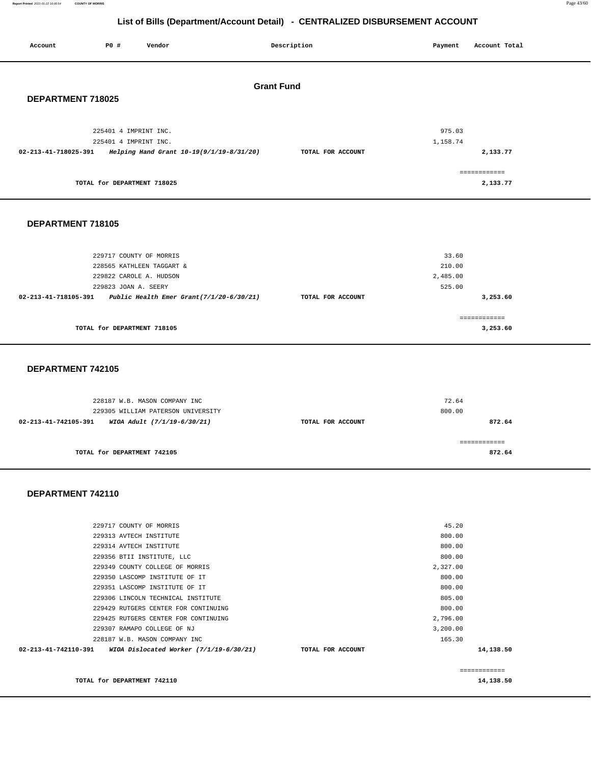# List of Bills (Department/Account Detail) - CENTRALIZED DISBURSEMENT ACCOUNT

| Account | PO # | Vendor | Description | Payment | Account Total |
|---|---|---|---|---|---|

## Grant Fund

### DEPARTMENT 718025

| Account | PO # | Vendor | Description | Payment | Account Total |
|---|---|---|---|---|---|
| | 225401 | 4 IMPRINT INC. | | 975.03 | |
| | 225401 | 4 IMPRINT INC. | | 1,158.74 | |
| 02-213-41-718025-391 | | *Helping Hand Grant 10-19(9/1/19-8/31/20)* | TOTAL FOR ACCOUNT | | 2,133.77 |
| | | TOTAL for DEPARTMENT 718025 | | | 2,133.77 |

### DEPARTMENT 718105

| Account | PO # | Vendor | Description | Payment | Account Total |
|---|---|---|---|---|---|
| | 229717 | COUNTY OF MORRIS | | 33.60 | |
| | 228565 | KATHLEEN TAGGART & | | 210.00 | |
| | 229822 | CAROLE A. HUDSON | | 2,485.00 | |
| | 229823 | JOAN A. SEERY | | 525.00 | |
| 02-213-41-718105-391 | | *Public Health Emer Grant(7/1/20-6/30/21)* | TOTAL FOR ACCOUNT | | 3,253.60 |
| | | TOTAL for DEPARTMENT 718105 | | | 3,253.60 |

### DEPARTMENT 742105

| Account | PO # | Vendor | Description | Payment | Account Total |
|---|---|---|---|---|---|
| | 228187 | W.B. MASON COMPANY INC | | 72.64 | |
| | 229305 | WILLIAM PATERSON UNIVERSITY | | 800.00 | |
| 02-213-41-742105-391 | | *WIOA Adult (7/1/19-6/30/21)* | TOTAL FOR ACCOUNT | | 872.64 |
| | | TOTAL for DEPARTMENT 742105 | | | 872.64 |

### DEPARTMENT 742110

| Account | PO # | Vendor | Description | Payment | Account Total |
|---|---|---|---|---|---|
| | 229717 | COUNTY OF MORRIS | | 45.20 | |
| | 229313 | AVTECH INSTITUTE | | 800.00 | |
| | 229314 | AVTECH INSTITUTE | | 800.00 | |
| | 229356 | BTII INSTITUTE, LLC | | 800.00 | |
| | 229349 | COUNTY COLLEGE OF MORRIS | | 2,327.00 | |
| | 229350 | LASCOMP INSTITUTE OF IT | | 800.00 | |
| | 229351 | LASCOMP INSTITUTE OF IT | | 800.00 | |
| | 229306 | LINCOLN TECHNICAL INSTITUTE | | 805.00 | |
| | 229429 | RUTGERS CENTER FOR CONTINUING | | 800.00 | |
| | 229425 | RUTGERS CENTER FOR CONTINUING | | 2,796.00 | |
| | 229307 | RAMAPO COLLEGE OF NJ | | 3,200.00 | |
| | 228187 | W.B. MASON COMPANY INC | | 165.30 | |
| 02-213-41-742110-391 | | *WIOA Dislocated Worker (7/1/19-6/30/21)* | TOTAL FOR ACCOUNT | | 14,138.50 |
| | | TOTAL for DEPARTMENT 742110 | | | 14,138.50 |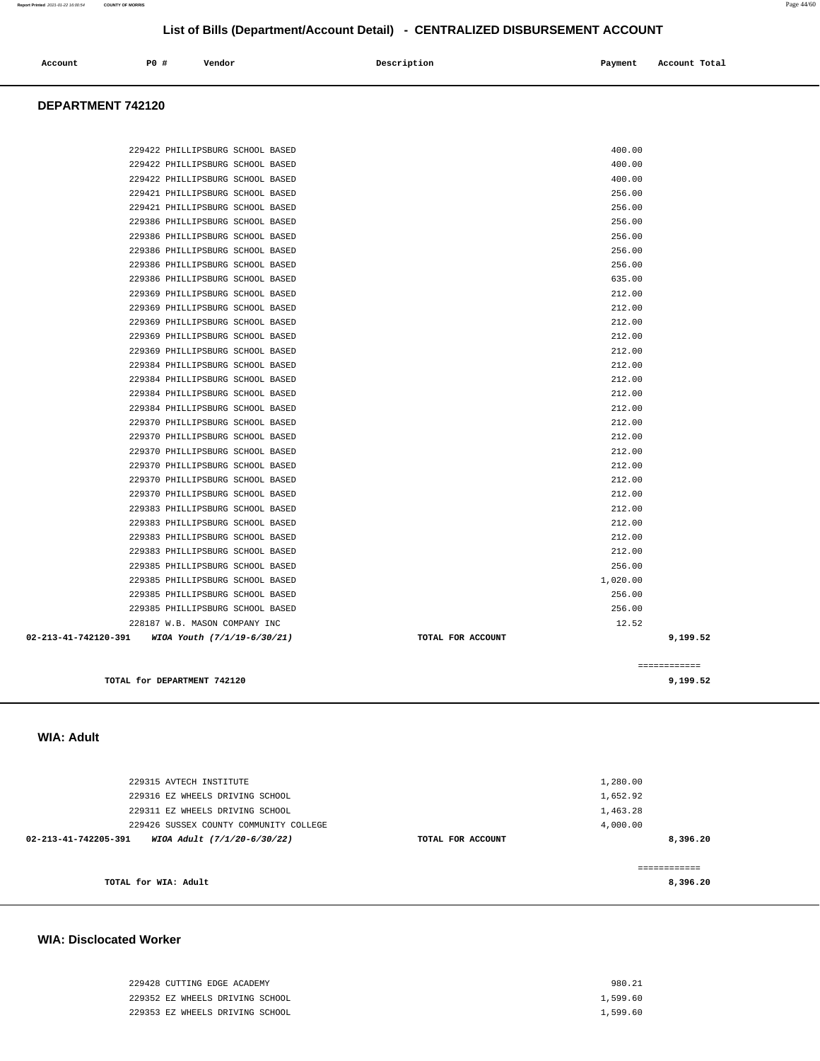# List of Bills (Department/Account Detail) - CENTRALIZED DISBURSEMENT ACCOUNT

| Account | PO # | Vendor | Description | Payment | Account Total |
|---|---|---|---|---|---|

## DEPARTMENT 742120

| Account | PO # | Vendor | Description | Payment | Account Total |
|---|---|---|---|---|---|
| | 229422 | PHILLIPSBURG SCHOOL BASED | | 400.00 | |
| | 229422 | PHILLIPSBURG SCHOOL BASED | | 400.00 | |
| | 229422 | PHILLIPSBURG SCHOOL BASED | | 400.00 | |
| | 229421 | PHILLIPSBURG SCHOOL BASED | | 256.00 | |
| | 229421 | PHILLIPSBURG SCHOOL BASED | | 256.00 | |
| | 229386 | PHILLIPSBURG SCHOOL BASED | | 256.00 | |
| | 229386 | PHILLIPSBURG SCHOOL BASED | | 256.00 | |
| | 229386 | PHILLIPSBURG SCHOOL BASED | | 256.00 | |
| | 229386 | PHILLIPSBURG SCHOOL BASED | | 256.00 | |
| | 229386 | PHILLIPSBURG SCHOOL BASED | | 635.00 | |
| | 229369 | PHILLIPSBURG SCHOOL BASED | | 212.00 | |
| | 229369 | PHILLIPSBURG SCHOOL BASED | | 212.00 | |
| | 229369 | PHILLIPSBURG SCHOOL BASED | | 212.00 | |
| | 229369 | PHILLIPSBURG SCHOOL BASED | | 212.00 | |
| | 229369 | PHILLIPSBURG SCHOOL BASED | | 212.00 | |
| | 229384 | PHILLIPSBURG SCHOOL BASED | | 212.00 | |
| | 229384 | PHILLIPSBURG SCHOOL BASED | | 212.00 | |
| | 229384 | PHILLIPSBURG SCHOOL BASED | | 212.00 | |
| | 229384 | PHILLIPSBURG SCHOOL BASED | | 212.00 | |
| | 229370 | PHILLIPSBURG SCHOOL BASED | | 212.00 | |
| | 229370 | PHILLIPSBURG SCHOOL BASED | | 212.00 | |
| | 229370 | PHILLIPSBURG SCHOOL BASED | | 212.00 | |
| | 229370 | PHILLIPSBURG SCHOOL BASED | | 212.00 | |
| | 229370 | PHILLIPSBURG SCHOOL BASED | | 212.00 | |
| | 229370 | PHILLIPSBURG SCHOOL BASED | | 212.00 | |
| | 229383 | PHILLIPSBURG SCHOOL BASED | | 212.00 | |
| | 229383 | PHILLIPSBURG SCHOOL BASED | | 212.00 | |
| | 229383 | PHILLIPSBURG SCHOOL BASED | | 212.00 | |
| | 229383 | PHILLIPSBURG SCHOOL BASED | | 212.00 | |
| | 229385 | PHILLIPSBURG SCHOOL BASED | | 256.00 | |
| | 229385 | PHILLIPSBURG SCHOOL BASED | | 1,020.00 | |
| | 229385 | PHILLIPSBURG SCHOOL BASED | | 256.00 | |
| | 229385 | PHILLIPSBURG SCHOOL BASED | | 256.00 | |
| | 228187 | W.B. MASON COMPANY INC | | 12.52 | |
| **02-213-41-742120-391** | | ***WIOA Youth (7/1/19-6/30/21)*** | **TOTAL FOR ACCOUNT** | | **9,199.52** |

**TOTAL for DEPARTMENT 742120** — **9,199.52**

## WIA: Adult

| Account | PO # | Vendor | Description | Payment | Account Total |
|---|---|---|---|---|---|
| | 229315 | AVTECH INSTITUTE | | 1,280.00 | |
| | 229316 | EZ WHEELS DRIVING SCHOOL | | 1,652.92 | |
| | 229311 | EZ WHEELS DRIVING SCHOOL | | 1,463.28 | |
| | 229426 | SUSSEX COUNTY COMMUNITY COLLEGE | | 4,000.00 | |
| **02-213-41-742205-391** | | ***WIOA Adult (7/1/20-6/30/22)*** | **TOTAL FOR ACCOUNT** | | **8,396.20** |

**TOTAL for WIA: Adult** — **8,396.20**

## WIA: Disclocated Worker

| Account | PO # | Vendor | Description | Payment | Account Total |
|---|---|---|---|---|---|
| | 229428 | CUTTING EDGE ACADEMY | | 980.21 | |
| | 229352 | EZ WHEELS DRIVING SCHOOL | | 1,599.60 | |
| | 229353 | EZ WHEELS DRIVING SCHOOL | | 1,599.60 | |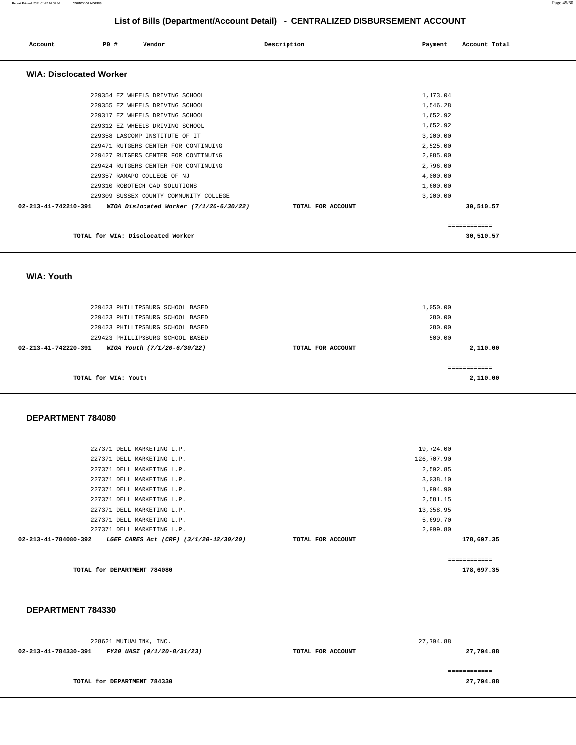## List of Bills (Department/Account Detail) - CENTRALIZED DISBURSEMENT ACCOUNT

| Account | PO # | Vendor | Description | Payment | Account Total |
|---|---|---|---|---|---|

### WIA: Disclocated Worker

| Account | PO # | Vendor | Description | Payment | Account Total |
|---|---|---|---|---|---|
| | 229354 | EZ WHEELS DRIVING SCHOOL | | 1,173.04 | |
| | 229355 | EZ WHEELS DRIVING SCHOOL | | 1,546.28 | |
| | 229317 | EZ WHEELS DRIVING SCHOOL | | 1,652.92 | |
| | 229312 | EZ WHEELS DRIVING SCHOOL | | 1,652.92 | |
| | 229358 | LASCOMP INSTITUTE OF IT | | 3,200.00 | |
| | 229471 | RUTGERS CENTER FOR CONTINUING | | 2,525.00 | |
| | 229427 | RUTGERS CENTER FOR CONTINUING | | 2,985.00 | |
| | 229424 | RUTGERS CENTER FOR CONTINUING | | 2,796.00 | |
| | 229357 | RAMAPO COLLEGE OF NJ | | 4,000.00 | |
| | 229310 | ROBOTECH CAD SOLUTIONS | | 1,600.00 | |
| | 229309 | SUSSEX COUNTY COMMUNITY COLLEGE | | 3,200.00 | |
| 02-213-41-742210-391 | | *WIOA Dislocated Worker (7/1/20-6/30/22)* | TOTAL FOR ACCOUNT | | 30,510.57 |

============

**TOTAL for WIA: Disclocated Worker** 30,510.57

### WIA: Youth

| Account | PO # | Vendor | Description | Payment | Account Total |
|---|---|---|---|---|---|
| | 229423 | PHILLIPSBURG SCHOOL BASED | | 1,050.00 | |
| | 229423 | PHILLIPSBURG SCHOOL BASED | | 280.00 | |
| | 229423 | PHILLIPSBURG SCHOOL BASED | | 280.00 | |
| | 229423 | PHILLIPSBURG SCHOOL BASED | | 500.00 | |
| 02-213-41-742220-391 | | *WIOA Youth (7/1/20-6/30/22)* | TOTAL FOR ACCOUNT | | 2,110.00 |

============

**TOTAL for WIA: Youth** 2,110.00

### DEPARTMENT 784080

| Account | PO # | Vendor | Description | Payment | Account Total |
|---|---|---|---|---|---|
| | 227371 | DELL MARKETING L.P. | | 19,724.00 | |
| | 227371 | DELL MARKETING L.P. | | 126,707.90 | |
| | 227371 | DELL MARKETING L.P. | | 2,592.85 | |
| | 227371 | DELL MARKETING L.P. | | 3,038.10 | |
| | 227371 | DELL MARKETING L.P. | | 1,994.90 | |
| | 227371 | DELL MARKETING L.P. | | 2,581.15 | |
| | 227371 | DELL MARKETING L.P. | | 13,358.95 | |
| | 227371 | DELL MARKETING L.P. | | 5,699.70 | |
| | 227371 | DELL MARKETING L.P. | | 2,999.80 | |
| 02-213-41-784080-392 | | *LGEF CARES Act (CRF) (3/1/20-12/30/20)* | TOTAL FOR ACCOUNT | | 178,697.35 |

============

**TOTAL for DEPARTMENT 784080** 178,697.35

### DEPARTMENT 784330

| Account | PO # | Vendor | Description | Payment | Account Total |
|---|---|---|---|---|---|
| | 228621 | MUTUALINK, INC. | | 27,794.88 | |
| 02-213-41-784330-391 | | *FY20 UASI (9/1/20-8/31/23)* | TOTAL FOR ACCOUNT | | 27,794.88 |

============

**TOTAL for DEPARTMENT 784330** 27,794.88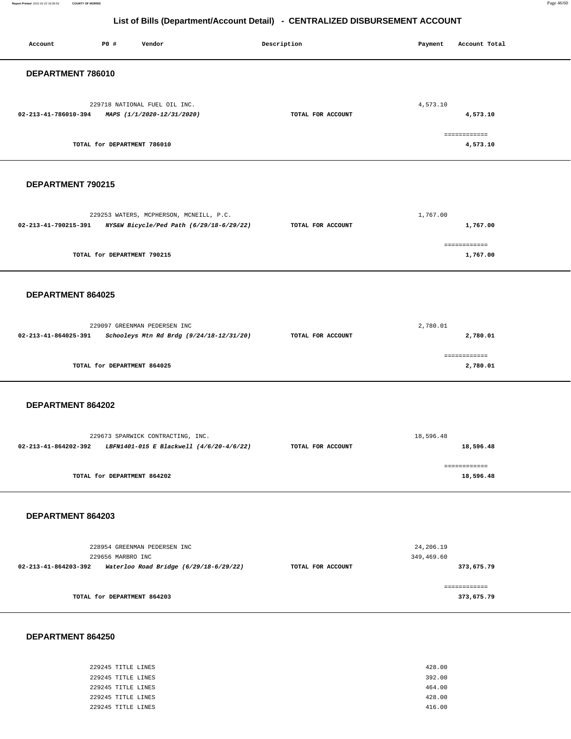## List of Bills (Department/Account Detail) - CENTRALIZED DISBURSEMENT ACCOUNT

| Account | PO # | Vendor | Description | Payment | Account Total |
|---|---|---|---|---|---|

### DEPARTMENT 786010

| Account | PO # | Vendor | Description | Payment | Account Total |
|---|---|---|---|---|---|
| | 229718 | NATIONAL FUEL OIL INC. | | 4,573.10 | |
| 02-213-41-786010-394 | | *MAPS (1/1/2020-12/31/2020)* | TOTAL FOR ACCOUNT | | 4,573.10 |
| | | | | | ============ |
| | | TOTAL for DEPARTMENT 786010 | | | 4,573.10 |

### DEPARTMENT 790215

| Account | PO # | Vendor | Description | Payment | Account Total |
|---|---|---|---|---|---|
| | 229253 | WATERS, MCPHERSON, MCNEILL, P.C. | | 1,767.00 | |
| 02-213-41-790215-391 | | *NYS&W Bicycle/Ped Path (6/29/18-6/29/22)* | TOTAL FOR ACCOUNT | | 1,767.00 |
| | | | | | ============ |
| | | TOTAL for DEPARTMENT 790215 | | | 1,767.00 |

### DEPARTMENT 864025

| Account | PO # | Vendor | Description | Payment | Account Total |
|---|---|---|---|---|---|
| | 229097 | GREENMAN PEDERSEN INC | | 2,780.01 | |
| 02-213-41-864025-391 | | *Schooleys Mtn Rd Brdg (9/24/18-12/31/20)* | TOTAL FOR ACCOUNT | | 2,780.01 |
| | | | | | ============ |
| | | TOTAL for DEPARTMENT 864025 | | | 2,780.01 |

### DEPARTMENT 864202

| Account | PO # | Vendor | Description | Payment | Account Total |
|---|---|---|---|---|---|
| | 229673 | SPARWICK CONTRACTING, INC. | | 18,596.48 | |
| 02-213-41-864202-392 | | *LBFN1401-015 E Blackwell (4/6/20-4/6/22)* | TOTAL FOR ACCOUNT | | 18,596.48 |
| | | | | | ============ |
| | | TOTAL for DEPARTMENT 864202 | | | 18,596.48 |

### DEPARTMENT 864203

| Account | PO # | Vendor | Description | Payment | Account Total |
|---|---|---|---|---|---|
| | 228954 | GREENMAN PEDERSEN INC | | 24,206.19 | |
| | 229656 | MARBRO INC | | 349,469.60 | |
| 02-213-41-864203-392 | | *Waterloo Road Bridge (6/29/18-6/29/22)* | TOTAL FOR ACCOUNT | | 373,675.79 |
| | | | | | ============ |
| | | TOTAL for DEPARTMENT 864203 | | | 373,675.79 |

### DEPARTMENT 864250

| Account | PO # | Vendor | Description | Payment | Account Total |
|---|---|---|---|---|---|
| | 229245 | TITLE LINES | | 428.00 | |
| | 229245 | TITLE LINES | | 392.00 | |
| | 229245 | TITLE LINES | | 464.00 | |
| | 229245 | TITLE LINES | | 428.00 | |
| | 229245 | TITLE LINES | | 416.00 | |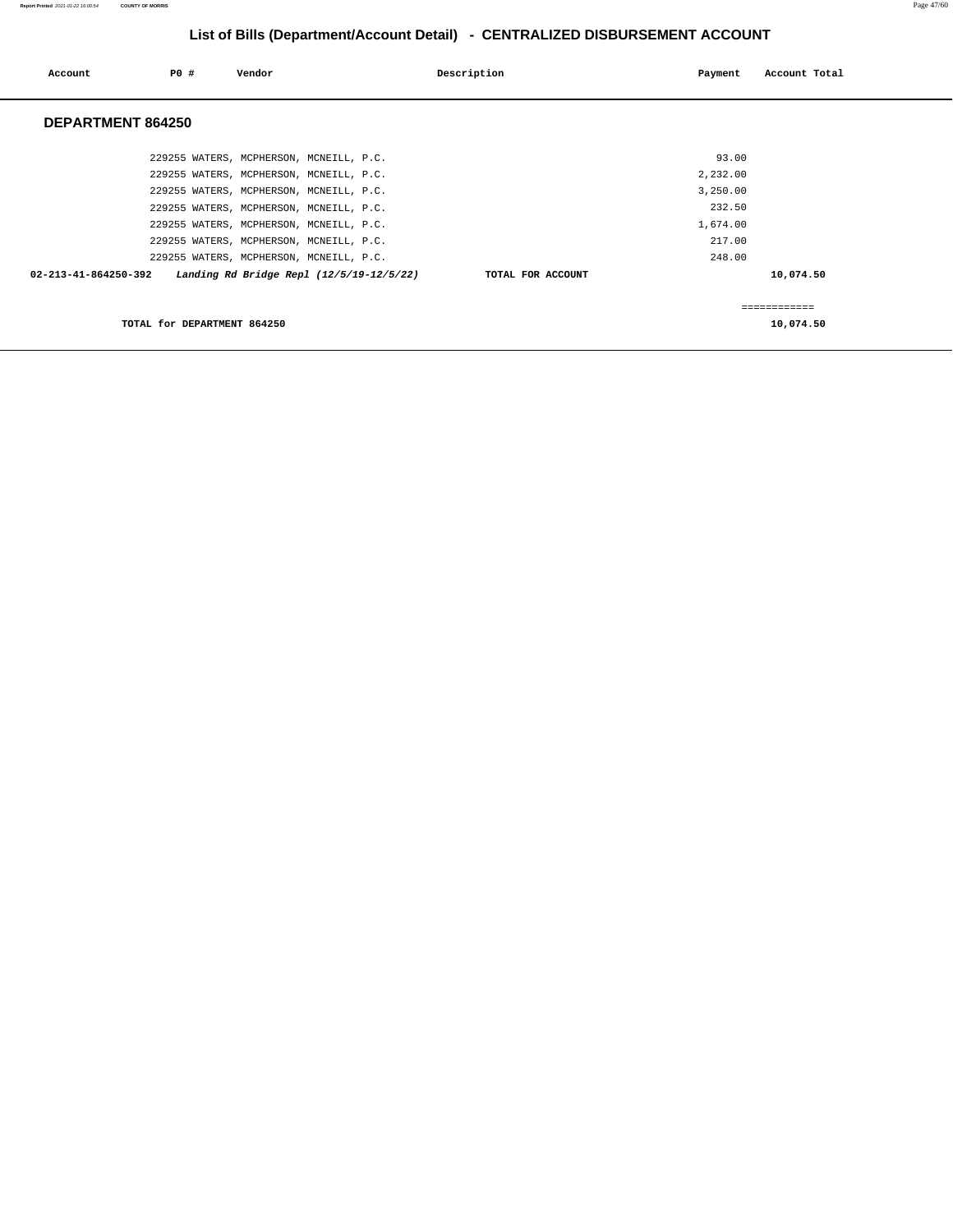# List of Bills (Department/Account Detail) - CENTRALIZED DISBURSEMENT ACCOUNT

| Account | PO # | Vendor | Description | Payment | Account Total |
|---|---|---|---|---|---|

## DEPARTMENT 864250

| Account | PO # | Vendor | Description | Payment | Account Total |
|---|---|---|---|---|---|
| | 229255 | WATERS, MCPHERSON, MCNEILL, P.C. | | 93.00 | |
| | 229255 | WATERS, MCPHERSON, MCNEILL, P.C. | | 2,232.00 | |
| | 229255 | WATERS, MCPHERSON, MCNEILL, P.C. | | 3,250.00 | |
| | 229255 | WATERS, MCPHERSON, MCNEILL, P.C. | | 232.50 | |
| | 229255 | WATERS, MCPHERSON, MCNEILL, P.C. | | 1,674.00 | |
| | 229255 | WATERS, MCPHERSON, MCNEILL, P.C. | | 217.00 | |
| | 229255 | WATERS, MCPHERSON, MCNEILL, P.C. | | 248.00 | |
| **02-213-41-864250-392** | | ***Landing Rd Bridge Repl (12/5/19-12/5/22)*** | **TOTAL FOR ACCOUNT** | | **10,074.50** |

| | |
|---|---|
| | ============ |
| **TOTAL for DEPARTMENT 864250** | **10,074.50** |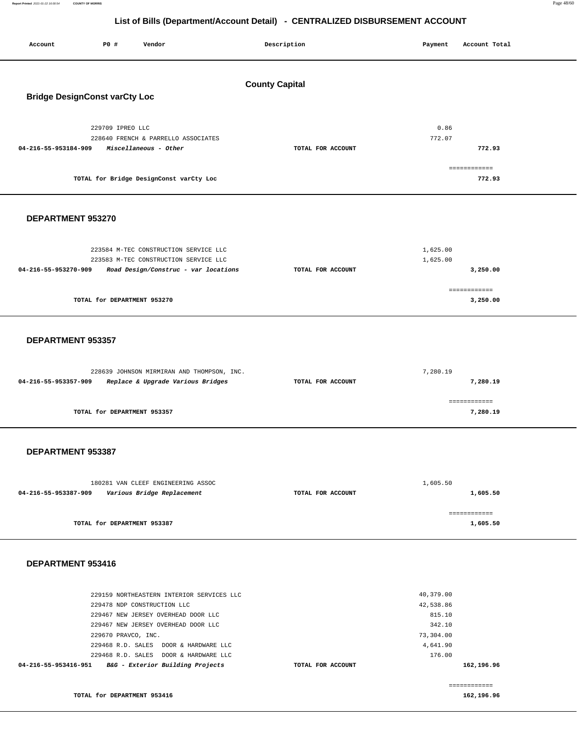## List of Bills (Department/Account Detail) - CENTRALIZED DISBURSEMENT ACCOUNT

| Account | PO # | Vendor | Description | Payment | Account Total |
|---|---|---|---|---|---|

### County Capital

### Bridge DesignConst varCty Loc

| Account | PO # | Vendor | Description | Payment | Account Total |
|---|---|---|---|---|---|
| | 229709 | IPREO LLC | | 0.86 | |
| | 228640 | FRENCH & PARRELLO ASSOCIATES | | 772.07 | |
| 04-216-55-953184-909 | | *Miscellaneous - Other* | TOTAL FOR ACCOUNT | | 772.93 |
| | | TOTAL for Bridge DesignConst varCty Loc | | | 772.93 |

### DEPARTMENT 953270

| Account | PO # | Vendor | Description | Payment | Account Total |
|---|---|---|---|---|---|
| | 223584 | M-TEC CONSTRUCTION SERVICE LLC | | 1,625.00 | |
| | 223583 | M-TEC CONSTRUCTION SERVICE LLC | | 1,625.00 | |
| 04-216-55-953270-909 | | *Road Design/Construc - var locations* | TOTAL FOR ACCOUNT | | 3,250.00 |
| | | TOTAL for DEPARTMENT 953270 | | | 3,250.00 |

### DEPARTMENT 953357

| Account | PO # | Vendor | Description | Payment | Account Total |
|---|---|---|---|---|---|
| | 228639 | JOHNSON MIRMIRAN AND THOMPSON, INC. | | 7,280.19 | |
| 04-216-55-953357-909 | | *Replace & Upgrade Various Bridges* | TOTAL FOR ACCOUNT | | 7,280.19 |
| | | TOTAL for DEPARTMENT 953357 | | | 7,280.19 |

### DEPARTMENT 953387

| Account | PO # | Vendor | Description | Payment | Account Total |
|---|---|---|---|---|---|
| | 180281 | VAN CLEEF ENGINEERING ASSOC | | 1,605.50 | |
| 04-216-55-953387-909 | | *Various Bridge Replacement* | TOTAL FOR ACCOUNT | | 1,605.50 |
| | | TOTAL for DEPARTMENT 953387 | | | 1,605.50 |

### DEPARTMENT 953416

| Account | PO # | Vendor | Description | Payment | Account Total |
|---|---|---|---|---|---|
| | 229159 | NORTHEASTERN INTERIOR SERVICES LLC | | 40,379.00 | |
| | 229478 | NDP CONSTRUCTION LLC | | 42,538.86 | |
| | 229467 | NEW JERSEY OVERHEAD DOOR LLC | | 815.10 | |
| | 229467 | NEW JERSEY OVERHEAD DOOR LLC | | 342.10 | |
| | 229670 | PRAVCO, INC. | | 73,304.00 | |
| | 229468 | R.D. SALES DOOR & HARDWARE LLC | | 4,641.90 | |
| | 229468 | R.D. SALES DOOR & HARDWARE LLC | | 176.00 | |
| 04-216-55-953416-951 | | *B&G - Exterior Building Projects* | TOTAL FOR ACCOUNT | | 162,196.96 |
| | | TOTAL for DEPARTMENT 953416 | | | 162,196.96 |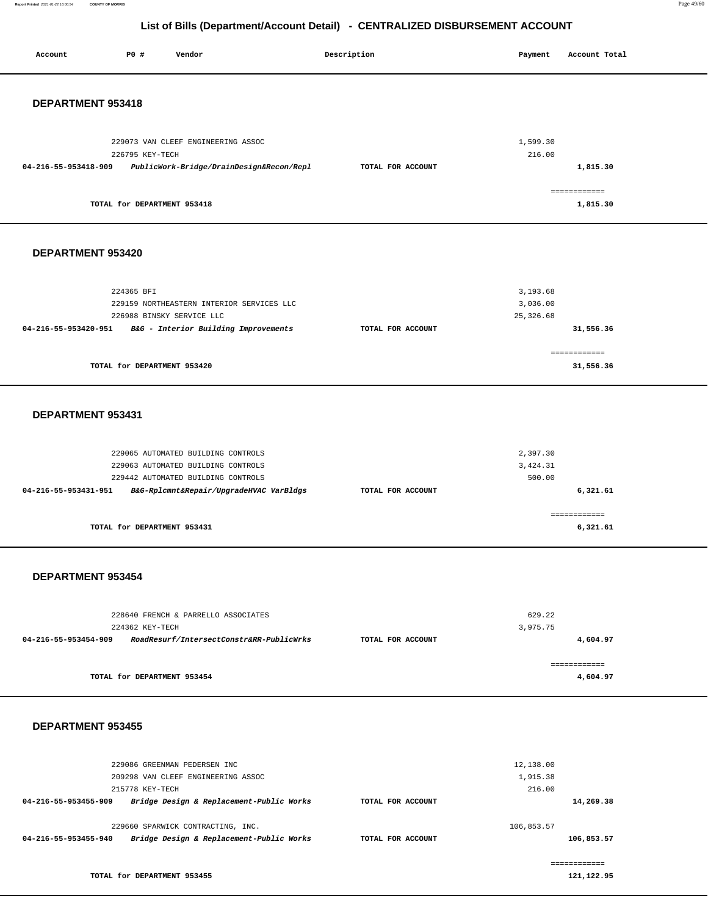# List of Bills (Department/Account Detail) - CENTRALIZED DISBURSEMENT ACCOUNT

| Account | PO # | Vendor | Description | Payment | Account Total |
|---|---|---|---|---|---|

## DEPARTMENT 953418

| Account | PO # | Vendor | Description | Payment | Account Total |
|---|---|---|---|---|---|
| | 229073 | VAN CLEEF ENGINEERING ASSOC | | 1,599.30 | |
| | 226795 | KEY-TECH | | 216.00 | |
| 04-216-55-953418-909 | | *PublicWork-Bridge/DrainDesign&Recon/Repl* | TOTAL FOR ACCOUNT | | 1,815.30 |
| | | | | | ============ |
| | | TOTAL for DEPARTMENT 953418 | | | 1,815.30 |

## DEPARTMENT 953420

| Account | PO # | Vendor | Description | Payment | Account Total |
|---|---|---|---|---|---|
| | 224365 | BFI | | 3,193.68 | |
| | 229159 | NORTHEASTERN INTERIOR SERVICES LLC | | 3,036.00 | |
| | 226988 | BINSKY SERVICE LLC | | 25,326.68 | |
| 04-216-55-953420-951 | | *B&G - Interior Building Improvements* | TOTAL FOR ACCOUNT | | 31,556.36 |
| | | | | | ============ |
| | | TOTAL for DEPARTMENT 953420 | | | 31,556.36 |

## DEPARTMENT 953431

| Account | PO # | Vendor | Description | Payment | Account Total |
|---|---|---|---|---|---|
| | 229065 | AUTOMATED BUILDING CONTROLS | | 2,397.30 | |
| | 229063 | AUTOMATED BUILDING CONTROLS | | 3,424.31 | |
| | 229442 | AUTOMATED BUILDING CONTROLS | | 500.00 | |
| 04-216-55-953431-951 | | *B&G-Rplcmnt&Repair/UpgradeHVAC VarBldgs* | TOTAL FOR ACCOUNT | | 6,321.61 |
| | | | | | ============ |
| | | TOTAL for DEPARTMENT 953431 | | | 6,321.61 |

## DEPARTMENT 953454

| Account | PO # | Vendor | Description | Payment | Account Total |
|---|---|---|---|---|---|
| | 228640 | FRENCH & PARRELLO ASSOCIATES | | 629.22 | |
| | 224362 | KEY-TECH | | 3,975.75 | |
| 04-216-55-953454-909 | | *RoadResurf/IntersectConstr&RR-PublicWrks* | TOTAL FOR ACCOUNT | | 4,604.97 |
| | | | | | ============ |
| | | TOTAL for DEPARTMENT 953454 | | | 4,604.97 |

## DEPARTMENT 953455

| Account | PO # | Vendor | Description | Payment | Account Total |
|---|---|---|---|---|---|
| | 229086 | GREENMAN PEDERSEN INC | | 12,138.00 | |
| | 209298 | VAN CLEEF ENGINEERING ASSOC | | 1,915.38 | |
| | 215778 | KEY-TECH | | 216.00 | |
| 04-216-55-953455-909 | | *Bridge Design & Replacement-Public Works* | TOTAL FOR ACCOUNT | | 14,269.38 |
| | 229660 | SPARWICK CONTRACTING, INC. | | 106,853.57 | |
| 04-216-55-953455-940 | | *Bridge Design & Replacement-Public Works* | TOTAL FOR ACCOUNT | | 106,853.57 |
| | | | | | ============ |
| | | TOTAL for DEPARTMENT 953455 | | | 121,122.95 |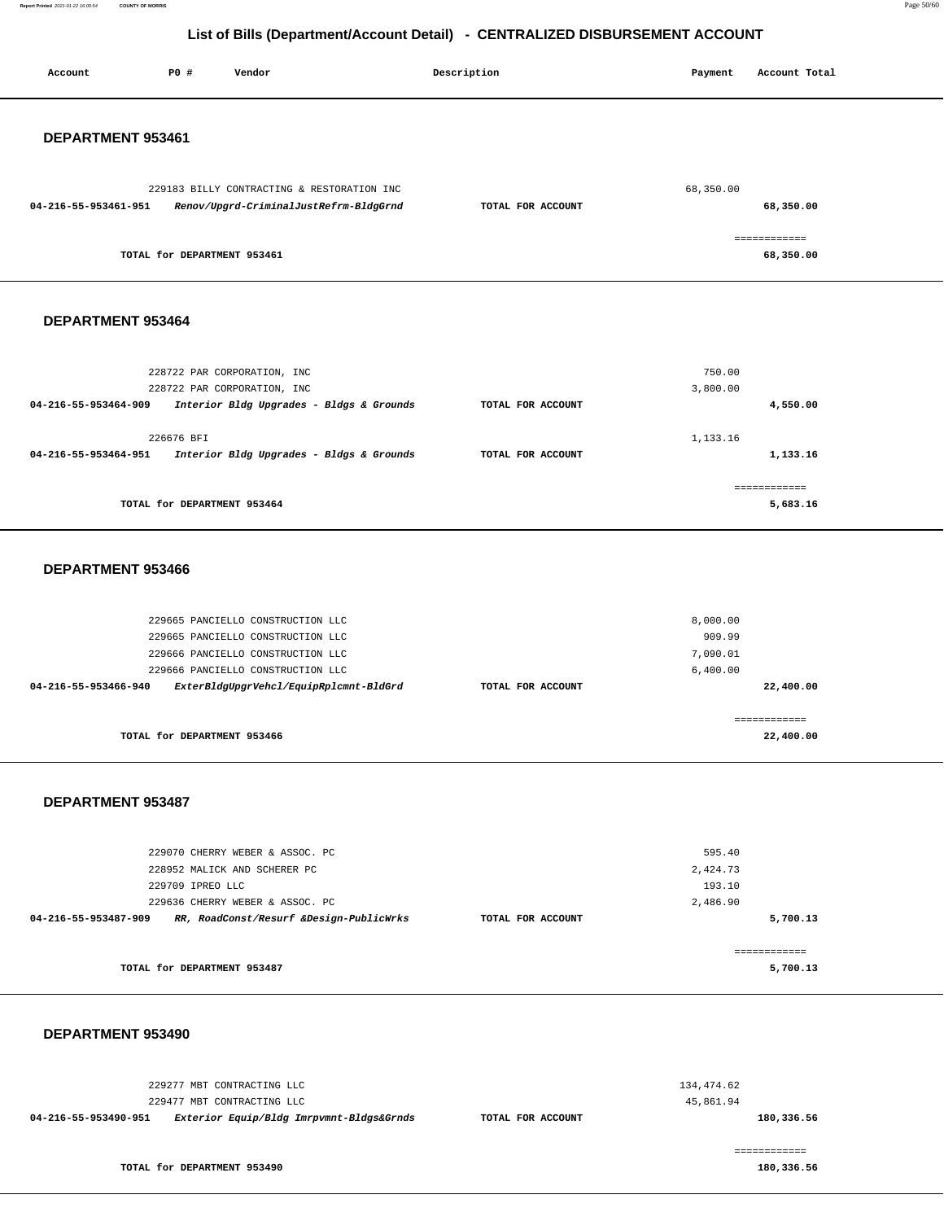## List of Bills (Department/Account Detail) - CENTRALIZED DISBURSEMENT ACCOUNT

| Account | PO # | Vendor | Description | Payment | Account Total |
|---|---|---|---|---|---|

### DEPARTMENT 953461

| Account | PO # | Vendor | Description | Payment | Account Total |
|---|---|---|---|---|---|
| | 229183 | BILLY CONTRACTING & RESTORATION INC | | 68,350.00 | |
| **04-216-55-953461-951** | | ***Renov/Upgrd-CriminalJustRefrm-BldgGrnd*** | **TOTAL FOR ACCOUNT** | | **68,350.00** |
| | | | | | ============ |
| | | **TOTAL for DEPARTMENT 953461** | | | **68,350.00** |

### DEPARTMENT 953464

| Account | PO # | Vendor | Description | Payment | Account Total |
|---|---|---|---|---|---|
| | 228722 | PAR CORPORATION, INC | | 750.00 | |
| | 228722 | PAR CORPORATION, INC | | 3,800.00 | |
| **04-216-55-953464-909** | | ***Interior Bldg Upgrades - Bldgs & Grounds*** | **TOTAL FOR ACCOUNT** | | **4,550.00** |
| | 226676 | BFI | | 1,133.16 | |
| **04-216-55-953464-951** | | ***Interior Bldg Upgrades - Bldgs & Grounds*** | **TOTAL FOR ACCOUNT** | | **1,133.16** |
| | | | | | ============ |
| | | **TOTAL for DEPARTMENT 953464** | | | **5,683.16** |

### DEPARTMENT 953466

| Account | PO # | Vendor | Description | Payment | Account Total |
|---|---|---|---|---|---|
| | 229665 | PANCIELLO CONSTRUCTION LLC | | 8,000.00 | |
| | 229665 | PANCIELLO CONSTRUCTION LLC | | 909.99 | |
| | 229666 | PANCIELLO CONSTRUCTION LLC | | 7,090.01 | |
| | 229666 | PANCIELLO CONSTRUCTION LLC | | 6,400.00 | |
| **04-216-55-953466-940** | | ***ExterBldgUpgrVehcl/EquipRplcmnt-BldGrd*** | **TOTAL FOR ACCOUNT** | | **22,400.00** |
| | | | | | ============ |
| | | **TOTAL for DEPARTMENT 953466** | | | **22,400.00** |

### DEPARTMENT 953487

| Account | PO # | Vendor | Description | Payment | Account Total |
|---|---|---|---|---|---|
| | 229070 | CHERRY WEBER & ASSOC. PC | | 595.40 | |
| | 228952 | MALICK AND SCHERER PC | | 2,424.73 | |
| | 229709 | IPREO LLC | | 193.10 | |
| | 229636 | CHERRY WEBER & ASSOC. PC | | 2,486.90 | |
| **04-216-55-953487-909** | | ***RR, RoadConst/Resurf &Design-PublicWrks*** | **TOTAL FOR ACCOUNT** | | **5,700.13** |
| | | | | | ============ |
| | | **TOTAL for DEPARTMENT 953487** | | | **5,700.13** |

### DEPARTMENT 953490

| Account | PO # | Vendor | Description | Payment | Account Total |
|---|---|---|---|---|---|
| | 229277 | MBT CONTRACTING LLC | | 134,474.62 | |
| | 229477 | MBT CONTRACTING LLC | | 45,861.94 | |
| **04-216-55-953490-951** | | ***Exterior Equip/Bldg Imrpvmnt-Bldgs&Grnds*** | **TOTAL FOR ACCOUNT** | | **180,336.56** |
| | | | | | ============ |
| | | **TOTAL for DEPARTMENT 953490** | | | **180,336.56** |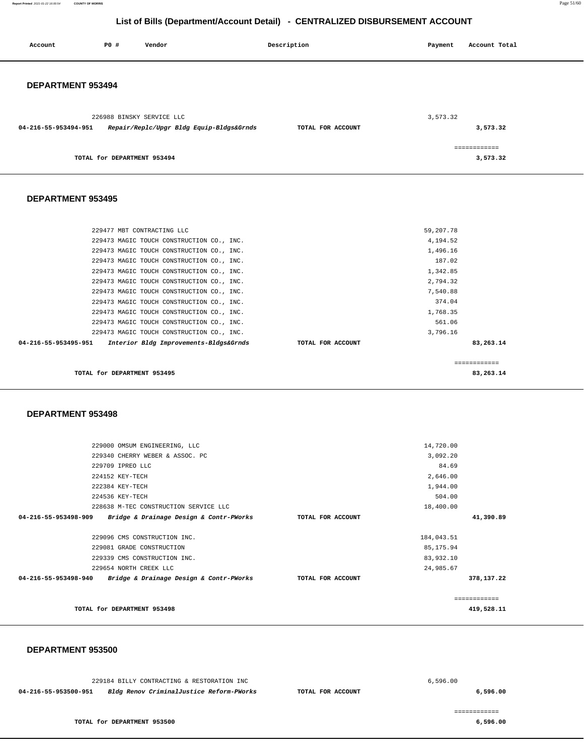# List of Bills (Department/Account Detail) - CENTRALIZED DISBURSEMENT ACCOUNT

| Account | PO # | Vendor | Description | Payment | Account Total |
|---|---|---|---|---|---|

## DEPARTMENT 953494

| Account | PO # | Vendor | Description | Payment | Account Total |
|---|---|---|---|---|---|
| | 226988 | BINSKY SERVICE LLC | | 3,573.32 | |
| 04-216-55-953494-951 | | *Repair/Replc/Upgr Bldg Equip-Bldgs&Grnds* | TOTAL FOR ACCOUNT | | 3,573.32 |
| | | | | | ============ |
| | | TOTAL for DEPARTMENT 953494 | | | 3,573.32 |

## DEPARTMENT 953495

| Account | PO # | Vendor | Description | Payment | Account Total |
|---|---|---|---|---|---|
| | 229477 | MBT CONTRACTING LLC | | 59,207.78 | |
| | 229473 | MAGIC TOUCH CONSTRUCTION CO., INC. | | 4,194.52 | |
| | 229473 | MAGIC TOUCH CONSTRUCTION CO., INC. | | 1,496.16 | |
| | 229473 | MAGIC TOUCH CONSTRUCTION CO., INC. | | 187.02 | |
| | 229473 | MAGIC TOUCH CONSTRUCTION CO., INC. | | 1,342.85 | |
| | 229473 | MAGIC TOUCH CONSTRUCTION CO., INC. | | 2,794.32 | |
| | 229473 | MAGIC TOUCH CONSTRUCTION CO., INC. | | 7,540.88 | |
| | 229473 | MAGIC TOUCH CONSTRUCTION CO., INC. | | 374.04 | |
| | 229473 | MAGIC TOUCH CONSTRUCTION CO., INC. | | 1,768.35 | |
| | 229473 | MAGIC TOUCH CONSTRUCTION CO., INC. | | 561.06 | |
| | 229473 | MAGIC TOUCH CONSTRUCTION CO., INC. | | 3,796.16 | |
| 04-216-55-953495-951 | | *Interior Bldg Improvements-Bldgs&Grnds* | TOTAL FOR ACCOUNT | | 83,263.14 |
| | | | | | ============ |
| | | TOTAL for DEPARTMENT 953495 | | | 83,263.14 |

## DEPARTMENT 953498

| Account | PO # | Vendor | Description | Payment | Account Total |
|---|---|---|---|---|---|
| | 229000 | OMSUM ENGINEERING, LLC | | 14,720.00 | |
| | 229340 | CHERRY WEBER & ASSOC. PC | | 3,092.20 | |
| | 229709 | IPREO LLC | | 84.69 | |
| | 224152 | KEY-TECH | | 2,646.00 | |
| | 222384 | KEY-TECH | | 1,944.00 | |
| | 224536 | KEY-TECH | | 504.00 | |
| | 228638 | M-TEC CONSTRUCTION SERVICE LLC | | 18,400.00 | |
| 04-216-55-953498-909 | | *Bridge & Drainage Design & Contr-PWorks* | TOTAL FOR ACCOUNT | | 41,390.89 |
| | 229096 | CMS CONSTRUCTION INC. | | 184,043.51 | |
| | 229081 | GRADE CONSTRUCTION | | 85,175.94 | |
| | 229339 | CMS CONSTRUCTION INC. | | 83,932.10 | |
| | 229654 | NORTH CREEK LLC | | 24,985.67 | |
| 04-216-55-953498-940 | | *Bridge & Drainage Design & Contr-PWorks* | TOTAL FOR ACCOUNT | | 378,137.22 |
| | | | | | ============ |
| | | TOTAL for DEPARTMENT 953498 | | | 419,528.11 |

## DEPARTMENT 953500

| Account | PO # | Vendor | Description | Payment | Account Total |
|---|---|---|---|---|---|
| | 229184 | BILLY CONTRACTING & RESTORATION INC | | 6,596.00 | |
| 04-216-55-953500-951 | | *Bldg Renov CriminalJustice Reform-PWorks* | TOTAL FOR ACCOUNT | | 6,596.00 |
| | | | | | ============ |
| | | TOTAL for DEPARTMENT 953500 | | | 6,596.00 |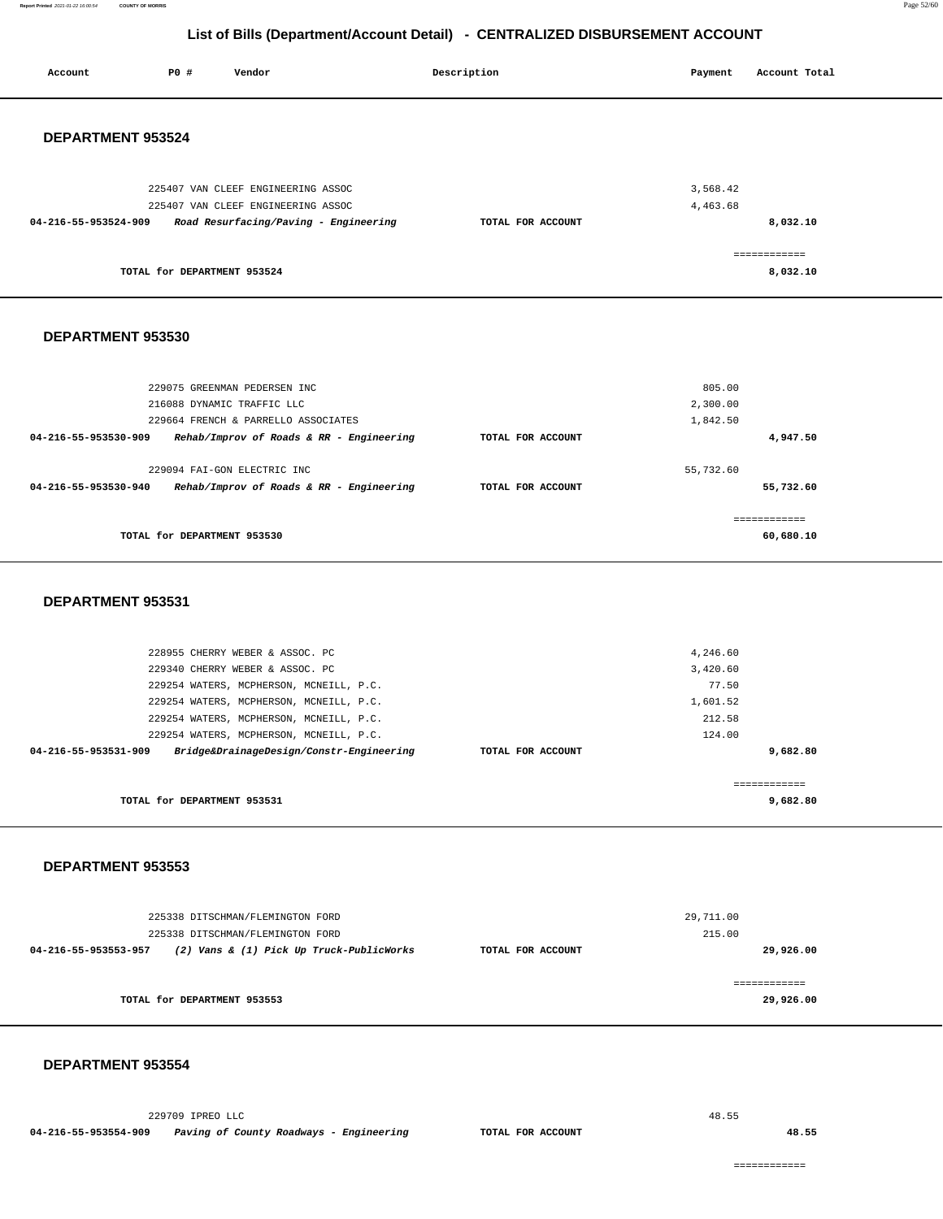# List of Bills (Department/Account Detail) - CENTRALIZED DISBURSEMENT ACCOUNT

| Account | PO # | Vendor | Description | Payment | Account Total |
|---|---|---|---|---|---|

## DEPARTMENT 953524

| Account | PO # | Vendor | Description | Payment | Account Total |
|---|---|---|---|---|---|
| | 225407 | VAN CLEEF ENGINEERING ASSOC | | 3,568.42 | |
| | 225407 | VAN CLEEF ENGINEERING ASSOC | | 4,463.68 | |
| **04-216-55-953524-909** | | ***Road Resurfacing/Paving - Engineering*** | **TOTAL FOR ACCOUNT** | | **8,032.10** |
| | | | | | ============ |
| | | **TOTAL for DEPARTMENT 953524** | | | **8,032.10** |

## DEPARTMENT 953530

| Account | PO # | Vendor | Description | Payment | Account Total |
|---|---|---|---|---|---|
| | 229075 | GREENMAN PEDERSEN INC | | 805.00 | |
| | 216088 | DYNAMIC TRAFFIC LLC | | 2,300.00 | |
| | 229664 | FRENCH & PARRELLO ASSOCIATES | | 1,842.50 | |
| **04-216-55-953530-909** | | ***Rehab/Improv of Roads & RR - Engineering*** | **TOTAL FOR ACCOUNT** | | **4,947.50** |
| | 229094 | FAI-GON ELECTRIC INC | | 55,732.60 | |
| **04-216-55-953530-940** | | ***Rehab/Improv of Roads & RR - Engineering*** | **TOTAL FOR ACCOUNT** | | **55,732.60** |
| | | | | | ============ |
| | | **TOTAL for DEPARTMENT 953530** | | | **60,680.10** |

## DEPARTMENT 953531

| Account | PO # | Vendor | Description | Payment | Account Total |
|---|---|---|---|---|---|
| | 228955 | CHERRY WEBER & ASSOC. PC | | 4,246.60 | |
| | 229340 | CHERRY WEBER & ASSOC. PC | | 3,420.60 | |
| | 229254 | WATERS, MCPHERSON, MCNEILL, P.C. | | 77.50 | |
| | 229254 | WATERS, MCPHERSON, MCNEILL, P.C. | | 1,601.52 | |
| | 229254 | WATERS, MCPHERSON, MCNEILL, P.C. | | 212.58 | |
| | 229254 | WATERS, MCPHERSON, MCNEILL, P.C. | | 124.00 | |
| **04-216-55-953531-909** | | ***Bridge&DrainageDesign/Constr-Engineering*** | **TOTAL FOR ACCOUNT** | | **9,682.80** |
| | | | | | ============ |
| | | **TOTAL for DEPARTMENT 953531** | | | **9,682.80** |

## DEPARTMENT 953553

| Account | PO # | Vendor | Description | Payment | Account Total |
|---|---|---|---|---|---|
| | 225338 | DITSCHMAN/FLEMINGTON FORD | | 29,711.00 | |
| | 225338 | DITSCHMAN/FLEMINGTON FORD | | 215.00 | |
| **04-216-55-953553-957** | | ***(2) Vans & (1) Pick Up Truck-PublicWorks*** | **TOTAL FOR ACCOUNT** | | **29,926.00** |
| | | | | | ============ |
| | | **TOTAL for DEPARTMENT 953553** | | | **29,926.00** |

## DEPARTMENT 953554

| Account | PO # | Vendor | Description | Payment | Account Total |
|---|---|---|---|---|---|
| | 229709 | IPREO LLC | | 48.55 | |
| **04-216-55-953554-909** | | ***Paving of County Roadways - Engineering*** | **TOTAL FOR ACCOUNT** | | **48.55** |
| | | | | | ============ |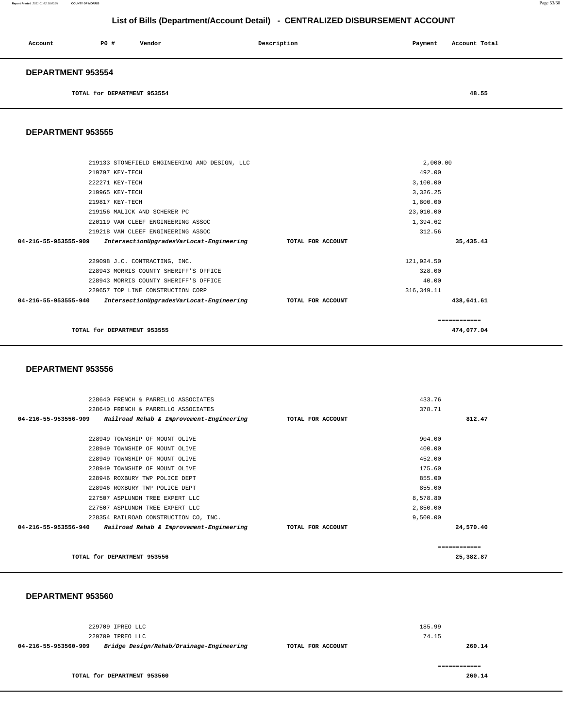# List of Bills (Department/Account Detail) - CENTRALIZED DISBURSEMENT ACCOUNT

| Account | PO # | Vendor | Description | Payment | Account Total |
|---|---|---|---|---|---|

## DEPARTMENT 953554

| | | | | | |
|---|---|---|---|---|---|
| TOTAL for DEPARTMENT 953554 | | | | | 48.55 |

## DEPARTMENT 953555

| Account | PO # | Vendor | Description | Payment | Account Total |
|---|---|---|---|---|---|
| | 219133 | STONEFIELD ENGINEERING AND DESIGN, LLC | | 2,000.00 | |
| | 219797 | KEY-TECH | | 492.00 | |
| | 222271 | KEY-TECH | | 3,100.00 | |
| | 219965 | KEY-TECH | | 3,326.25 | |
| | 219817 | KEY-TECH | | 1,800.00 | |
| | 219156 | MALICK AND SCHERER PC | | 23,010.00 | |
| | 220119 | VAN CLEEF ENGINEERING ASSOC | | 1,394.62 | |
| | 219218 | VAN CLEEF ENGINEERING ASSOC | | 312.56 | |
| 04-216-55-953555-909 | | *IntersectionUpgradesVarLocat-Engineering* | TOTAL FOR ACCOUNT | | 35,435.43 |
| | 229098 | J.C. CONTRACTING, INC. | | 121,924.50 | |
| | 228943 | MORRIS COUNTY SHERIFF'S OFFICE | | 328.00 | |
| | 228943 | MORRIS COUNTY SHERIFF'S OFFICE | | 40.00 | |
| | 229657 | TOP LINE CONSTRUCTION CORP | | 316,349.11 | |
| 04-216-55-953555-940 | | *IntersectionUpgradesVarLocat-Engineering* | TOTAL FOR ACCOUNT | | 438,641.61 |
| TOTAL for DEPARTMENT 953555 | | | | | 474,077.04 |

## DEPARTMENT 953556

| Account | PO # | Vendor | Description | Payment | Account Total |
|---|---|---|---|---|---|
| | 228640 | FRENCH & PARRELLO ASSOCIATES | | 433.76 | |
| | 228640 | FRENCH & PARRELLO ASSOCIATES | | 378.71 | |
| 04-216-55-953556-909 | | *Railroad Rehab & Improvement-Engineering* | TOTAL FOR ACCOUNT | | 812.47 |
| | 228949 | TOWNSHIP OF MOUNT OLIVE | | 904.00 | |
| | 228949 | TOWNSHIP OF MOUNT OLIVE | | 400.00 | |
| | 228949 | TOWNSHIP OF MOUNT OLIVE | | 452.00 | |
| | 228949 | TOWNSHIP OF MOUNT OLIVE | | 175.60 | |
| | 228946 | ROXBURY TWP POLICE DEPT | | 855.00 | |
| | 228946 | ROXBURY TWP POLICE DEPT | | 855.00 | |
| | 227507 | ASPLUNDH TREE EXPERT LLC | | 8,578.80 | |
| | 227507 | ASPLUNDH TREE EXPERT LLC | | 2,850.00 | |
| | 228354 | RAILROAD CONSTRUCTION CO, INC. | | 9,500.00 | |
| 04-216-55-953556-940 | | *Railroad Rehab & Improvement-Engineering* | TOTAL FOR ACCOUNT | | 24,570.40 |
| TOTAL for DEPARTMENT 953556 | | | | | 25,382.87 |

## DEPARTMENT 953560

| Account | PO # | Vendor | Description | Payment | Account Total |
|---|---|---|---|---|---|
| | 229709 | IPREO LLC | | 185.99 | |
| | 229709 | IPREO LLC | | 74.15 | |
| 04-216-55-953560-909 | | *Bridge Design/Rehab/Drainage-Engineering* | TOTAL FOR ACCOUNT | | 260.14 |
| TOTAL for DEPARTMENT 953560 | | | | | 260.14 |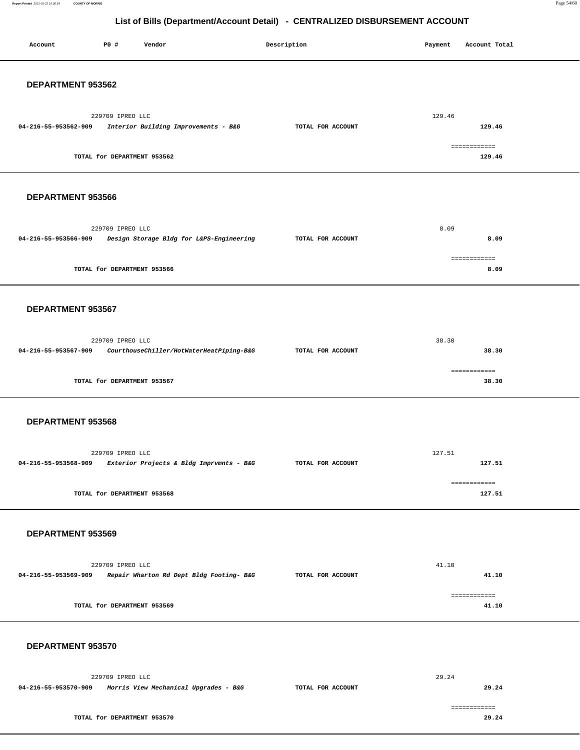## List of Bills (Department/Account Detail) - CENTRALIZED DISBURSEMENT ACCOUNT

| Account | PO # | Vendor | Description | Payment | Account Total |
|---|---|---|---|---|---|

### DEPARTMENT 953562

| Account | PO # / Vendor / Description | | Payment | Account Total |
|---|---|---|---|---|
| | 229709 IPREO LLC | | 129.46 | |
| **04-216-55-953562-909** | ***Interior Building Improvements - B&G*** | **TOTAL FOR ACCOUNT** | | **129.46** |

============

**TOTAL for DEPARTMENT 953562** **129.46**

### DEPARTMENT 953566

| Account | PO # / Vendor / Description | | Payment | Account Total |
|---|---|---|---|---|
| | 229709 IPREO LLC | | 8.09 | |
| **04-216-55-953566-909** | ***Design Storage Bldg for L&PS-Engineering*** | **TOTAL FOR ACCOUNT** | | **8.09** |

============

**TOTAL for DEPARTMENT 953566** **8.09**

### DEPARTMENT 953567

| Account | PO # / Vendor / Description | | Payment | Account Total |
|---|---|---|---|---|
| | 229709 IPREO LLC | | 38.30 | |
| **04-216-55-953567-909** | ***CourthouseChiller/HotWaterHeatPiping-B&G*** | **TOTAL FOR ACCOUNT** | | **38.30** |

============

**TOTAL for DEPARTMENT 953567** **38.30**

### DEPARTMENT 953568

| Account | PO # / Vendor / Description | | Payment | Account Total |
|---|---|---|---|---|
| | 229709 IPREO LLC | | 127.51 | |
| **04-216-55-953568-909** | ***Exterior Projects & Bldg Imprvmnts - B&G*** | **TOTAL FOR ACCOUNT** | | **127.51** |

============

**TOTAL for DEPARTMENT 953568** **127.51**

### DEPARTMENT 953569

| Account | PO # / Vendor / Description | | Payment | Account Total |
|---|---|---|---|---|
| | 229709 IPREO LLC | | 41.10 | |
| **04-216-55-953569-909** | ***Repair Wharton Rd Dept Bldg Footing- B&G*** | **TOTAL FOR ACCOUNT** | | **41.10** |

============

**TOTAL for DEPARTMENT 953569** **41.10**

### DEPARTMENT 953570

| Account | PO # / Vendor / Description | | Payment | Account Total |
|---|---|---|---|---|
| | 229709 IPREO LLC | | 29.24 | |
| **04-216-55-953570-909** | ***Morris View Mechanical Upgrades - B&G*** | **TOTAL FOR ACCOUNT** | | **29.24** |

============

**TOTAL for DEPARTMENT 953570** **29.24**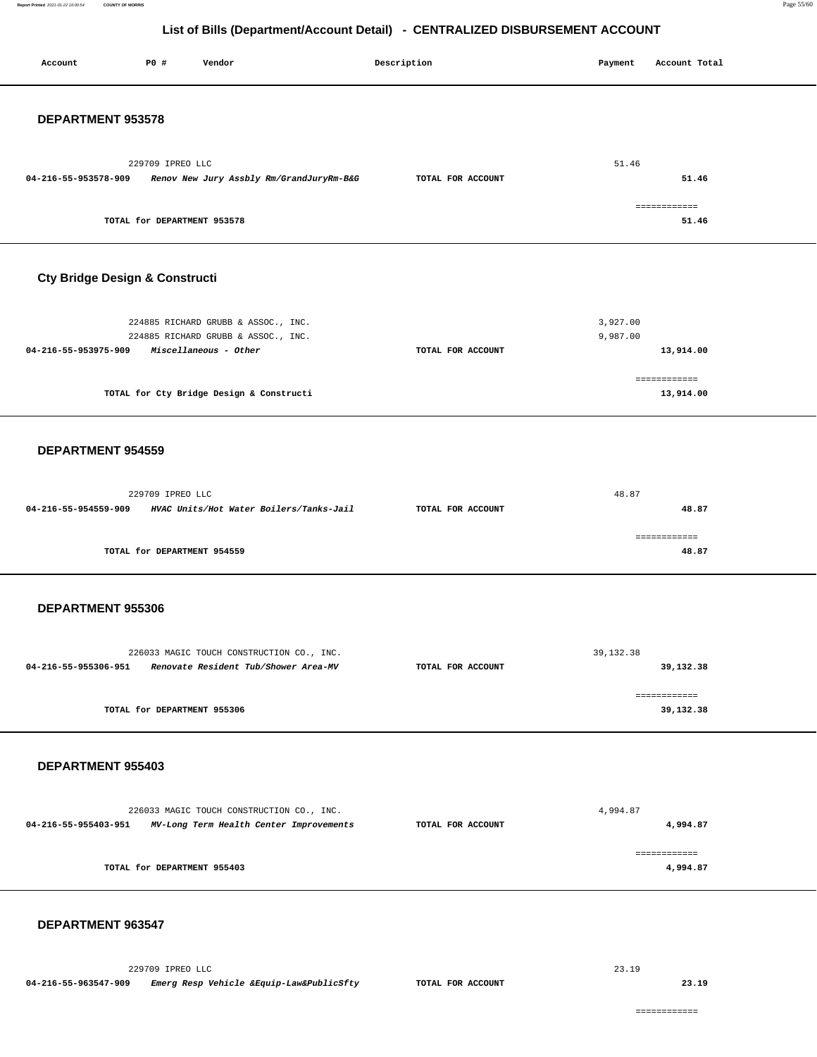# List of Bills (Department/Account Detail) - CENTRALIZED DISBURSEMENT ACCOUNT

| Account | PO # | Vendor | Description | Payment | Account Total |
|---|---|---|---|---|---|

## DEPARTMENT 953578

| Account | PO # | Vendor | Description | Payment | Account Total |
|---|---|---|---|---|---|
| | 229709 | IPREO LLC | | 51.46 | |
| 04-216-55-953578-909 | | *Renov New Jury Assbly Rm/GrandJuryRm-B&G* | TOTAL FOR ACCOUNT | | 51.46 |
| | | TOTAL for DEPARTMENT 953578 | | | 51.46 |

## Cty Bridge Design & Constructi

| Account | PO # | Vendor | Description | Payment | Account Total |
|---|---|---|---|---|---|
| | 224885 | RICHARD GRUBB & ASSOC., INC. | | 3,927.00 | |
| | 224885 | RICHARD GRUBB & ASSOC., INC. | | 9,987.00 | |
| 04-216-55-953975-909 | | *Miscellaneous - Other* | TOTAL FOR ACCOUNT | | 13,914.00 |
| | | TOTAL for Cty Bridge Design & Constructi | | | 13,914.00 |

## DEPARTMENT 954559

| Account | PO # | Vendor | Description | Payment | Account Total |
|---|---|---|---|---|---|
| | 229709 | IPREO LLC | | 48.87 | |
| 04-216-55-954559-909 | | *HVAC Units/Hot Water Boilers/Tanks-Jail* | TOTAL FOR ACCOUNT | | 48.87 |
| | | TOTAL for DEPARTMENT 954559 | | | 48.87 |

## DEPARTMENT 955306

| Account | PO # | Vendor | Description | Payment | Account Total |
|---|---|---|---|---|---|
| | 226033 | MAGIC TOUCH CONSTRUCTION CO., INC. | | 39,132.38 | |
| 04-216-55-955306-951 | | *Renovate Resident Tub/Shower Area-MV* | TOTAL FOR ACCOUNT | | 39,132.38 |
| | | TOTAL for DEPARTMENT 955306 | | | 39,132.38 |

## DEPARTMENT 955403

| Account | PO # | Vendor | Description | Payment | Account Total |
|---|---|---|---|---|---|
| | 226033 | MAGIC TOUCH CONSTRUCTION CO., INC. | | 4,994.87 | |
| 04-216-55-955403-951 | | *MV-Long Term Health Center Improvements* | TOTAL FOR ACCOUNT | | 4,994.87 |
| | | TOTAL for DEPARTMENT 955403 | | | 4,994.87 |

## DEPARTMENT 963547

| Account | PO # | Vendor | Description | Payment | Account Total |
|---|---|---|---|---|---|
| | 229709 | IPREO LLC | | 23.19 | |
| 04-216-55-963547-909 | | *Emerg Resp Vehicle &Equip-Law&PublicSfty* | TOTAL FOR ACCOUNT | | 23.19 |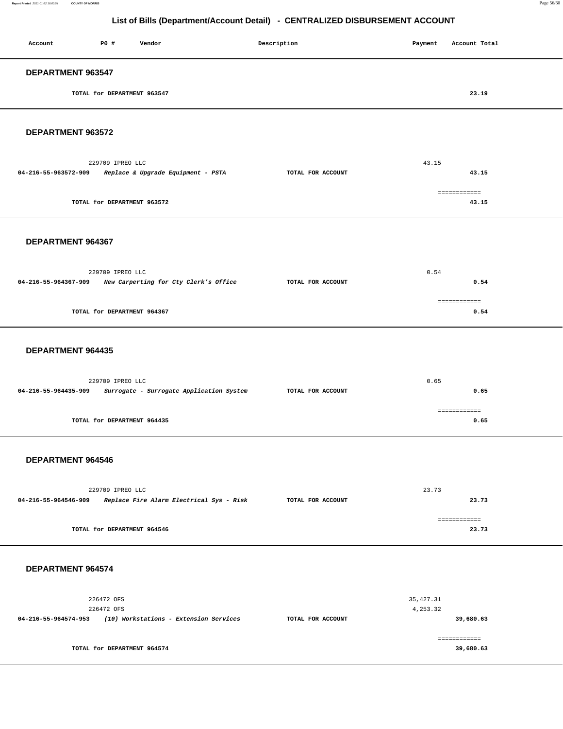## List of Bills (Department/Account Detail) - CENTRALIZED DISBURSEMENT ACCOUNT

| Account | PO # | Vendor | Description | Payment | Account Total |
|---|---|---|---|---|---|

### DEPARTMENT 963547

TOTAL for DEPARTMENT 963547 — 23.19

### DEPARTMENT 963572

| Account | PO # | Vendor | Description | Payment | Account Total |
|---|---|---|---|---|---|
| | 229709 | IPREO LLC | | 43.15 | |
| 04-216-55-963572-909 | | *Replace & Upgrade Equipment - PSTA* | TOTAL FOR ACCOUNT | | 43.15 |

TOTAL for DEPARTMENT 963572 — 43.15

### DEPARTMENT 964367

| Account | PO # | Vendor | Description | Payment | Account Total |
|---|---|---|---|---|---|
| | 229709 | IPREO LLC | | 0.54 | |
| 04-216-55-964367-909 | | *New Carpeting for Cty Clerk's Office* | TOTAL FOR ACCOUNT | | 0.54 |

TOTAL for DEPARTMENT 964367 — 0.54

### DEPARTMENT 964435

| Account | PO # | Vendor | Description | Payment | Account Total |
|---|---|---|---|---|---|
| | 229709 | IPREO LLC | | 0.65 | |
| 04-216-55-964435-909 | | *Surrogate - Surrogate Application System* | TOTAL FOR ACCOUNT | | 0.65 |

TOTAL for DEPARTMENT 964435 — 0.65

### DEPARTMENT 964546

| Account | PO # | Vendor | Description | Payment | Account Total |
|---|---|---|---|---|---|
| | 229709 | IPREO LLC | | 23.73 | |
| 04-216-55-964546-909 | | *Replace Fire Alarm Electrical Sys - Risk* | TOTAL FOR ACCOUNT | | 23.73 |

TOTAL for DEPARTMENT 964546 — 23.73

### DEPARTMENT 964574

| Account | PO # | Vendor | Description | Payment | Account Total |
|---|---|---|---|---|---|
| | 226472 | OFS | | 35,427.31 | |
| | 226472 | OFS | | 4,253.32 | |
| 04-216-55-964574-953 | | *(10) Workstations - Extension Services* | TOTAL FOR ACCOUNT | | 39,680.63 |

TOTAL for DEPARTMENT 964574 — 39,680.63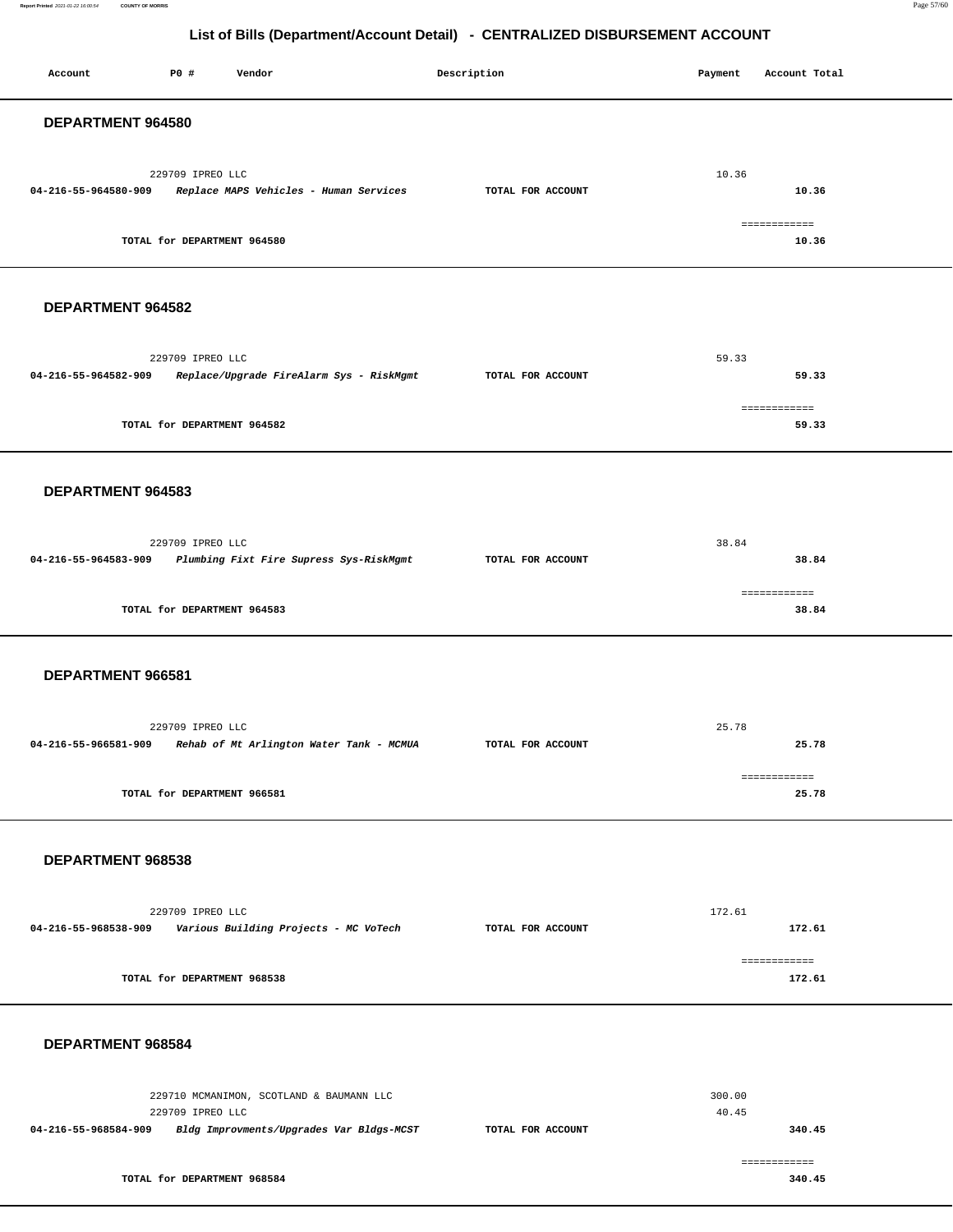## List of Bills (Department/Account Detail) - CENTRALIZED DISBURSEMENT ACCOUNT

| Account | PO # | Vendor | Description | Payment | Account Total |
|---|---|---|---|---|---|

### DEPARTMENT 964580

| Account | PO # | Vendor | Description | Payment | Account Total |
|---|---|---|---|---|---|
| | 229709 | IPREO LLC | | 10.36 | |
| **04-216-55-964580-909** | | ***Replace MAPS Vehicles - Human Services*** | **TOTAL FOR ACCOUNT** | | **10.36** |
| | | | | | ============ |
| | | **TOTAL for DEPARTMENT 964580** | | | **10.36** |

### DEPARTMENT 964582

| Account | PO # | Vendor | Description | Payment | Account Total |
|---|---|---|---|---|---|
| | 229709 | IPREO LLC | | 59.33 | |
| **04-216-55-964582-909** | | ***Replace/Upgrade FireAlarm Sys - RiskMgmt*** | **TOTAL FOR ACCOUNT** | | **59.33** |
| | | | | | ============ |
| | | **TOTAL for DEPARTMENT 964582** | | | **59.33** |

### DEPARTMENT 964583

| Account | PO # | Vendor | Description | Payment | Account Total |
|---|---|---|---|---|---|
| | 229709 | IPREO LLC | | 38.84 | |
| **04-216-55-964583-909** | | ***Plumbing Fixt Fire Supress Sys-RiskMgmt*** | **TOTAL FOR ACCOUNT** | | **38.84** |
| | | | | | ============ |
| | | **TOTAL for DEPARTMENT 964583** | | | **38.84** |

### DEPARTMENT 966581

| Account | PO # | Vendor | Description | Payment | Account Total |
|---|---|---|---|---|---|
| | 229709 | IPREO LLC | | 25.78 | |
| **04-216-55-966581-909** | | ***Rehab of Mt Arlington Water Tank - MCMUA*** | **TOTAL FOR ACCOUNT** | | **25.78** |
| | | | | | ============ |
| | | **TOTAL for DEPARTMENT 966581** | | | **25.78** |

### DEPARTMENT 968538

| Account | PO # | Vendor | Description | Payment | Account Total |
|---|---|---|---|---|---|
| | 229709 | IPREO LLC | | 172.61 | |
| **04-216-55-968538-909** | | ***Various Building Projects - MC VoTech*** | **TOTAL FOR ACCOUNT** | | **172.61** |
| | | | | | ============ |
| | | **TOTAL for DEPARTMENT 968538** | | | **172.61** |

### DEPARTMENT 968584

| Account | PO # | Vendor | Description | Payment | Account Total |
|---|---|---|---|---|---|
| | 229710 | MCMANIMON, SCOTLAND & BAUMANN LLC | | 300.00 | |
| | 229709 | IPREO LLC | | 40.45 | |
| **04-216-55-968584-909** | | ***Bldg Improvments/Upgrades Var Bldgs-MCST*** | **TOTAL FOR ACCOUNT** | | **340.45** |
| | | | | | ============ |
| | | **TOTAL for DEPARTMENT 968584** | | | **340.45** |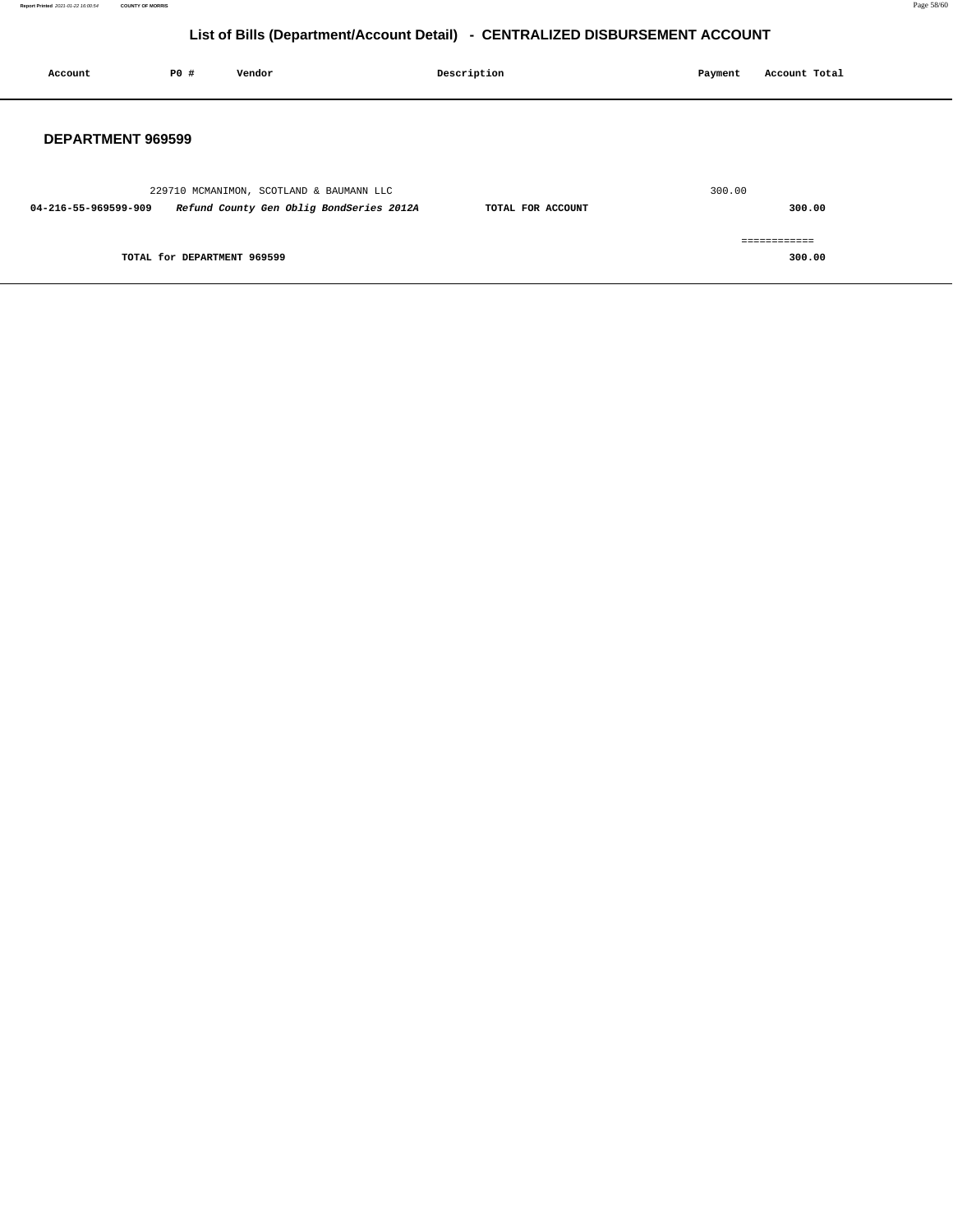# List of Bills (Department/Account Detail) - CENTRALIZED DISBURSEMENT ACCOUNT

| Account | PO # | Vendor | Description | Payment | Account Total |
|---|---|---|---|---|---|

## DEPARTMENT 969599

| Account | PO # | Vendor | Description | Payment | Account Total |
|---|---|---|---|---|---|
| | 229710 | MCMANIMON, SCOTLAND & BAUMANN LLC | | 300.00 | |
| **04-216-55-969599-909** | | ***Refund County Gen Oblig BondSeries 2012A*** | **TOTAL FOR ACCOUNT** | | **300.00** |
| | | | | | ============ |
| | **TOTAL for DEPARTMENT 969599** | | | | **300.00** |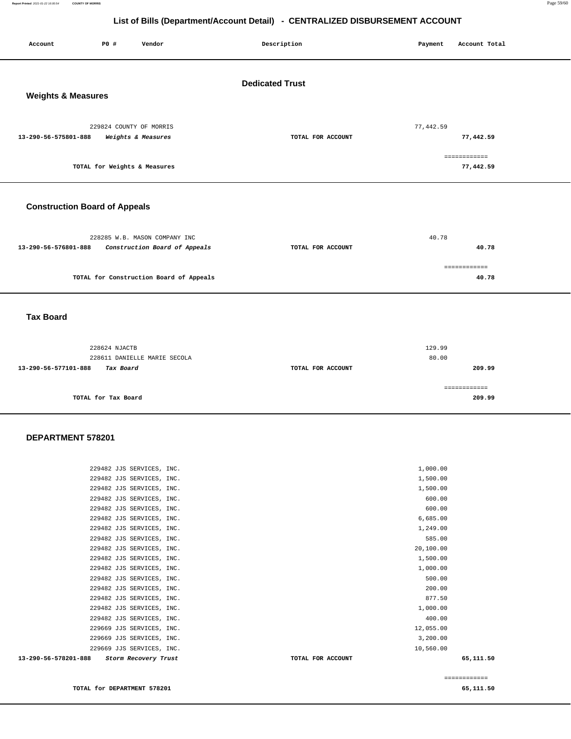# List of Bills (Department/Account Detail) - CENTRALIZED DISBURSEMENT ACCOUNT

| Account | PO # | Vendor | Description | Payment | Account Total |
|---|---|---|---|---|---|

## Dedicated Trust

### Weights & Measures

| Account | PO # | Vendor | Description | Payment | Account Total |
|---|---|---|---|---|---|
| | 229824 | COUNTY OF MORRIS | | 77,442.59 | |
| 13-290-56-575801-888 | | *Weights & Measures* | TOTAL FOR ACCOUNT | | 77,442.59 |
| | | | | | ============ |
| | | TOTAL for Weights & Measures | | | 77,442.59 |

### Construction Board of Appeals

| Account | PO # | Vendor | Description | Payment | Account Total |
|---|---|---|---|---|---|
| | 228285 | W.B. MASON COMPANY INC | | 40.78 | |
| 13-290-56-576801-888 | | *Construction Board of Appeals* | TOTAL FOR ACCOUNT | | 40.78 |
| | | | | | ============ |
| | | TOTAL for Construction Board of Appeals | | | 40.78 |

### Tax Board

| Account | PO # | Vendor | Description | Payment | Account Total |
|---|---|---|---|---|---|
| | 228624 | NJACTB | | 129.99 | |
| | 228611 | DANIELLE MARIE SECOLA | | 80.00 | |
| 13-290-56-577101-888 | | *Tax Board* | TOTAL FOR ACCOUNT | | 209.99 |
| | | | | | ============ |
| | | TOTAL for Tax Board | | | 209.99 |

### DEPARTMENT 578201

| Account | PO # | Vendor | Description | Payment | Account Total |
|---|---|---|---|---|---|
| | 229482 | JJS SERVICES, INC. | | 1,000.00 | |
| | 229482 | JJS SERVICES, INC. | | 1,500.00 | |
| | 229482 | JJS SERVICES, INC. | | 1,500.00 | |
| | 229482 | JJS SERVICES, INC. | | 600.00 | |
| | 229482 | JJS SERVICES, INC. | | 600.00 | |
| | 229482 | JJS SERVICES, INC. | | 6,685.00 | |
| | 229482 | JJS SERVICES, INC. | | 1,249.00 | |
| | 229482 | JJS SERVICES, INC. | | 585.00 | |
| | 229482 | JJS SERVICES, INC. | | 20,100.00 | |
| | 229482 | JJS SERVICES, INC. | | 1,500.00 | |
| | 229482 | JJS SERVICES, INC. | | 1,000.00 | |
| | 229482 | JJS SERVICES, INC. | | 500.00 | |
| | 229482 | JJS SERVICES, INC. | | 200.00 | |
| | 229482 | JJS SERVICES, INC. | | 877.50 | |
| | 229482 | JJS SERVICES, INC. | | 1,000.00 | |
| | 229482 | JJS SERVICES, INC. | | 400.00 | |
| | 229669 | JJS SERVICES, INC. | | 12,055.00 | |
| | 229669 | JJS SERVICES, INC. | | 3,200.00 | |
| | 229669 | JJS SERVICES, INC. | | 10,560.00 | |
| 13-290-56-578201-888 | | *Storm Recovery Trust* | TOTAL FOR ACCOUNT | | 65,111.50 |
| | | | | | ============ |
| | | TOTAL for DEPARTMENT 578201 | | | 65,111.50 |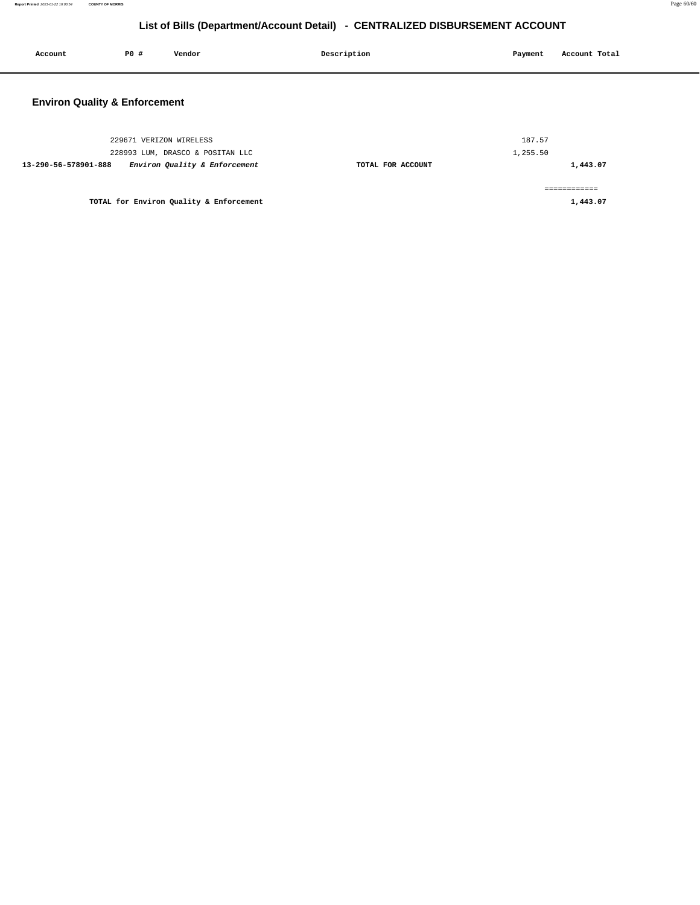# List of Bills (Department/Account Detail) - CENTRALIZED DISBURSEMENT ACCOUNT

| Account | PO # | Vendor | Description | Payment | Account Total |
|---|---|---|---|---|---|

## Environ Quality & Enforcement

| Account | PO # | Vendor | Description | Payment | Account Total |
|---|---|---|---|---|---|
| | 229671 | VERIZON WIRELESS | | 187.57 | |
| | 228993 | LUM, DRASCO & POSITAN LLC | | 1,255.50 | |
| **13-290-56-578901-888** | | ***Environ Quality & Enforcement*** | **TOTAL FOR ACCOUNT** | | **1,443.07** |

============

**TOTAL for Environ Quality & Enforcement** **1,443.07**